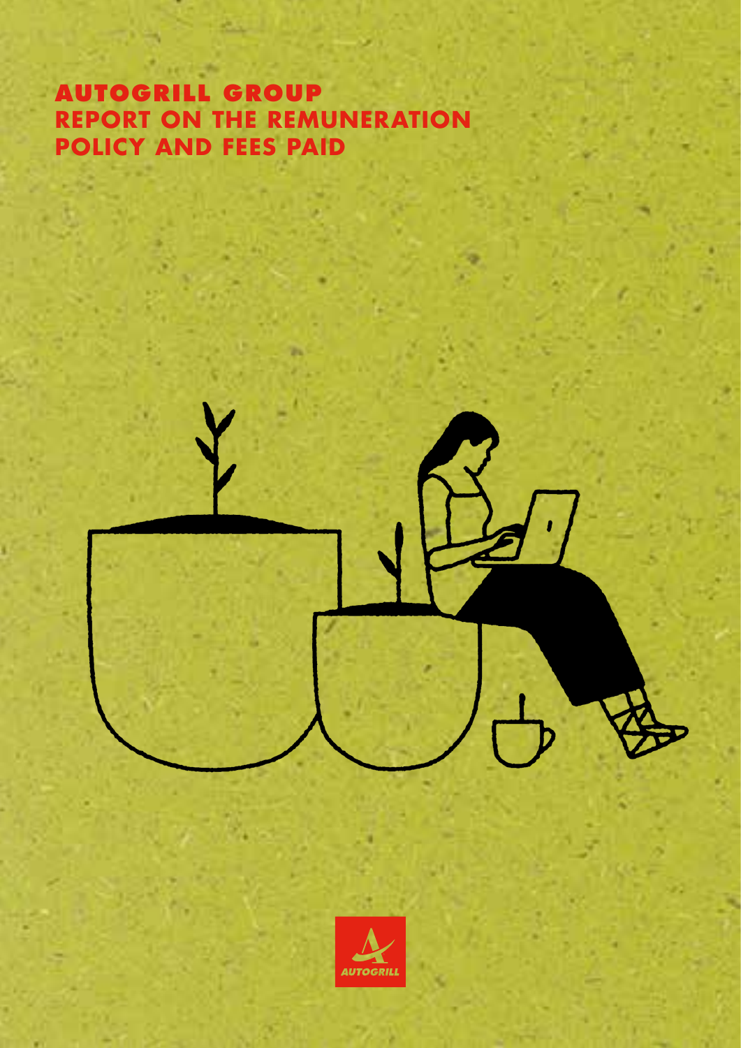# AUTOGRILL GROUP
# REPORT ON THE REMUNERATION POLICY AND FEES PAID

AUTOGRILL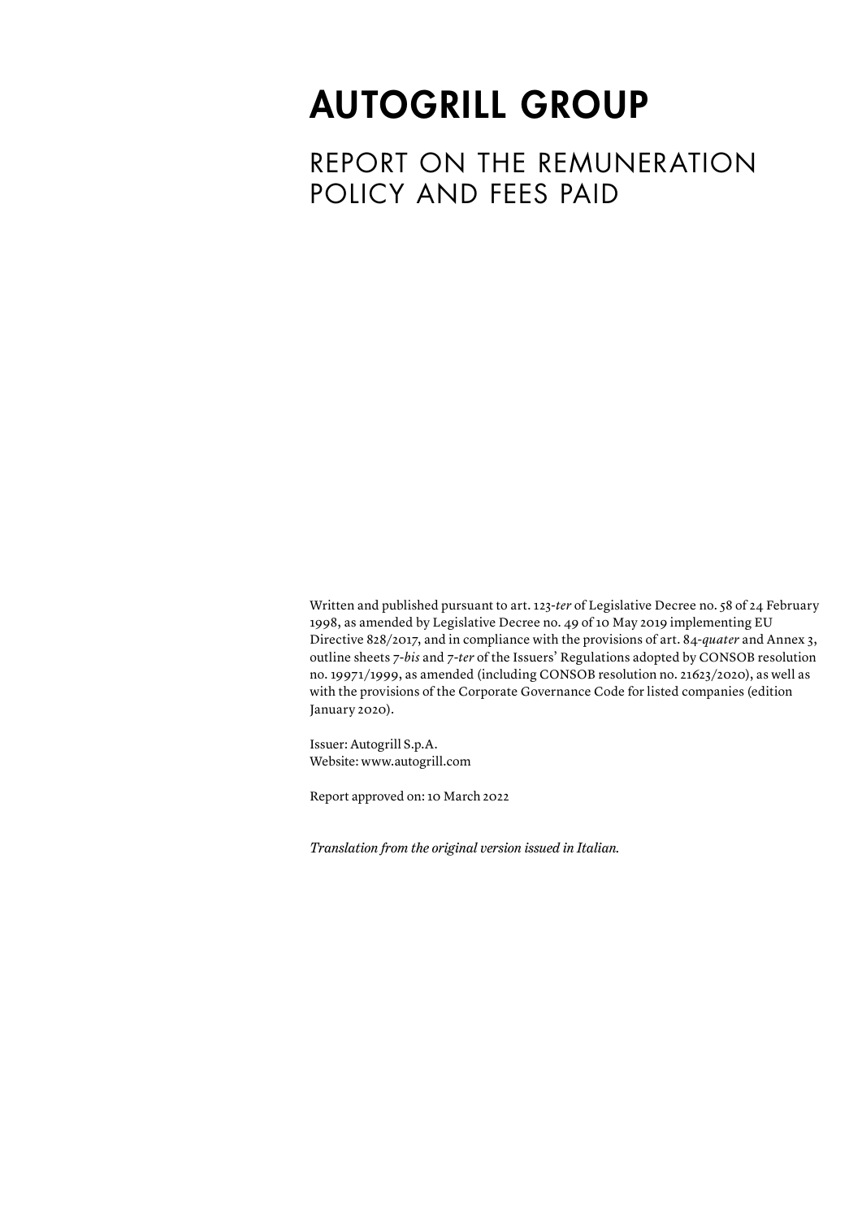# AUTOGRILL GROUP

## REPORT ON THE REMUNERATION POLICY AND FEES PAID

Written and published pursuant to art. 123-*ter* of Legislative Decree no. 58 of 24 February 1998, as amended by Legislative Decree no. 49 of 10 May 2019 implementing EU Directive 828/2017, and in compliance with the provisions of art. 84-*quater* and Annex 3, outline sheets 7-*bis* and 7-*ter* of the Issuers' Regulations adopted by CONSOB resolution no. 19971/1999, as amended (including CONSOB resolution no. 21623/2020), as well as with the provisions of the Corporate Governance Code for listed companies (edition January 2020).

Issuer: Autogrill S.p.A.
Website: www.autogrill.com

Report approved on: 10 March 2022

*Translation from the original version issued in Italian.*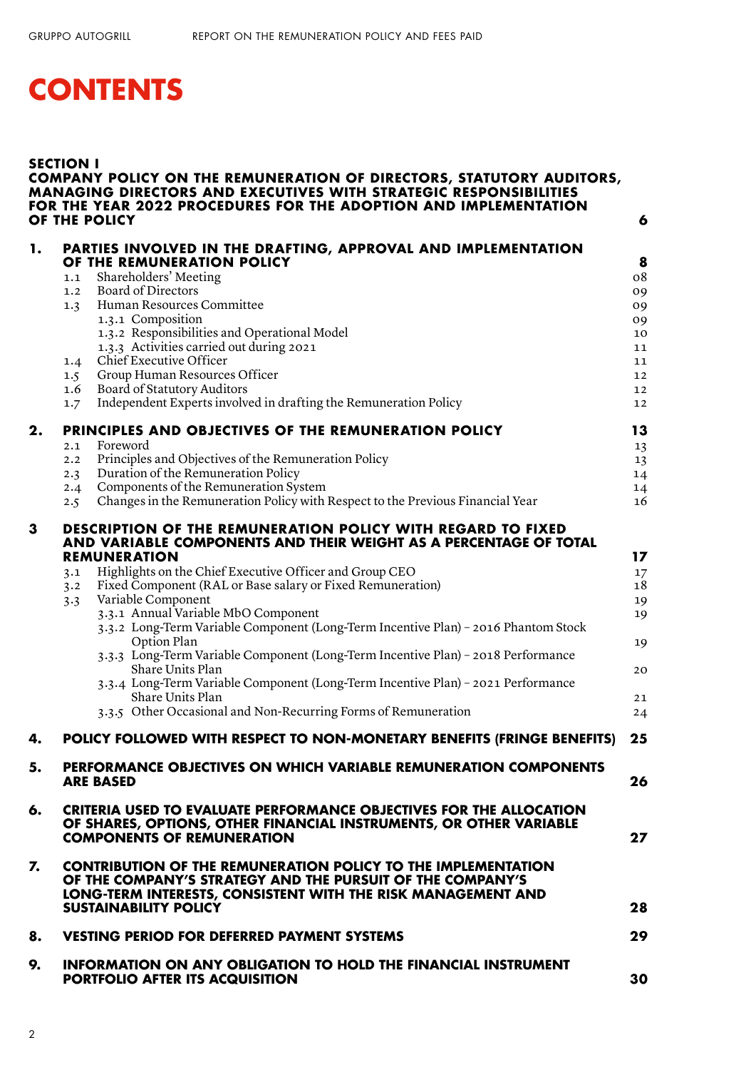# CONTENTS

| | | |
|---|---|---|
| **SECTION I** **COMPANY POLICY ON THE REMUNERATION OF DIRECTORS, STATUTORY AUDITORS, MANAGING DIRECTORS AND EXECUTIVES WITH STRATEGIC RESPONSIBILITIES FOR THE YEAR 2022 PROCEDURES FOR THE ADOPTION AND IMPLEMENTATION OF THE POLICY** | | **6** |
| **1.** | **PARTIES INVOLVED IN THE DRAFTING, APPROVAL AND IMPLEMENTATION OF THE REMUNERATION POLICY** | **8** |
| 1.1 | Shareholders' Meeting | 08 |
| 1.2 | Board of Directors | 09 |
| 1.3 | Human Resources Committee | 09 |
| | 1.3.1 Composition | 09 |
| | 1.3.2 Responsibilities and Operational Model | 10 |
| | 1.3.3 Activities carried out during 2021 | 11 |
| 1.4 | Chief Executive Officer | 11 |
| 1.5 | Group Human Resources Officer | 12 |
| 1.6 | Board of Statutory Auditors | 12 |
| 1.7 | Independent Experts involved in drafting the Remuneration Policy | 12 |
| **2.** | **PRINCIPLES AND OBJECTIVES OF THE REMUNERATION POLICY** | **13** |
| 2.1 | Foreword | 13 |
| 2.2 | Principles and Objectives of the Remuneration Policy | 13 |
| 2.3 | Duration of the Remuneration Policy | 14 |
| 2.4 | Components of the Remuneration System | 14 |
| 2.5 | Changes in the Remuneration Policy with Respect to the Previous Financial Year | 16 |
| **3** | **DESCRIPTION OF THE REMUNERATION POLICY WITH REGARD TO FIXED AND VARIABLE COMPONENTS AND THEIR WEIGHT AS A PERCENTAGE OF TOTAL REMUNERATION** | **17** |
| 3.1 | Highlights on the Chief Executive Officer and Group CEO | 17 |
| 3.2 | Fixed Component (RAL or Base salary or Fixed Remuneration) | 18 |
| 3.3 | Variable Component | 19 |
| | 3.3.1 Annual Variable MbO Component | 19 |
| | 3.3.2 Long-Term Variable Component (Long-Term Incentive Plan) – 2016 Phantom Stock Option Plan | 19 |
| | 3.3.3 Long-Term Variable Component (Long-Term Incentive Plan) – 2018 Performance Share Units Plan | 20 |
| | 3.3.4 Long-Term Variable Component (Long-Term Incentive Plan) – 2021 Performance Share Units Plan | 21 |
| | 3.3.5 Other Occasional and Non-Recurring Forms of Remuneration | 24 |
| **4.** | **POLICY FOLLOWED WITH RESPECT TO NON-MONETARY BENEFITS (FRINGE BENEFITS)** | **25** |
| **5.** | **PERFORMANCE OBJECTIVES ON WHICH VARIABLE REMUNERATION COMPONENTS ARE BASED** | **26** |
| **6.** | **CRITERIA USED TO EVALUATE PERFORMANCE OBJECTIVES FOR THE ALLOCATION OF SHARES, OPTIONS, OTHER FINANCIAL INSTRUMENTS, OR OTHER VARIABLE COMPONENTS OF REMUNERATION** | **27** |
| **7.** | **CONTRIBUTION OF THE REMUNERATION POLICY TO THE IMPLEMENTATION OF THE COMPANY'S STRATEGY AND THE PURSUIT OF THE COMPANY'S LONG-TERM INTERESTS, CONSISTENT WITH THE RISK MANAGEMENT AND SUSTAINABILITY POLICY** | **28** |
| **8.** | **VESTING PERIOD FOR DEFERRED PAYMENT SYSTEMS** | **29** |
| **9.** | **INFORMATION ON ANY OBLIGATION TO HOLD THE FINANCIAL INSTRUMENT PORTFOLIO AFTER ITS ACQUISITION** | **30** |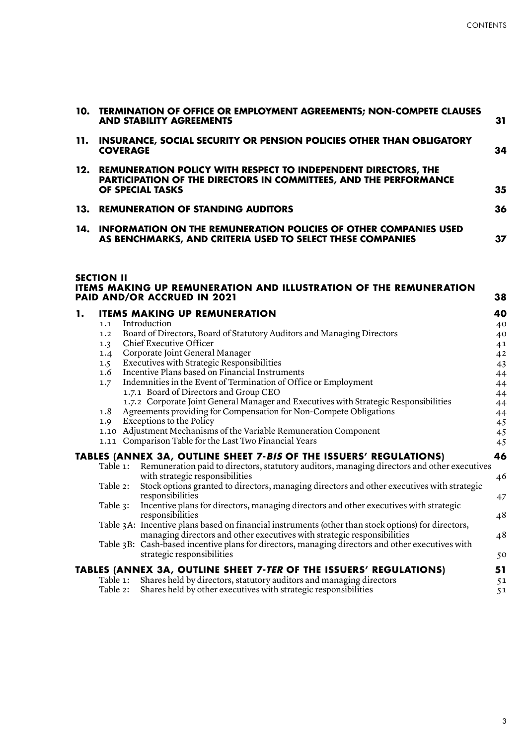| | | |
|---|---|---|
| **10.** | **TERMINATION OF OFFICE OR EMPLOYMENT AGREEMENTS; NON-COMPETE CLAUSES AND STABILITY AGREEMENTS** | **31** |
| **11.** | **INSURANCE, SOCIAL SECURITY OR PENSION POLICIES OTHER THAN OBLIGATORY COVERAGE** | **34** |
| **12.** | **REMUNERATION POLICY WITH RESPECT TO INDEPENDENT DIRECTORS, THE PARTICIPATION OF THE DIRECTORS IN COMMITTEES, AND THE PERFORMANCE OF SPECIAL TASKS** | **35** |
| **13.** | **REMUNERATION OF STANDING AUDITORS** | **36** |
| **14.** | **INFORMATION ON THE REMUNERATION POLICIES OF OTHER COMPANIES USED AS BENCHMARKS, AND CRITERIA USED TO SELECT THESE COMPANIES** | **37** |

**SECTION II**
**ITEMS MAKING UP REMUNERATION AND ILLUSTRATION OF THE REMUNERATION PAID AND/OR ACCRUED IN 2021** **38**

| | | |
|---|---|---|
| **1.** | **ITEMS MAKING UP REMUNERATION** | **40** |
| 1.1 | Introduction | 40 |
| 1.2 | Board of Directors, Board of Statutory Auditors and Managing Directors | 40 |
| 1.3 | Chief Executive Officer | 41 |
| 1.4 | Corporate Joint General Manager | 42 |
| 1.5 | Executives with Strategic Responsibilities | 43 |
| 1.6 | Incentive Plans based on Financial Instruments | 44 |
| 1.7 | Indemnities in the Event of Termination of Office or Employment | 44 |
| | 1.7.1 Board of Directors and Group CEO | 44 |
| | 1.7.2 Corporate Joint General Manager and Executives with Strategic Responsibilities | 44 |
| 1.8 | Agreements providing for Compensation for Non-Compete Obligations | 44 |
| 1.9 | Exceptions to the Policy | 45 |
| 1.10 | Adjustment Mechanisms of the Variable Remuneration Component | 45 |
| 1.11 | Comparison Table for the Last Two Financial Years | 45 |

| | | |
|---|---|---|
| **TABLES (ANNEX 3A, OUTLINE SHEET *7-BIS* OF THE ISSUERS' REGULATIONS)** | | **46** |
| Table 1: | Remuneration paid to directors, statutory auditors, managing directors and other executives with strategic responsibilities | 46 |
| Table 2: | Stock options granted to directors, managing directors and other executives with strategic responsibilities | 47 |
| Table 3: | Incentive plans for directors, managing directors and other executives with strategic responsibilities | 48 |
| Table 3A: | Incentive plans based on financial instruments (other than stock options) for directors, managing directors and other executives with strategic responsibilities | 48 |
| Table 3B: | Cash-based incentive plans for directors, managing directors and other executives with strategic responsibilities | 50 |
| **TABLES (ANNEX 3A, OUTLINE SHEET *7-TER* OF THE ISSUERS' REGULATIONS)** | | **51** |
| Table 1: | Shares held by directors, statutory auditors and managing directors | 51 |
| Table 2: | Shares held by other executives with strategic responsibilities | 51 |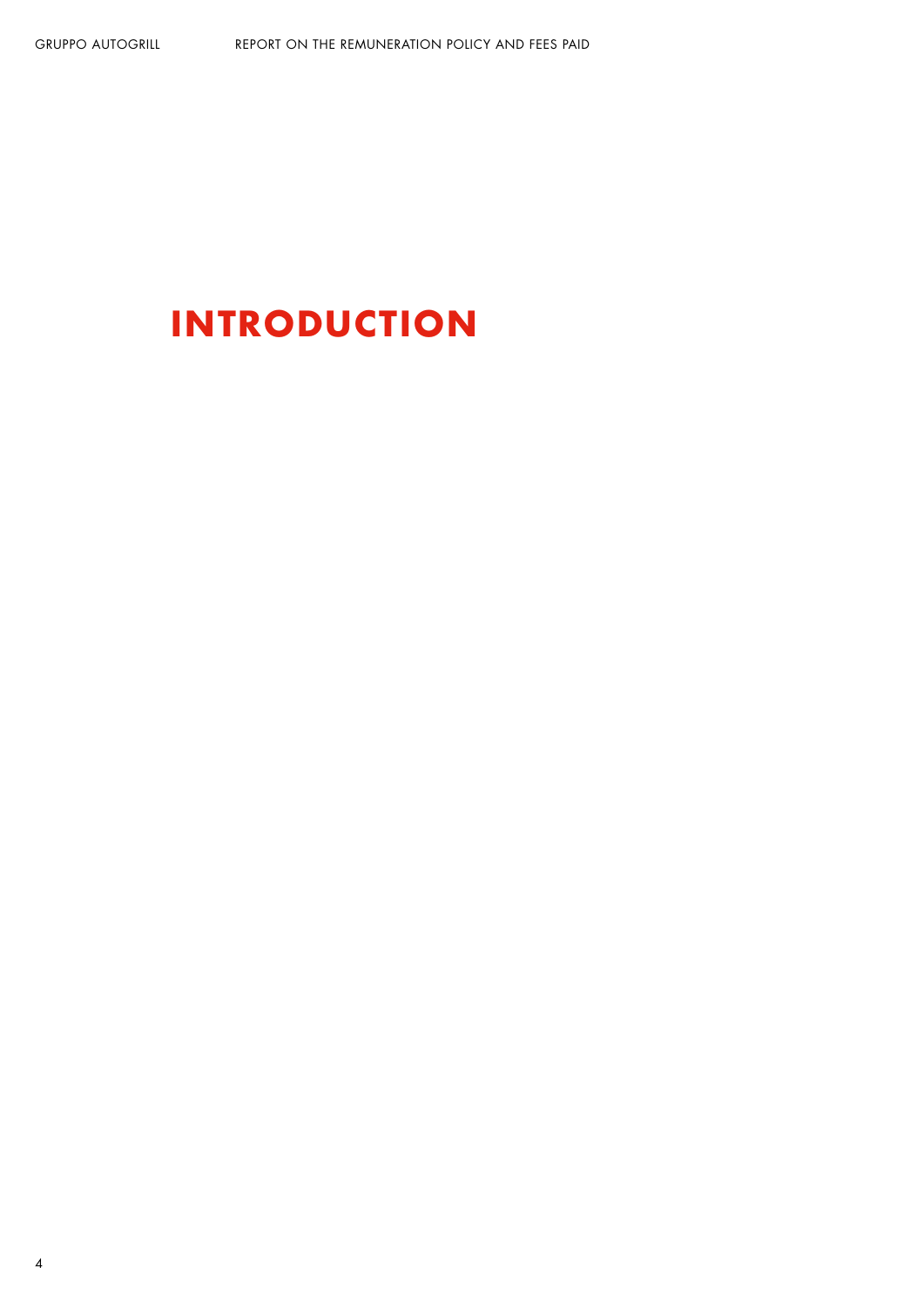# INTRODUCTION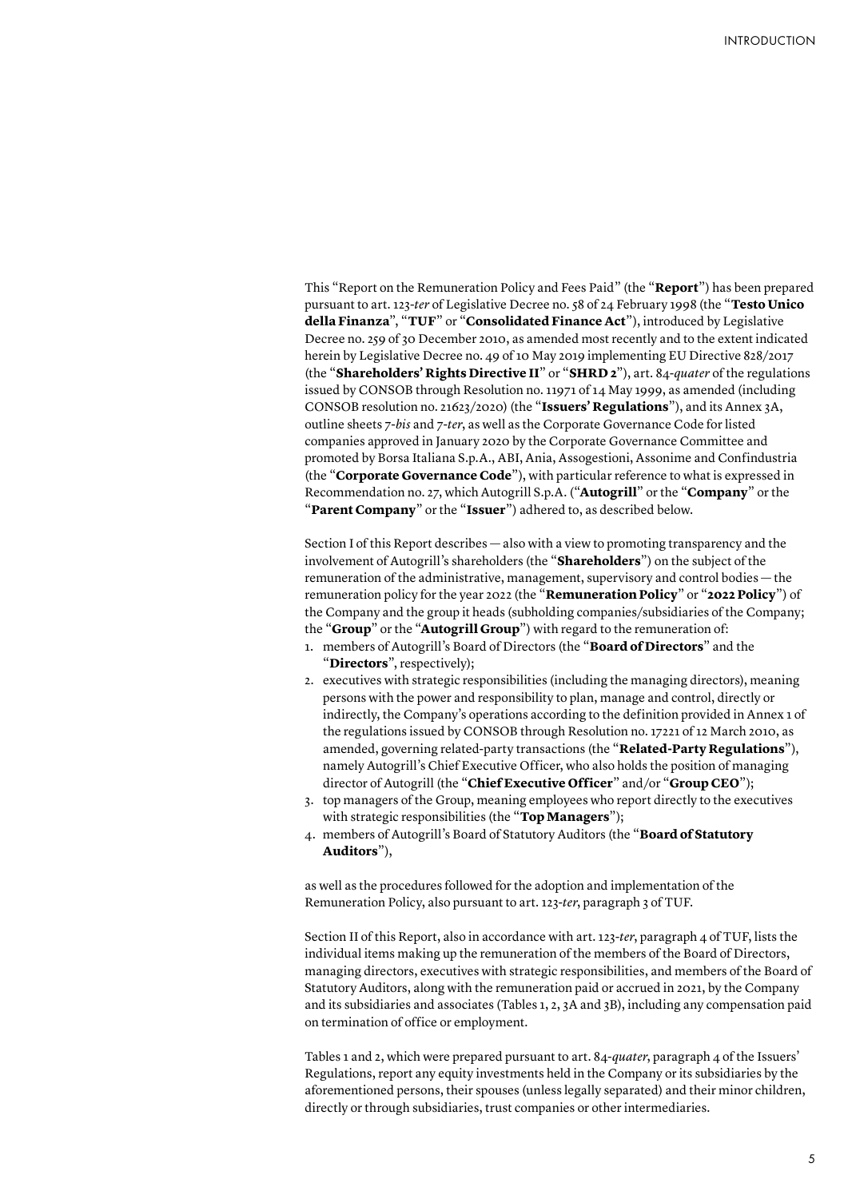This "Report on the Remuneration Policy and Fees Paid" (the "**Report**") has been prepared pursuant to art. 123-*ter* of Legislative Decree no. 58 of 24 February 1998 (the "**Testo Unico della Finanza**", "**TUF**" or "**Consolidated Finance Act**"), introduced by Legislative Decree no. 259 of 30 December 2010, as amended most recently and to the extent indicated herein by Legislative Decree no. 49 of 10 May 2019 implementing EU Directive 828/2017 (the "**Shareholders' Rights Directive II**" or "**SHRD 2**"), art. 84-*quater* of the regulations issued by CONSOB through Resolution no. 11971 of 14 May 1999, as amended (including CONSOB resolution no. 21623/2020) (the "**Issuers' Regulations**"), and its Annex 3A, outline sheets 7-*bis* and 7-*ter*, as well as the Corporate Governance Code for listed companies approved in January 2020 by the Corporate Governance Committee and promoted by Borsa Italiana S.p.A., ABI, Ania, Assogestioni, Assonime and Confindustria (the "**Corporate Governance Code**"), with particular reference to what is expressed in Recommendation no. 27, which Autogrill S.p.A. ("**Autogrill**" or the "**Company**" or the "**Parent Company**" or the "**Issuer**") adhered to, as described below.

Section I of this Report describes — also with a view to promoting transparency and the involvement of Autogrill's shareholders (the "**Shareholders**") on the subject of the remuneration of the administrative, management, supervisory and control bodies — the remuneration policy for the year 2022 (the "**Remuneration Policy**" or "**2022 Policy**") of the Company and the group it heads (subholding companies/subsidiaries of the Company; the "**Group**" or the "**Autogrill Group**") with regard to the remuneration of:

1. members of Autogrill's Board of Directors (the "**Board of Directors**" and the "**Directors**", respectively);
2. executives with strategic responsibilities (including the managing directors), meaning persons with the power and responsibility to plan, manage and control, directly or indirectly, the Company's operations according to the definition provided in Annex 1 of the regulations issued by CONSOB through Resolution no. 17221 of 12 March 2010, as amended, governing related-party transactions (the "**Related-Party Regulations**"), namely Autogrill's Chief Executive Officer, who also holds the position of managing director of Autogrill (the "**Chief Executive Officer**" and/or "**Group CEO**");
3. top managers of the Group, meaning employees who report directly to the executives with strategic responsibilities (the "**Top Managers**");
4. members of Autogrill's Board of Statutory Auditors (the "**Board of Statutory Auditors**"),

as well as the procedures followed for the adoption and implementation of the Remuneration Policy, also pursuant to art. 123-*ter*, paragraph 3 of TUF.

Section II of this Report, also in accordance with art. 123-*ter*, paragraph 4 of TUF, lists the individual items making up the remuneration of the members of the Board of Directors, managing directors, executives with strategic responsibilities, and members of the Board of Statutory Auditors, along with the remuneration paid or accrued in 2021, by the Company and its subsidiaries and associates (Tables 1, 2, 3A and 3B), including any compensation paid on termination of office or employment.

Tables 1 and 2, which were prepared pursuant to art. 84-*quater*, paragraph 4 of the Issuers' Regulations, report any equity investments held in the Company or its subsidiaries by the aforementioned persons, their spouses (unless legally separated) and their minor children, directly or through subsidiaries, trust companies or other intermediaries.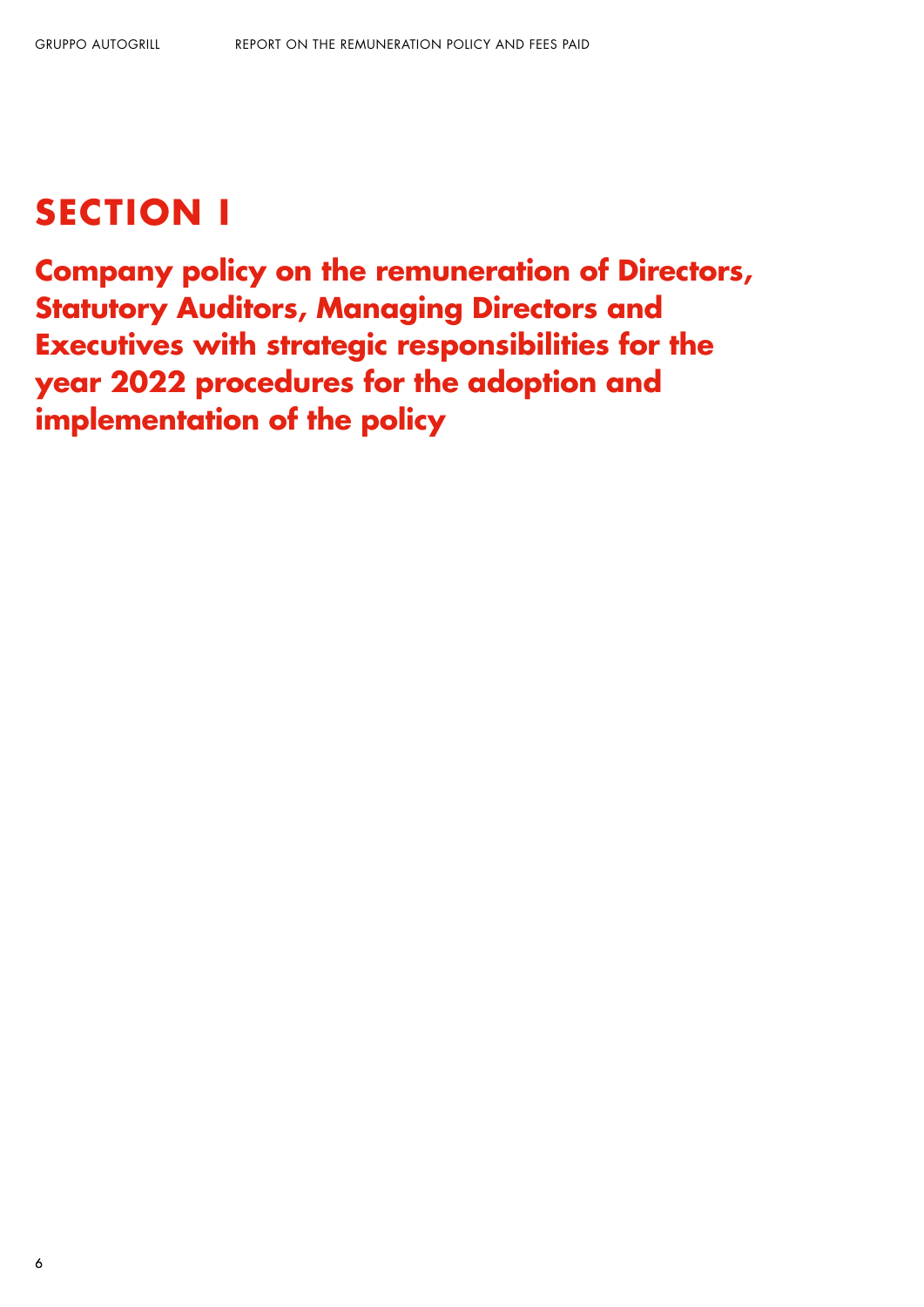# SECTION I

## Company policy on the remuneration of Directors, Statutory Auditors, Managing Directors and Executives with strategic responsibilities for the year 2022 procedures for the adoption and implementation of the policy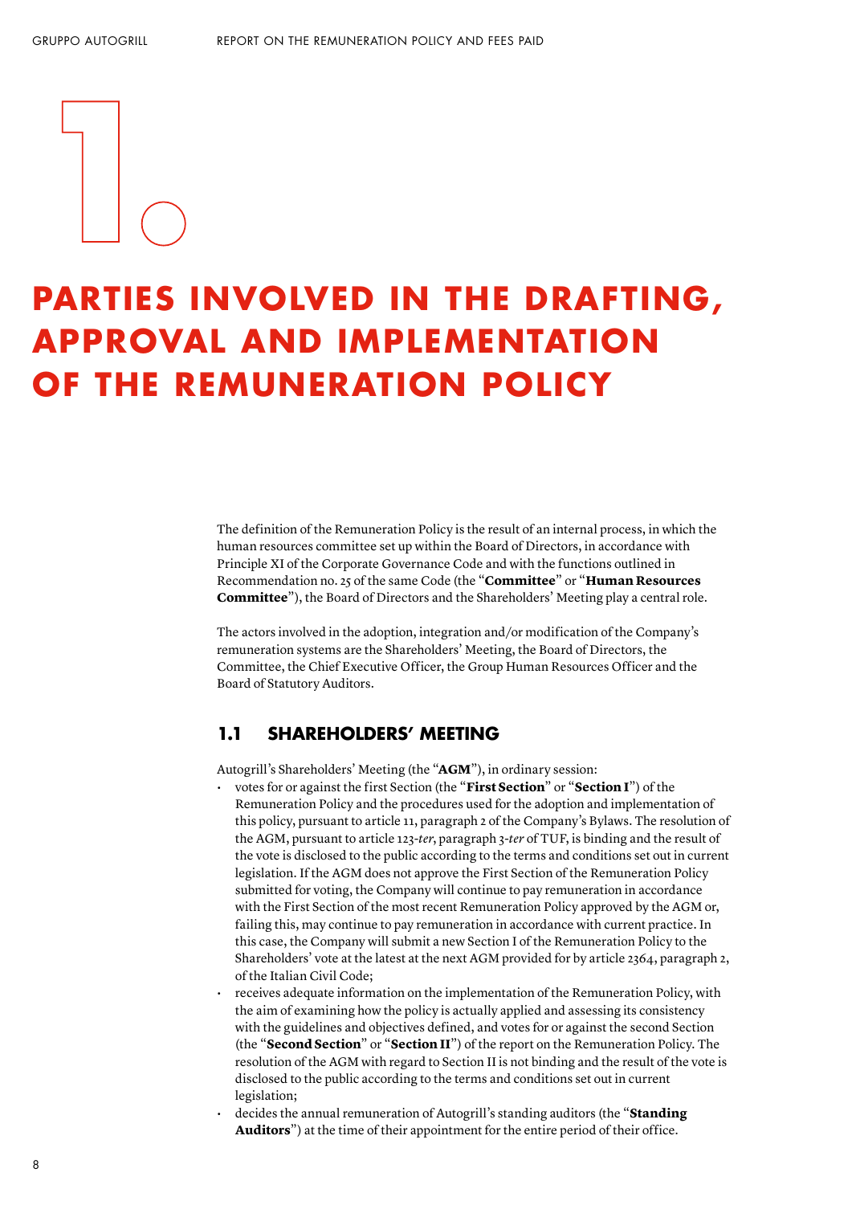# 1. PARTIES INVOLVED IN THE DRAFTING, APPROVAL AND IMPLEMENTATION OF THE REMUNERATION POLICY

The definition of the Remuneration Policy is the result of an internal process, in which the human resources committee set up within the Board of Directors, in accordance with Principle XI of the Corporate Governance Code and with the functions outlined in Recommendation no. 25 of the same Code (the "**Committee**" or "**Human Resources Committee**"), the Board of Directors and the Shareholders' Meeting play a central role.

The actors involved in the adoption, integration and/or modification of the Company's remuneration systems are the Shareholders' Meeting, the Board of Directors, the Committee, the Chief Executive Officer, the Group Human Resources Officer and the Board of Statutory Auditors.

## 1.1 SHAREHOLDERS' MEETING

Autogrill's Shareholders' Meeting (the "**AGM**"), in ordinary session:

- votes for or against the first Section (the "**First Section**" or "**Section I**") of the Remuneration Policy and the procedures used for the adoption and implementation of this policy, pursuant to article 11, paragraph 2 of the Company's Bylaws. The resolution of the AGM, pursuant to article 123-*ter*, paragraph 3-*ter* of TUF, is binding and the result of the vote is disclosed to the public according to the terms and conditions set out in current legislation. If the AGM does not approve the First Section of the Remuneration Policy submitted for voting, the Company will continue to pay remuneration in accordance with the First Section of the most recent Remuneration Policy approved by the AGM or, failing this, may continue to pay remuneration in accordance with current practice. In this case, the Company will submit a new Section I of the Remuneration Policy to the Shareholders' vote at the latest at the next AGM provided for by article 2364, paragraph 2, of the Italian Civil Code;
- receives adequate information on the implementation of the Remuneration Policy, with the aim of examining how the policy is actually applied and assessing its consistency with the guidelines and objectives defined, and votes for or against the second Section (the "**Second Section**" or "**Section II**") of the report on the Remuneration Policy. The resolution of the AGM with regard to Section II is not binding and the result of the vote is disclosed to the public according to the terms and conditions set out in current legislation;
- decides the annual remuneration of Autogrill's standing auditors (the "**Standing Auditors**") at the time of their appointment for the entire period of their office.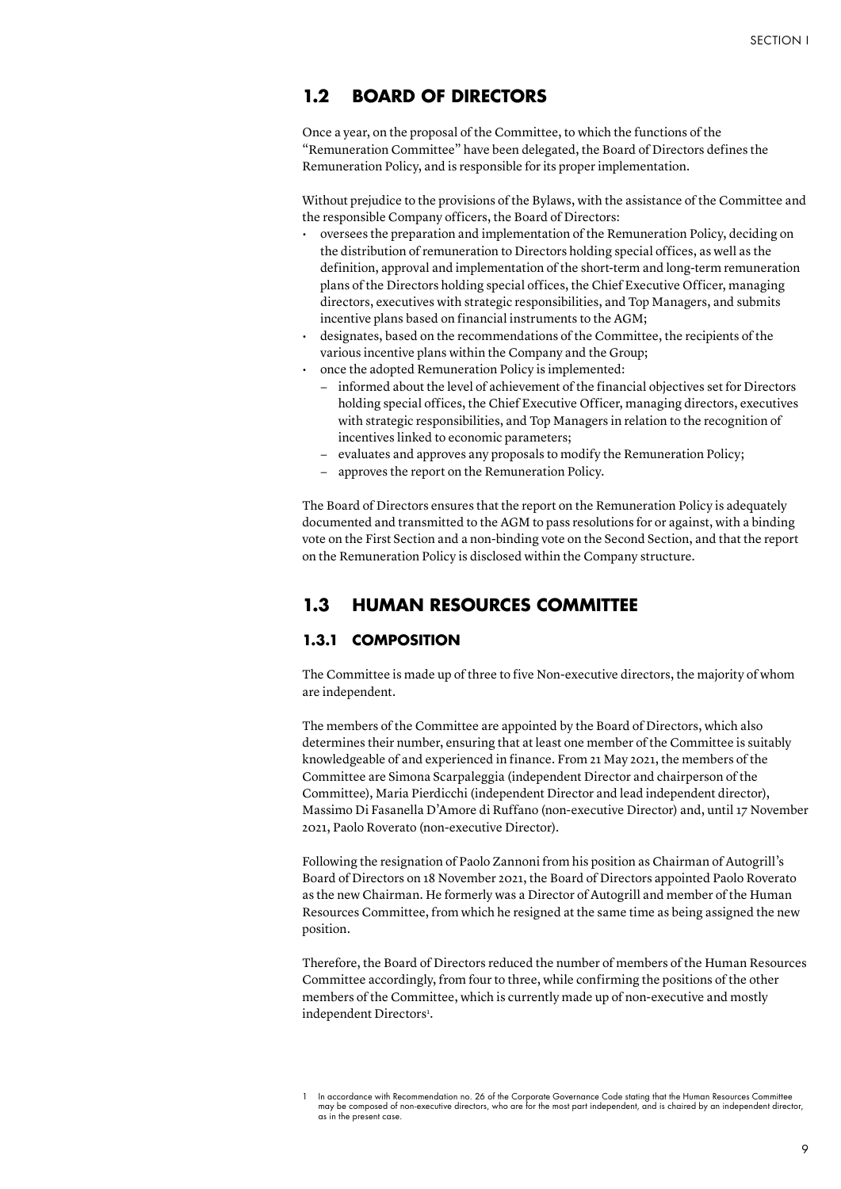## 1.2 BOARD OF DIRECTORS

Once a year, on the proposal of the Committee, to which the functions of the "Remuneration Committee" have been delegated, the Board of Directors defines the Remuneration Policy, and is responsible for its proper implementation.

Without prejudice to the provisions of the Bylaws, with the assistance of the Committee and the responsible Company officers, the Board of Directors:

- oversees the preparation and implementation of the Remuneration Policy, deciding on the distribution of remuneration to Directors holding special offices, as well as the definition, approval and implementation of the short-term and long-term remuneration plans of the Directors holding special offices, the Chief Executive Officer, managing directors, executives with strategic responsibilities, and Top Managers, and submits incentive plans based on financial instruments to the AGM;
- designates, based on the recommendations of the Committee, the recipients of the various incentive plans within the Company and the Group;
- once the adopted Remuneration Policy is implemented:
  - informed about the level of achievement of the financial objectives set for Directors holding special offices, the Chief Executive Officer, managing directors, executives with strategic responsibilities, and Top Managers in relation to the recognition of incentives linked to economic parameters;
  - evaluates and approves any proposals to modify the Remuneration Policy;
  - approves the report on the Remuneration Policy.

The Board of Directors ensures that the report on the Remuneration Policy is adequately documented and transmitted to the AGM to pass resolutions for or against, with a binding vote on the First Section and a non-binding vote on the Second Section, and that the report on the Remuneration Policy is disclosed within the Company structure.

## 1.3 HUMAN RESOURCES COMMITTEE

### 1.3.1 COMPOSITION

The Committee is made up of three to five Non-executive directors, the majority of whom are independent.

The members of the Committee are appointed by the Board of Directors, which also determines their number, ensuring that at least one member of the Committee is suitably knowledgeable of and experienced in finance. From 21 May 2021, the members of the Committee are Simona Scarpaleggia (independent Director and chairperson of the Committee), Maria Pierdicchi (independent Director and lead independent director), Massimo Di Fasanella D'Amore di Ruffano (non-executive Director) and, until 17 November 2021, Paolo Roverato (non-executive Director).

Following the resignation of Paolo Zannoni from his position as Chairman of Autogrill's Board of Directors on 18 November 2021, the Board of Directors appointed Paolo Roverato as the new Chairman. He formerly was a Director of Autogrill and member of the Human Resources Committee, from which he resigned at the same time as being assigned the new position.

Therefore, the Board of Directors reduced the number of members of the Human Resources Committee accordingly, from four to three, while confirming the positions of the other members of the Committee, which is currently made up of non-executive and mostly independent Directors[1].

1 In accordance with Recommendation no. 26 of the Corporate Governance Code stating that the Human Resources Committee may be composed of non-executive directors, who are for the most part independent, and is chaired by an independent director, as in the present case.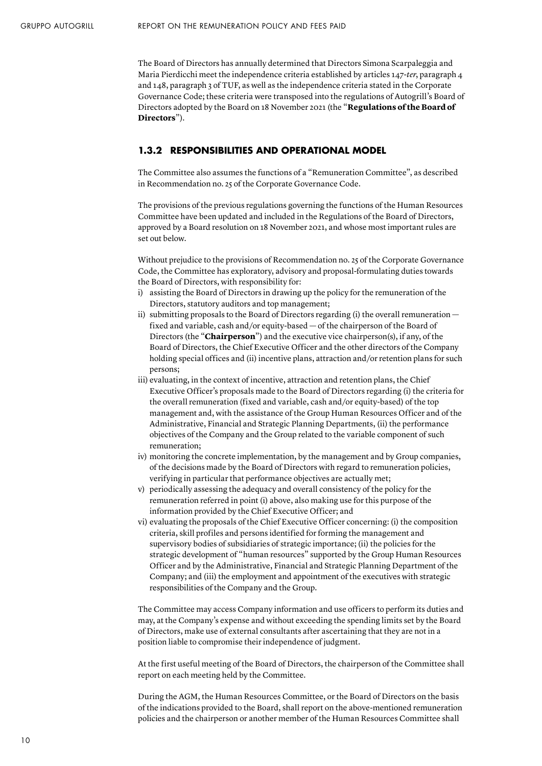The Board of Directors has annually determined that Directors Simona Scarpaleggia and Maria Pierdicchi meet the independence criteria established by articles 147-*ter*, paragraph 4 and 148, paragraph 3 of TUF, as well as the independence criteria stated in the Corporate Governance Code; these criteria were transposed into the regulations of Autogrill's Board of Directors adopted by the Board on 18 November 2021 (the "**Regulations of the Board of Directors**").

### 1.3.2 RESPONSIBILITIES AND OPERATIONAL MODEL

The Committee also assumes the functions of a "Remuneration Committee", as described in Recommendation no. 25 of the Corporate Governance Code.

The provisions of the previous regulations governing the functions of the Human Resources Committee have been updated and included in the Regulations of the Board of Directors, approved by a Board resolution on 18 November 2021, and whose most important rules are set out below.

Without prejudice to the provisions of Recommendation no. 25 of the Corporate Governance Code, the Committee has exploratory, advisory and proposal-formulating duties towards the Board of Directors, with responsibility for:

i) assisting the Board of Directors in drawing up the policy for the remuneration of the Directors, statutory auditors and top management;
ii) submitting proposals to the Board of Directors regarding (i) the overall remuneration — fixed and variable, cash and/or equity-based — of the chairperson of the Board of Directors (the "**Chairperson**") and the executive vice chairperson(s), if any, of the Board of Directors, the Chief Executive Officer and the other directors of the Company holding special offices and (ii) incentive plans, attraction and/or retention plans for such persons;
iii) evaluating, in the context of incentive, attraction and retention plans, the Chief Executive Officer's proposals made to the Board of Directors regarding (i) the criteria for the overall remuneration (fixed and variable, cash and/or equity-based) of the top management and, with the assistance of the Group Human Resources Officer and of the Administrative, Financial and Strategic Planning Departments, (ii) the performance objectives of the Company and the Group related to the variable component of such remuneration;
iv) monitoring the concrete implementation, by the management and by Group companies, of the decisions made by the Board of Directors with regard to remuneration policies, verifying in particular that performance objectives are actually met;
v) periodically assessing the adequacy and overall consistency of the policy for the remuneration referred in point (i) above, also making use for this purpose of the information provided by the Chief Executive Officer; and
vi) evaluating the proposals of the Chief Executive Officer concerning: (i) the composition criteria, skill profiles and persons identified for forming the management and supervisory bodies of subsidiaries of strategic importance; (ii) the policies for the strategic development of "human resources" supported by the Group Human Resources Officer and by the Administrative, Financial and Strategic Planning Department of the Company; and (iii) the employment and appointment of the executives with strategic responsibilities of the Company and the Group.

The Committee may access Company information and use officers to perform its duties and may, at the Company's expense and without exceeding the spending limits set by the Board of Directors, make use of external consultants after ascertaining that they are not in a position liable to compromise their independence of judgment.

At the first useful meeting of the Board of Directors, the chairperson of the Committee shall report on each meeting held by the Committee.

During the AGM, the Human Resources Committee, or the Board of Directors on the basis of the indications provided to the Board, shall report on the above-mentioned remuneration policies and the chairperson or another member of the Human Resources Committee shall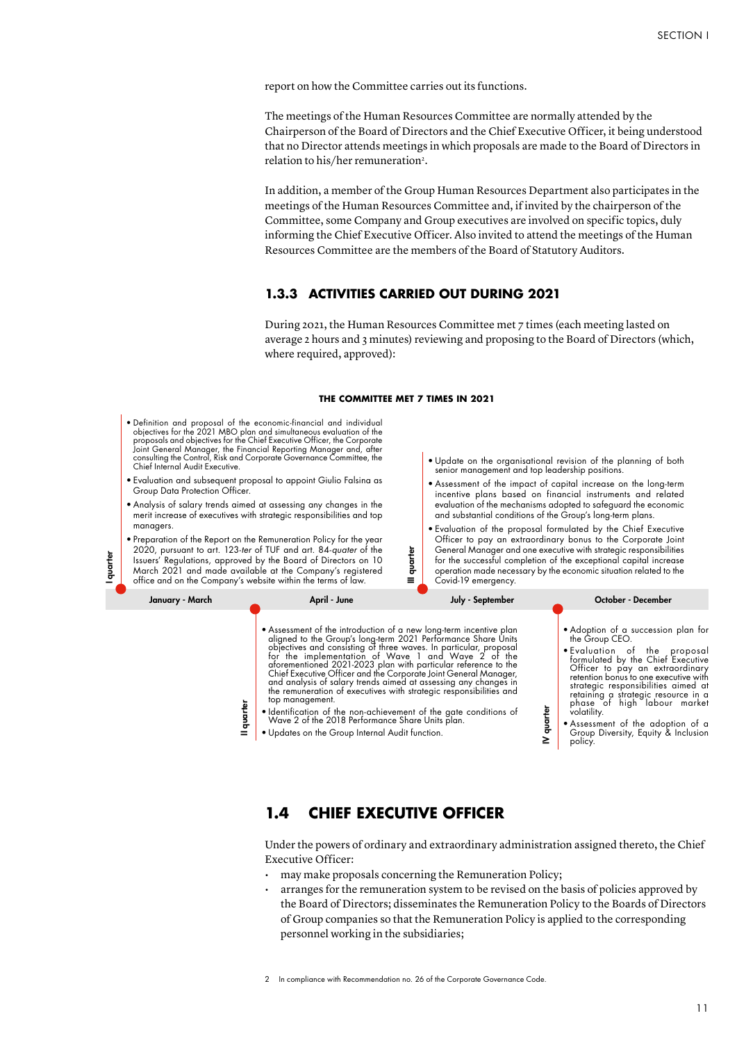report on how the Committee carries out its functions.

The meetings of the Human Resources Committee are normally attended by the Chairperson of the Board of Directors and the Chief Executive Officer, it being understood that no Director attends meetings in which proposals are made to the Board of Directors in relation to his/her remuneration[2].

In addition, a member of the Group Human Resources Department also participates in the meetings of the Human Resources Committee and, if invited by the chairperson of the Committee, some Company and Group executives are involved on specific topics, duly informing the Chief Executive Officer. Also invited to attend the meetings of the Human Resources Committee are the members of the Board of Statutory Auditors.

### 1.3.3 ACTIVITIES CARRIED OUT DURING 2021

During 2021, the Human Resources Committee met 7 times (each meeting lasted on average 2 hours and 3 minutes) reviewing and proposing to the Board of Directors (which, where required, approved):

**THE COMMITTEE MET 7 TIMES IN 2021**

**I quarter – January - March**

- Definition and proposal of the economic-financial and individual objectives for the 2021 MBO plan and simultaneous evaluation of the proposals and objectives for the Chief Executive Officer, the Corporate Joint General Manager, the Financial Reporting Manager and, after consulting the Control, Risk and Corporate Governance Committee, the Chief Internal Audit Executive.
- Evaluation and subsequent proposal to appoint Giulio Falsina as Group Data Protection Officer.
- Analysis of salary trends aimed at assessing any changes in the merit increase of executives with strategic responsibilities and top managers.
- Preparation of the Report on the Remuneration Policy for the year 2020, pursuant to art. 123-*ter* of TUF and art. 84-*quater* of the Issuers' Regulations, approved by the Board of Directors on 10 March 2021 and made available at the Company's registered office and on the Company's website within the terms of law.

**II quarter – April - June**

- Assessment of the introduction of a new long-term incentive plan aligned to the Group's long-term 2021 Performance Share Units objectives and consisting of three waves. In particular, proposal for the implementation of Wave 1 and Wave 2 of the aforementioned 2021-2023 plan with particular reference to the Chief Executive Officer and the Corporate Joint General Manager, and analysis of salary trends aimed at assessing any changes in the remuneration of executives with strategic responsibilities and top management.
- Identification of the non-achievement of the gate conditions of Wave 2 of the 2018 Performance Share Units plan.
- Updates on the Group Internal Audit function.

**III quarter – July - September**

- Update on the organisational revision of the planning of both senior management and top leadership positions.
- Assessment of the impact of capital increase on the long-term incentive plans based on financial instruments and related evaluation of the mechanisms adopted to safeguard the economic and substantial conditions of the Group's long-term plans.
- Evaluation of the proposal formulated by the Chief Executive Officer to pay an extraordinary bonus to the Corporate Joint General Manager and one executive with strategic responsibilities for the successful completion of the exceptional capital increase operation made necessary by the economic situation related to the Covid-19 emergency.

**IV quarter – October - December**

- Adoption of a succession plan for the Group CEO.
- Evaluation of the proposal formulated by the Chief Executive Officer to pay an extraordinary retention bonus to one executive with strategic responsibilities aimed at retaining a strategic resource in a phase of high labour market volatility.
- Assessment of the adoption of a Group Diversity, Equity & Inclusion policy.

## 1.4 CHIEF EXECUTIVE OFFICER

Under the powers of ordinary and extraordinary administration assigned thereto, the Chief Executive Officer:

- may make proposals concerning the Remuneration Policy;
- arranges for the remuneration system to be revised on the basis of policies approved by the Board of Directors; disseminates the Remuneration Policy to the Boards of Directors of Group companies so that the Remuneration Policy is applied to the corresponding personnel working in the subsidiaries;

2 In compliance with Recommendation no. 26 of the Corporate Governance Code.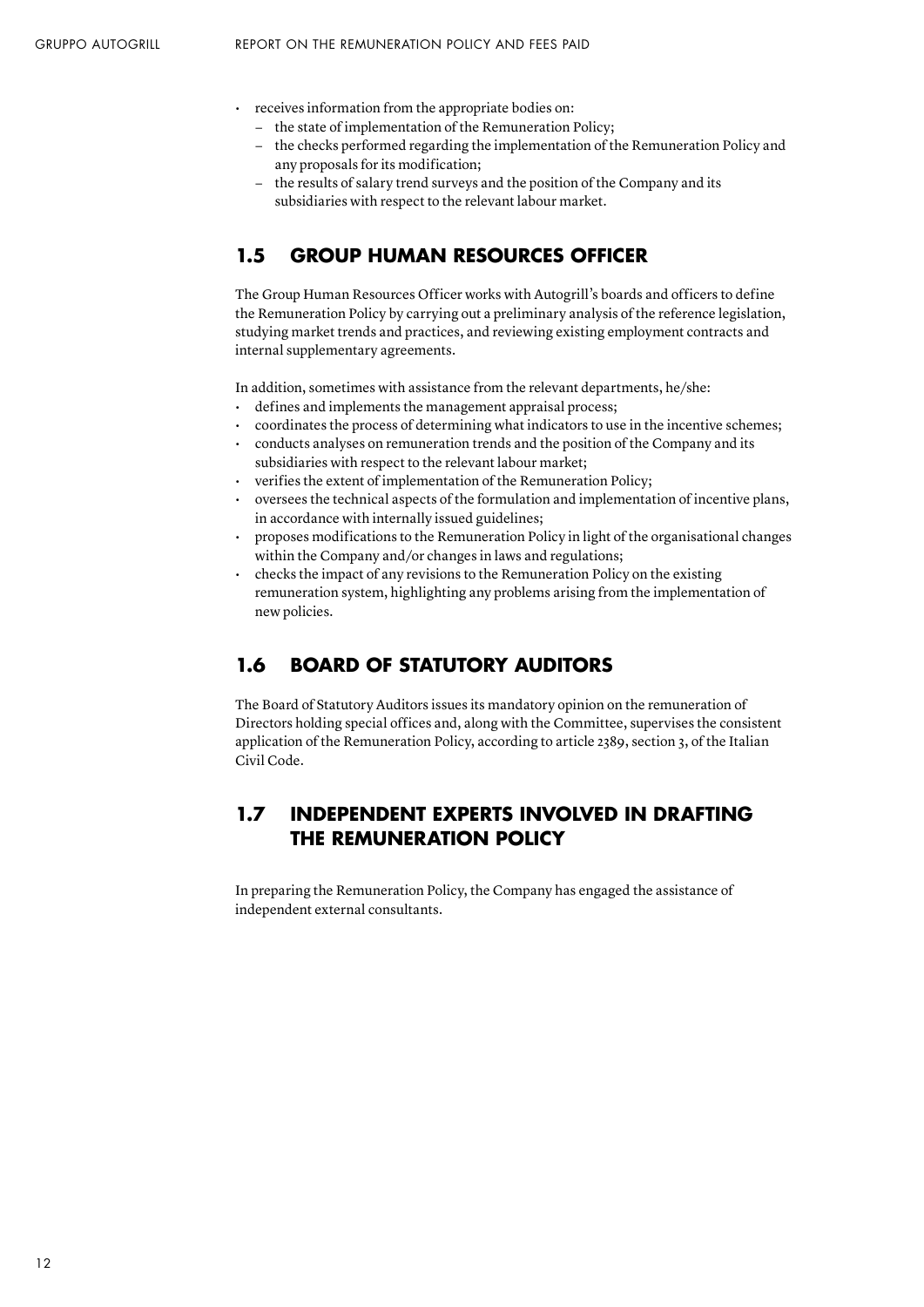- receives information from the appropriate bodies on:
  - the state of implementation of the Remuneration Policy;
  - the checks performed regarding the implementation of the Remuneration Policy and any proposals for its modification;
  - the results of salary trend surveys and the position of the Company and its subsidiaries with respect to the relevant labour market.

## 1.5 GROUP HUMAN RESOURCES OFFICER

The Group Human Resources Officer works with Autogrill's boards and officers to define the Remuneration Policy by carrying out a preliminary analysis of the reference legislation, studying market trends and practices, and reviewing existing employment contracts and internal supplementary agreements.

In addition, sometimes with assistance from the relevant departments, he/she:

- defines and implements the management appraisal process;
- coordinates the process of determining what indicators to use in the incentive schemes;
- conducts analyses on remuneration trends and the position of the Company and its subsidiaries with respect to the relevant labour market;
- verifies the extent of implementation of the Remuneration Policy;
- oversees the technical aspects of the formulation and implementation of incentive plans, in accordance with internally issued guidelines;
- proposes modifications to the Remuneration Policy in light of the organisational changes within the Company and/or changes in laws and regulations;
- checks the impact of any revisions to the Remuneration Policy on the existing remuneration system, highlighting any problems arising from the implementation of new policies.

## 1.6 BOARD OF STATUTORY AUDITORS

The Board of Statutory Auditors issues its mandatory opinion on the remuneration of Directors holding special offices and, along with the Committee, supervises the consistent application of the Remuneration Policy, according to article 2389, section 3, of the Italian Civil Code.

## 1.7 INDEPENDENT EXPERTS INVOLVED IN DRAFTING THE REMUNERATION POLICY

In preparing the Remuneration Policy, the Company has engaged the assistance of independent external consultants.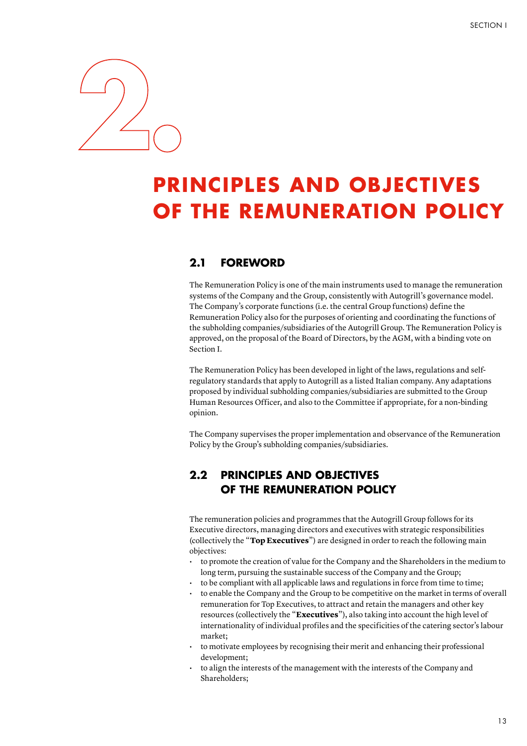# 2. PRINCIPLES AND OBJECTIVES OF THE REMUNERATION POLICY

## 2.1 FOREWORD

The Remuneration Policy is one of the main instruments used to manage the remuneration systems of the Company and the Group, consistently with Autogrill's governance model. The Company's corporate functions (i.e. the central Group functions) define the Remuneration Policy also for the purposes of orienting and coordinating the functions of the subholding companies/subsidiaries of the Autogrill Group. The Remuneration Policy is approved, on the proposal of the Board of Directors, by the AGM, with a binding vote on Section I.

The Remuneration Policy has been developed in light of the laws, regulations and self-regulatory standards that apply to Autogrill as a listed Italian company. Any adaptations proposed by individual subholding companies/subsidiaries are submitted to the Group Human Resources Officer, and also to the Committee if appropriate, for a non-binding opinion.

The Company supervises the proper implementation and observance of the Remuneration Policy by the Group's subholding companies/subsidiaries.

## 2.2 PRINCIPLES AND OBJECTIVES OF THE REMUNERATION POLICY

The remuneration policies and programmes that the Autogrill Group follows for its Executive directors, managing directors and executives with strategic responsibilities (collectively the "**Top Executives**") are designed in order to reach the following main objectives:

- to promote the creation of value for the Company and the Shareholders in the medium to long term, pursuing the sustainable success of the Company and the Group;
- to be compliant with all applicable laws and regulations in force from time to time;
- to enable the Company and the Group to be competitive on the market in terms of overall remuneration for Top Executives, to attract and retain the managers and other key resources (collectively the "**Executives**"), also taking into account the high level of internationality of individual profiles and the specificities of the catering sector's labour market;
- to motivate employees by recognising their merit and enhancing their professional development;
- to align the interests of the management with the interests of the Company and Shareholders;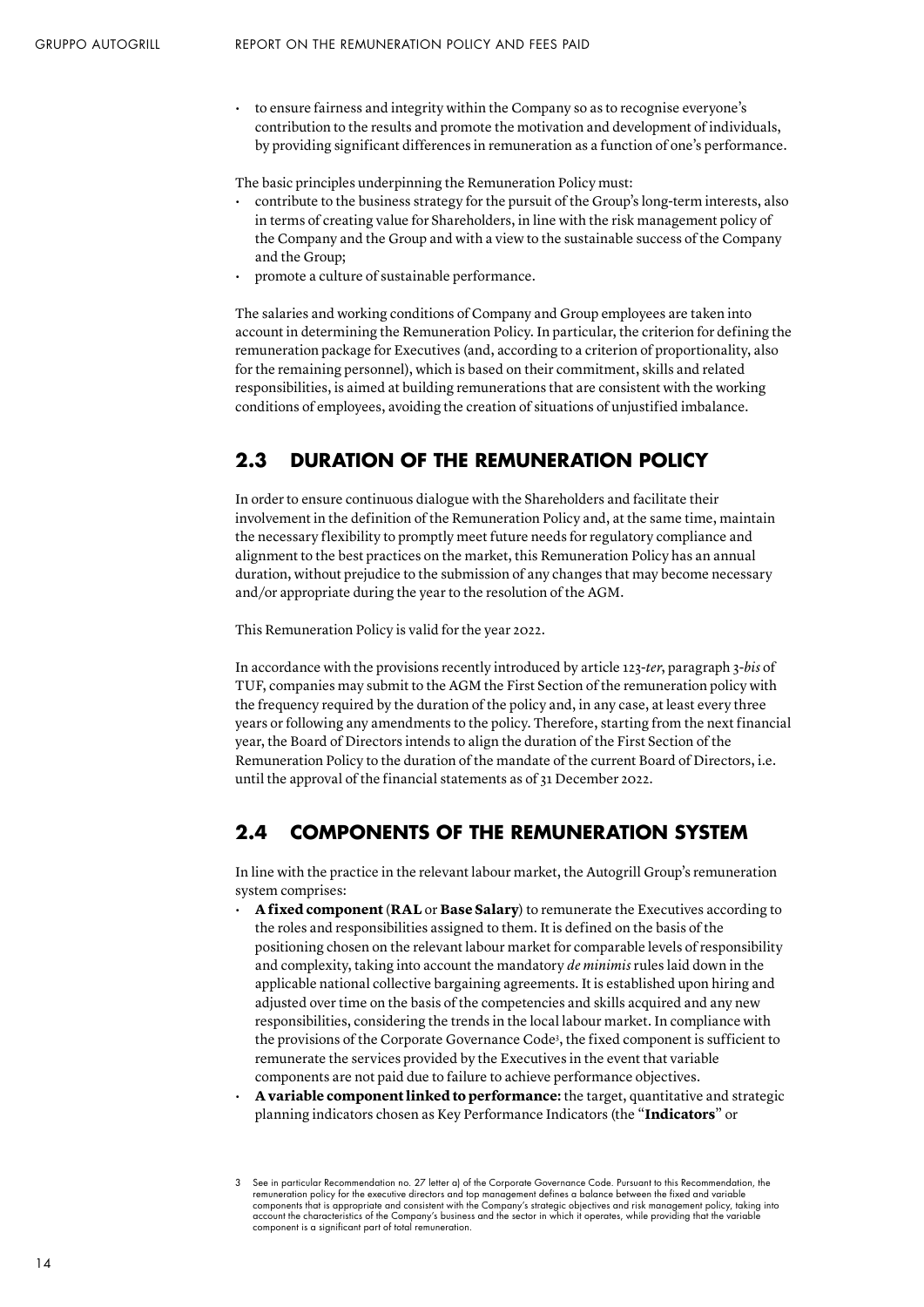- to ensure fairness and integrity within the Company so as to recognise everyone's contribution to the results and promote the motivation and development of individuals, by providing significant differences in remuneration as a function of one's performance.

The basic principles underpinning the Remuneration Policy must:

- contribute to the business strategy for the pursuit of the Group's long-term interests, also in terms of creating value for Shareholders, in line with the risk management policy of the Company and the Group and with a view to the sustainable success of the Company and the Group;
- promote a culture of sustainable performance.

The salaries and working conditions of Company and Group employees are taken into account in determining the Remuneration Policy. In particular, the criterion for defining the remuneration package for Executives (and, according to a criterion of proportionality, also for the remaining personnel), which is based on their commitment, skills and related responsibilities, is aimed at building remunerations that are consistent with the working conditions of employees, avoiding the creation of situations of unjustified imbalance.

## 2.3 DURATION OF THE REMUNERATION POLICY

In order to ensure continuous dialogue with the Shareholders and facilitate their involvement in the definition of the Remuneration Policy and, at the same time, maintain the necessary flexibility to promptly meet future needs for regulatory compliance and alignment to the best practices on the market, this Remuneration Policy has an annual duration, without prejudice to the submission of any changes that may become necessary and/or appropriate during the year to the resolution of the AGM.

This Remuneration Policy is valid for the year 2022.

In accordance with the provisions recently introduced by article 123-*ter*, paragraph 3-*bis* of TUF, companies may submit to the AGM the First Section of the remuneration policy with the frequency required by the duration of the policy and, in any case, at least every three years or following any amendments to the policy. Therefore, starting from the next financial year, the Board of Directors intends to align the duration of the First Section of the Remuneration Policy to the duration of the mandate of the current Board of Directors, i.e. until the approval of the financial statements as of 31 December 2022.

## 2.4 COMPONENTS OF THE REMUNERATION SYSTEM

In line with the practice in the relevant labour market, the Autogrill Group's remuneration system comprises:

- **A fixed component** (**RAL** or **Base Salary**) to remunerate the Executives according to the roles and responsibilities assigned to them. It is defined on the basis of the positioning chosen on the relevant labour market for comparable levels of responsibility and complexity, taking into account the mandatory *de minimis* rules laid down in the applicable national collective bargaining agreements. It is established upon hiring and adjusted over time on the basis of the competencies and skills acquired and any new responsibilities, considering the trends in the local labour market. In compliance with the provisions of the Corporate Governance Code[3], the fixed component is sufficient to remunerate the services provided by the Executives in the event that variable components are not paid due to failure to achieve performance objectives.
- **A variable component linked to performance:** the target, quantitative and strategic planning indicators chosen as Key Performance Indicators (the "**Indicators**" or

3 See in particular Recommendation no. 27 letter a) of the Corporate Governance Code. Pursuant to this Recommendation, the remuneration policy for the executive directors and top management defines a balance between the fixed and variable components that is appropriate and consistent with the Company's strategic objectives and risk management policy, taking into account the characteristics of the Company's business and the sector in which it operates, while providing that the variable component is a significant part of total remuneration.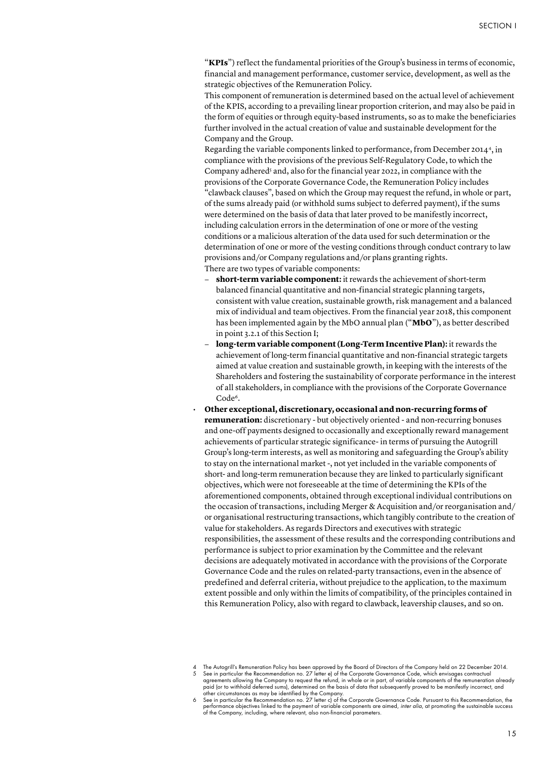"**KPIs**") reflect the fundamental priorities of the Group's business in terms of economic, financial and management performance, customer service, development, as well as the strategic objectives of the Remuneration Policy.

This component of remuneration is determined based on the actual level of achievement of the KPIS, according to a prevailing linear proportion criterion, and may also be paid in the form of equities or through equity-based instruments, so as to make the beneficiaries further involved in the actual creation of value and sustainable development for the Company and the Group.

Regarding the variable components linked to performance, from December 2014[4], in compliance with the provisions of the previous Self-Regulatory Code, to which the Company adhered[5] and, also for the financial year 2022, in compliance with the provisions of the Corporate Governance Code, the Remuneration Policy includes "clawback clauses", based on which the Group may request the refund, in whole or part, of the sums already paid (or withhold sums subject to deferred payment), if the sums were determined on the basis of data that later proved to be manifestly incorrect, including calculation errors in the determination of one or more of the vesting conditions or a malicious alteration of the data used for such determination or the determination of one or more of the vesting conditions through conduct contrary to law provisions and/or Company regulations and/or plans granting rights.

There are two types of variable components:

- **short-term variable component:** it rewards the achievement of short-term balanced financial quantitative and non-financial strategic planning targets, consistent with value creation, sustainable growth, risk management and a balanced mix of individual and team objectives. From the financial year 2018, this component has been implemented again by the MbO annual plan ("**MbO**"), as better described in point 3.2.1 of this Section I;
- **long-term variable component (Long-Term Incentive Plan):** it rewards the achievement of long-term financial quantitative and non-financial strategic targets aimed at value creation and sustainable growth, in keeping with the interests of the Shareholders and fostering the sustainability of corporate performance in the interest of all stakeholders, in compliance with the provisions of the Corporate Governance Code[6].

- **Other exceptional, discretionary, occasional and non-recurring forms of remuneration:** discretionary - but objectively oriented - and non-recurring bonuses and one-off payments designed to occasionally and exceptionally reward management achievements of particular strategic significance- in terms of pursuing the Autogrill Group's long-term interests, as well as monitoring and safeguarding the Group's ability to stay on the international market -, not yet included in the variable components of short- and long-term remuneration because they are linked to particularly significant objectives, which were not foreseeable at the time of determining the KPIs of the aforementioned components, obtained through exceptional individual contributions on the occasion of transactions, including Merger & Acquisition and/or reorganisation and/or organisational restructuring transactions, which tangibly contribute to the creation of value for stakeholders. As regards Directors and executives with strategic responsibilities, the assessment of these results and the corresponding contributions and performance is subject to prior examination by the Committee and the relevant decisions are adequately motivated in accordance with the provisions of the Corporate Governance Code and the rules on related-party transactions, even in the absence of predefined and deferral criteria, without prejudice to the application, to the maximum extent possible and only within the limits of compatibility, of the principles contained in this Remuneration Policy, also with regard to clawback, leavership clauses, and so on.

---

4 The Autogrill's Remuneration Policy has been approved by the Board of Directors of the Company held on 22 December 2014.

5 See in particular the Recommendation no. 27 letter e) of the Corporate Governance Code, which envisages contractual agreements allowing the Company to request the refund, in whole or in part, of variable components of the remuneration already paid (or to withhold deferred sums), determined on the basis of data that subsequently proved to be manifestly incorrect, and other circumstances as may be identified by the Company.

6 See in particular the Recommendation no. 27 letter c) of the Corporate Governance Code. Pursuant to this Recommendation, the performance objectives linked to the payment of variable components are aimed, *inter alia*, at promoting the sustainable success of the Company, including, where relevant, also non-financial parameters.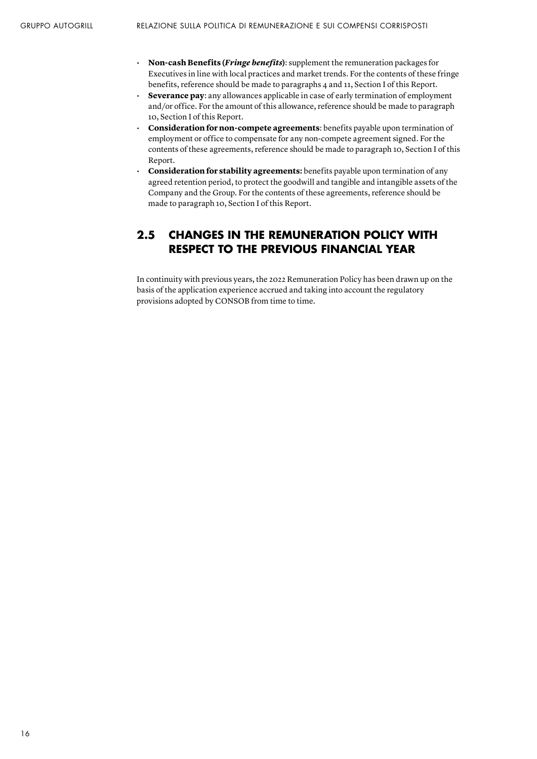- **Non-cash Benefits (*Fringe benefits*)**: supplement the remuneration packages for Executives in line with local practices and market trends. For the contents of these fringe benefits, reference should be made to paragraphs 4 and 11, Section I of this Report.
- **Severance pay**: any allowances applicable in case of early termination of employment and/or office. For the amount of this allowance, reference should be made to paragraph 10, Section I of this Report.
- **Consideration for non-compete agreements**: benefits payable upon termination of employment or office to compensate for any non-compete agreement signed. For the contents of these agreements, reference should be made to paragraph 10, Section I of this Report.
- **Consideration for stability agreements:** benefits payable upon termination of any agreed retention period, to protect the goodwill and tangible and intangible assets of the Company and the Group. For the contents of these agreements, reference should be made to paragraph 10, Section I of this Report.

## 2.5 CHANGES IN THE REMUNERATION POLICY WITH RESPECT TO THE PREVIOUS FINANCIAL YEAR

In continuity with previous years, the 2022 Remuneration Policy has been drawn up on the basis of the application experience accrued and taking into account the regulatory provisions adopted by CONSOB from time to time.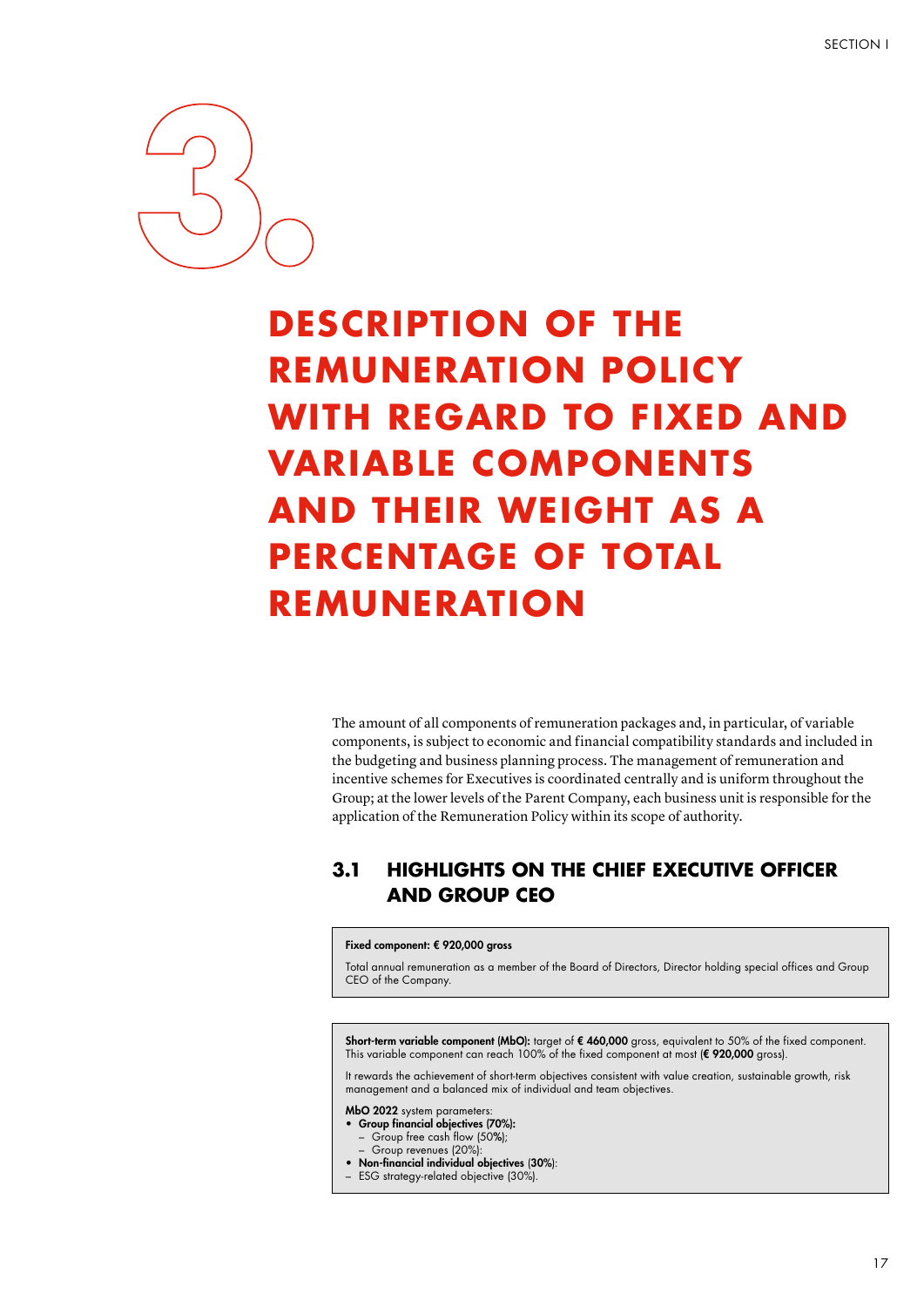# 3. DESCRIPTION OF THE REMUNERATION POLICY WITH REGARD TO FIXED AND VARIABLE COMPONENTS AND THEIR WEIGHT AS A PERCENTAGE OF TOTAL REMUNERATION

The amount of all components of remuneration packages and, in particular, of variable components, is subject to economic and financial compatibility standards and included in the budgeting and business planning process. The management of remuneration and incentive schemes for Executives is coordinated centrally and is uniform throughout the Group; at the lower levels of the Parent Company, each business unit is responsible for the application of the Remuneration Policy within its scope of authority.

## 3.1 HIGHLIGHTS ON THE CHIEF EXECUTIVE OFFICER AND GROUP CEO

**Fixed component: € 920,000 gross**

Total annual remuneration as a member of the Board of Directors, Director holding special offices and Group CEO of the Company.

**Short-term variable component (MbO):** target of **€ 460,000** gross, equivalent to 50% of the fixed component. This variable component can reach 100% of the fixed component at most (**€ 920,000** gross).

It rewards the achievement of short-term objectives consistent with value creation, sustainable growth, risk management and a balanced mix of individual and team objectives.

**MbO 2022** system parameters:

- **Group financial objectives (70%):**
  - Group free cash flow (50%);
  - Group revenues (20%);
- **Non-financial individual objectives** (**30%**):
  - ESG strategy-related objective (30%).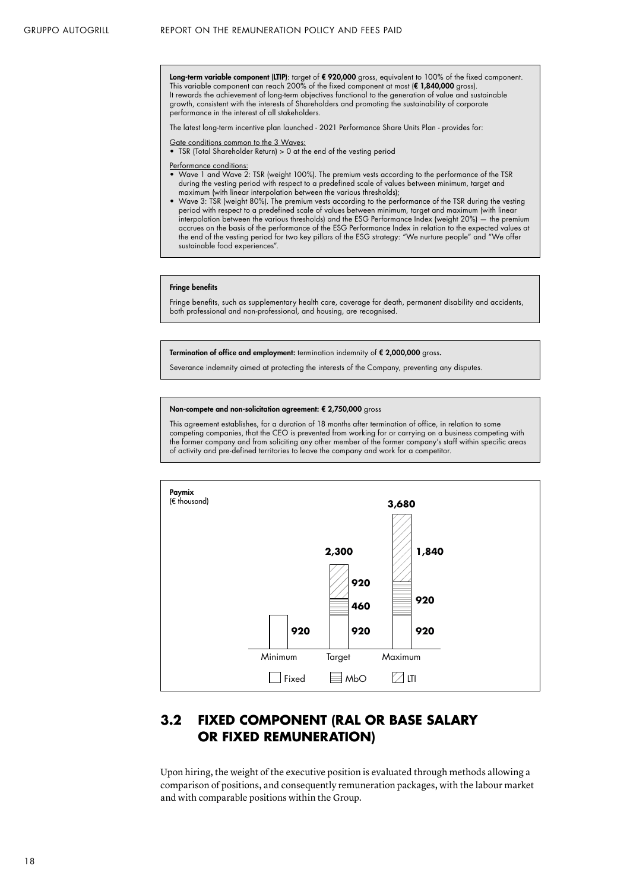**Long-term variable component (LTIP)**: target of **€ 920,000** gross, equivalent to 100% of the fixed component. This variable component can reach 200% of the fixed component at most (**€ 1,840,000** gross). It rewards the achievement of long-term objectives functional to the generation of value and sustainable growth, consistent with the interests of Shareholders and promoting the sustainability of corporate performance in the interest of all stakeholders.

The latest long-term incentive plan launched - 2021 Performance Share Units Plan - provides for:

Gate conditions common to the 3 Waves:

- TSR (Total Shareholder Return) > 0 at the end of the vesting period

Performance conditions:

- Wave 1 and Wave 2: TSR (weight 100%). The premium vests according to the performance of the TSR during the vesting period with respect to a predefined scale of values between minimum, target and maximum (with linear interpolation between the various thresholds);
- Wave 3: TSR (weight 80%). The premium vests according to the performance of the TSR during the vesting period with respect to a predefined scale of values between minimum, target and maximum (with linear interpolation between the various thresholds) and the ESG Performance Index (weight 20%) — the premium accrues on the basis of the performance of the ESG Performance Index in relation to the expected values at the end of the vesting period for two key pillars of the ESG strategy: "We nurture people" and "We offer sustainable food experiences".

**Fringe benefits**

Fringe benefits, such as supplementary health care, coverage for death, permanent disability and accidents, both professional and non-professional, and housing, are recognised.

**Termination of office and employment:** termination indemnity of **€ 2,000,000** gross**.**

Severance indemnity aimed at protecting the interests of the Company, preventing any disputes.

**Non-compete and non-solicitation agreement: € 2,750,000** gross

This agreement establishes, for a duration of 18 months after termination of office, in relation to some competing companies, that the CEO is prevented from working for or carrying on a business competing with the former company and from soliciting any other member of the former company's staff within specific areas of activity and pre-defined territories to leave the company and work for a competitor.

**Paymix**
(€ thousand)

| | Minimum | Target | Maximum |
|---|---|---|---|
| Fixed | 920 | 920 | 920 |
| MbO | | 460 | 920 |
| LTI | | 920 | 1,840 |
| Total | 920 | 2,300 | 3,680 |

## 3.2 FIXED COMPONENT (RAL OR BASE SALARY OR FIXED REMUNERATION)

Upon hiring, the weight of the executive position is evaluated through methods allowing a comparison of positions, and consequently remuneration packages, with the labour market and with comparable positions within the Group.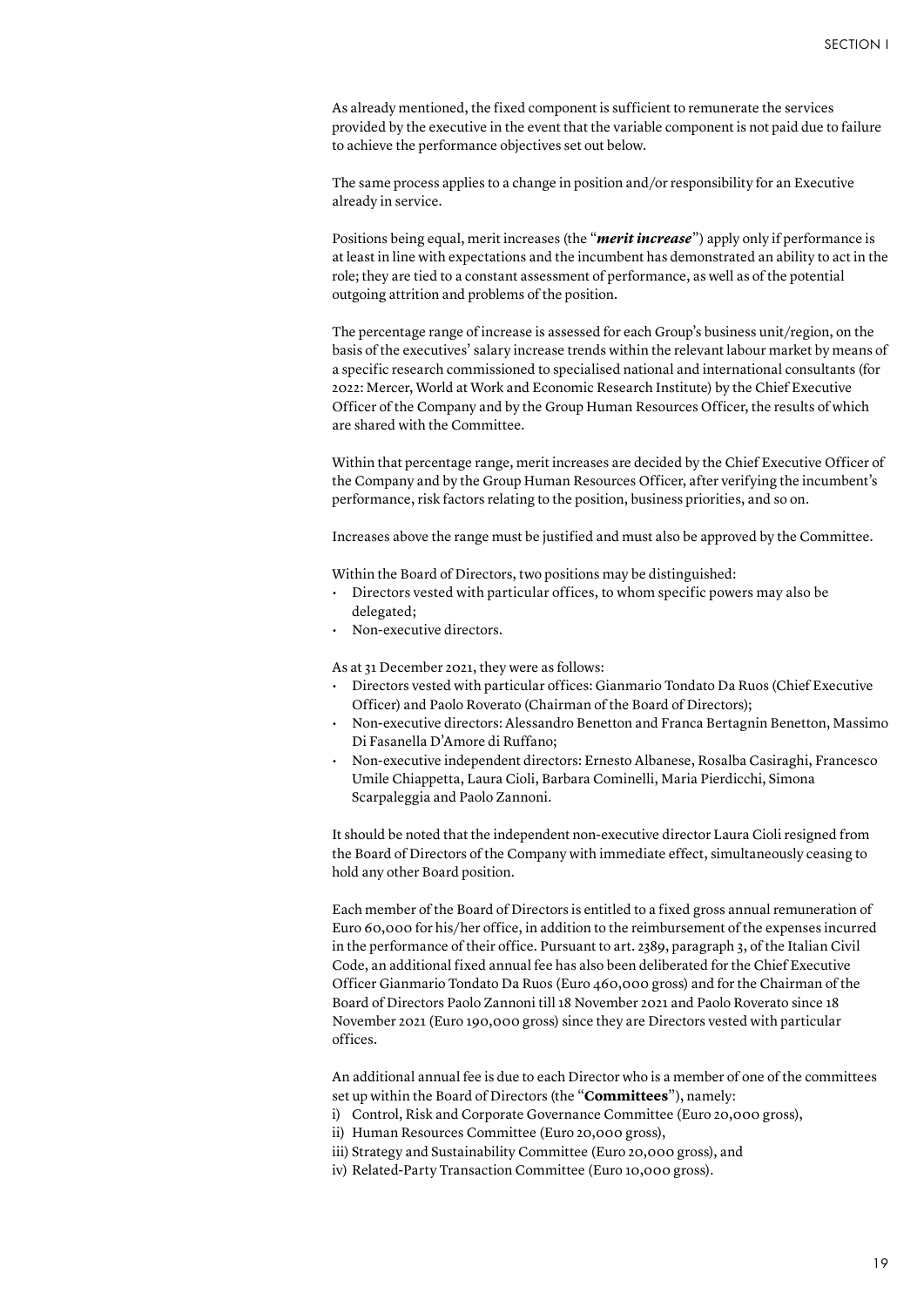As already mentioned, the fixed component is sufficient to remunerate the services provided by the executive in the event that the variable component is not paid due to failure to achieve the performance objectives set out below.

The same process applies to a change in position and/or responsibility for an Executive already in service.

Positions being equal, merit increases (the "***merit increase***") apply only if performance is at least in line with expectations and the incumbent has demonstrated an ability to act in the role; they are tied to a constant assessment of performance, as well as of the potential outgoing attrition and problems of the position.

The percentage range of increase is assessed for each Group's business unit/region, on the basis of the executives' salary increase trends within the relevant labour market by means of a specific research commissioned to specialised national and international consultants (for 2022: Mercer, World at Work and Economic Research Institute) by the Chief Executive Officer of the Company and by the Group Human Resources Officer, the results of which are shared with the Committee.

Within that percentage range, merit increases are decided by the Chief Executive Officer of the Company and by the Group Human Resources Officer, after verifying the incumbent's performance, risk factors relating to the position, business priorities, and so on.

Increases above the range must be justified and must also be approved by the Committee.

Within the Board of Directors, two positions may be distinguished:

- Directors vested with particular offices, to whom specific powers may also be delegated;
- Non-executive directors.

As at 31 December 2021, they were as follows:

- Directors vested with particular offices: Gianmario Tondato Da Ruos (Chief Executive Officer) and Paolo Roverato (Chairman of the Board of Directors);
- Non-executive directors: Alessandro Benetton and Franca Bertagnin Benetton, Massimo Di Fasanella D'Amore di Ruffano;
- Non-executive independent directors: Ernesto Albanese, Rosalba Casiraghi, Francesco Umile Chiappetta, Laura Cioli, Barbara Cominelli, Maria Pierdicchi, Simona Scarpaleggia and Paolo Zannoni.

It should be noted that the independent non-executive director Laura Cioli resigned from the Board of Directors of the Company with immediate effect, simultaneously ceasing to hold any other Board position.

Each member of the Board of Directors is entitled to a fixed gross annual remuneration of Euro 60,000 for his/her office, in addition to the reimbursement of the expenses incurred in the performance of their office. Pursuant to art. 2389, paragraph 3, of the Italian Civil Code, an additional fixed annual fee has also been deliberated for the Chief Executive Officer Gianmario Tondato Da Ruos (Euro 460,000 gross) and for the Chairman of the Board of Directors Paolo Zannoni till 18 November 2021 and Paolo Roverato since 18 November 2021 (Euro 190,000 gross) since they are Directors vested with particular offices.

An additional annual fee is due to each Director who is a member of one of the committees set up within the Board of Directors (the "**Committees**"), namely:

i) Control, Risk and Corporate Governance Committee (Euro 20,000 gross),
ii) Human Resources Committee (Euro 20,000 gross),
iii) Strategy and Sustainability Committee (Euro 20,000 gross), and
iv) Related-Party Transaction Committee (Euro 10,000 gross).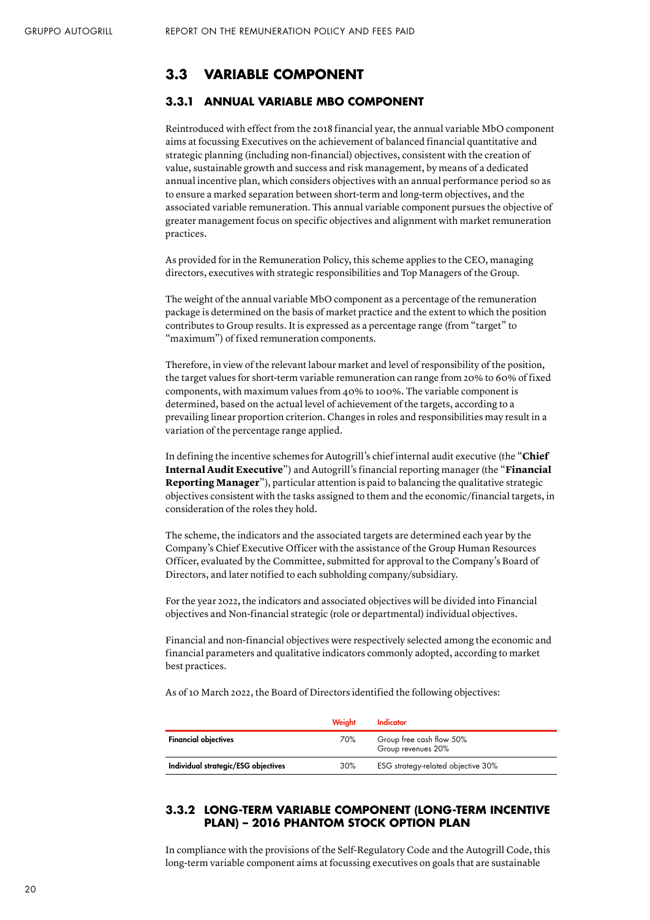## 3.3 VARIABLE COMPONENT

### 3.3.1 ANNUAL VARIABLE MBO COMPONENT

Reintroduced with effect from the 2018 financial year, the annual variable MbO component aims at focussing Executives on the achievement of balanced financial quantitative and strategic planning (including non-financial) objectives, consistent with the creation of value, sustainable growth and success and risk management, by means of a dedicated annual incentive plan, which considers objectives with an annual performance period so as to ensure a marked separation between short-term and long-term objectives, and the associated variable remuneration. This annual variable component pursues the objective of greater management focus on specific objectives and alignment with market remuneration practices.

As provided for in the Remuneration Policy, this scheme applies to the CEO, managing directors, executives with strategic responsibilities and Top Managers of the Group.

The weight of the annual variable MbO component as a percentage of the remuneration package is determined on the basis of market practice and the extent to which the position contributes to Group results. It is expressed as a percentage range (from "target" to "maximum") of fixed remuneration components.

Therefore, in view of the relevant labour market and level of responsibility of the position, the target values for short-term variable remuneration can range from 20% to 60% of fixed components, with maximum values from 40% to 100%. The variable component is determined, based on the actual level of achievement of the targets, according to a prevailing linear proportion criterion. Changes in roles and responsibilities may result in a variation of the percentage range applied.

In defining the incentive schemes for Autogrill's chief internal audit executive (the "**Chief Internal Audit Executive**") and Autogrill's financial reporting manager (the "**Financial Reporting Manager**"), particular attention is paid to balancing the qualitative strategic objectives consistent with the tasks assigned to them and the economic/financial targets, in consideration of the roles they hold.

The scheme, the indicators and the associated targets are determined each year by the Company's Chief Executive Officer with the assistance of the Group Human Resources Officer, evaluated by the Committee, submitted for approval to the Company's Board of Directors, and later notified to each subholding company/subsidiary.

For the year 2022, the indicators and associated objectives will be divided into Financial objectives and Non-financial strategic (role or departmental) individual objectives.

Financial and non-financial objectives were respectively selected among the economic and financial parameters and qualitative indicators commonly adopted, according to market best practices.

As of 10 March 2022, the Board of Directors identified the following objectives:

| | Weight | Indicator |
|---|---|---|
| **Financial objectives** | 70% | Group free cash flow 50%<br>Group revenues 20% |
| **Individual strategic/ESG objectives** | 30% | ESG strategy-related objective 30% |

### 3.3.2 LONG-TERM VARIABLE COMPONENT (LONG-TERM INCENTIVE PLAN) – 2016 PHANTOM STOCK OPTION PLAN

In compliance with the provisions of the Self-Regulatory Code and the Autogrill Code, this long-term variable component aims at focussing executives on goals that are sustainable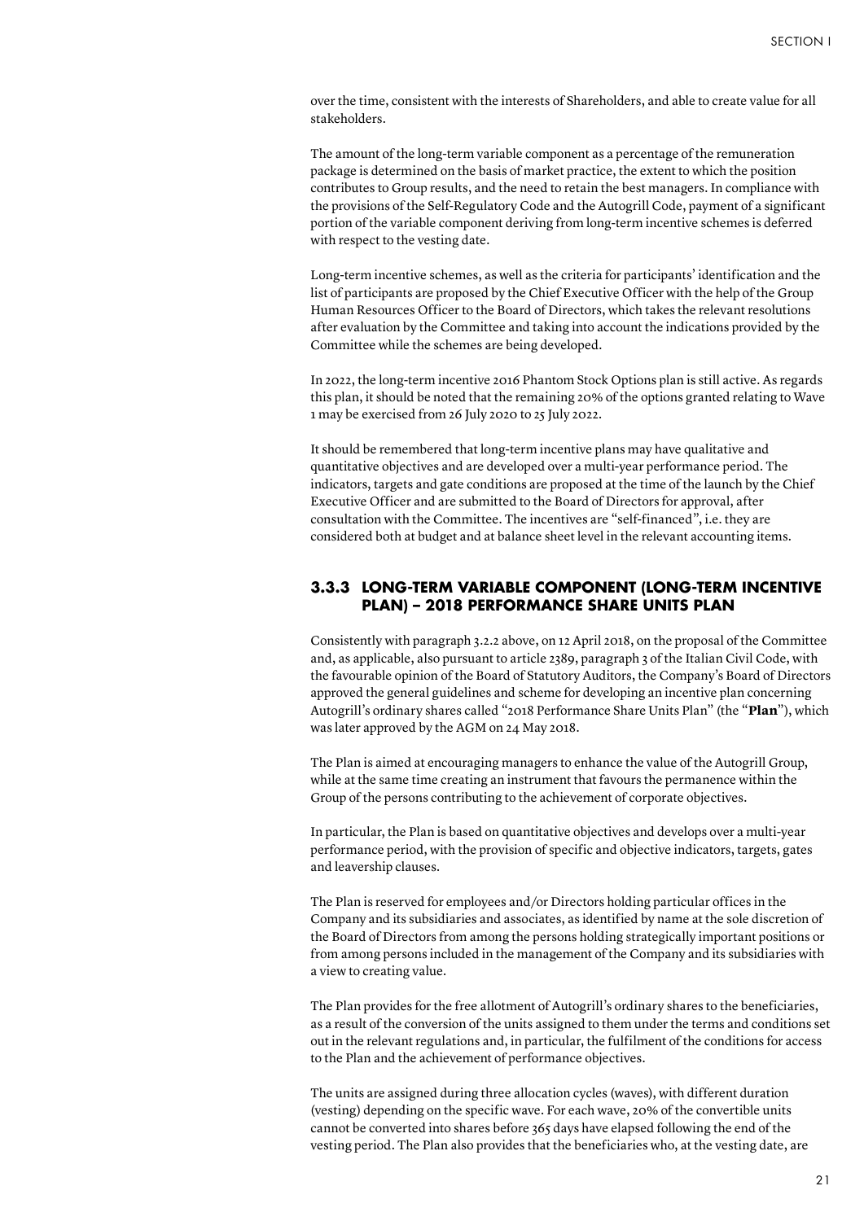over the time, consistent with the interests of Shareholders, and able to create value for all stakeholders.

The amount of the long-term variable component as a percentage of the remuneration package is determined on the basis of market practice, the extent to which the position contributes to Group results, and the need to retain the best managers. In compliance with the provisions of the Self-Regulatory Code and the Autogrill Code, payment of a significant portion of the variable component deriving from long-term incentive schemes is deferred with respect to the vesting date.

Long-term incentive schemes, as well as the criteria for participants' identification and the list of participants are proposed by the Chief Executive Officer with the help of the Group Human Resources Officer to the Board of Directors, which takes the relevant resolutions after evaluation by the Committee and taking into account the indications provided by the Committee while the schemes are being developed.

In 2022, the long-term incentive 2016 Phantom Stock Options plan is still active. As regards this plan, it should be noted that the remaining 20% of the options granted relating to Wave 1 may be exercised from 26 July 2020 to 25 July 2022.

It should be remembered that long-term incentive plans may have qualitative and quantitative objectives and are developed over a multi-year performance period. The indicators, targets and gate conditions are proposed at the time of the launch by the Chief Executive Officer and are submitted to the Board of Directors for approval, after consultation with the Committee. The incentives are "self-financed", i.e. they are considered both at budget and at balance sheet level in the relevant accounting items.

### 3.3.3 LONG-TERM VARIABLE COMPONENT (LONG-TERM INCENTIVE PLAN) – 2018 PERFORMANCE SHARE UNITS PLAN

Consistently with paragraph 3.2.2 above, on 12 April 2018, on the proposal of the Committee and, as applicable, also pursuant to article 2389, paragraph 3 of the Italian Civil Code, with the favourable opinion of the Board of Statutory Auditors, the Company's Board of Directors approved the general guidelines and scheme for developing an incentive plan concerning Autogrill's ordinary shares called "2018 Performance Share Units Plan" (the "**Plan**"), which was later approved by the AGM on 24 May 2018.

The Plan is aimed at encouraging managers to enhance the value of the Autogrill Group, while at the same time creating an instrument that favours the permanence within the Group of the persons contributing to the achievement of corporate objectives.

In particular, the Plan is based on quantitative objectives and develops over a multi-year performance period, with the provision of specific and objective indicators, targets, gates and leavership clauses.

The Plan is reserved for employees and/or Directors holding particular offices in the Company and its subsidiaries and associates, as identified by name at the sole discretion of the Board of Directors from among the persons holding strategically important positions or from among persons included in the management of the Company and its subsidiaries with a view to creating value.

The Plan provides for the free allotment of Autogrill's ordinary shares to the beneficiaries, as a result of the conversion of the units assigned to them under the terms and conditions set out in the relevant regulations and, in particular, the fulfilment of the conditions for access to the Plan and the achievement of performance objectives.

The units are assigned during three allocation cycles (waves), with different duration (vesting) depending on the specific wave. For each wave, 20% of the convertible units cannot be converted into shares before 365 days have elapsed following the end of the vesting period. The Plan also provides that the beneficiaries who, at the vesting date, are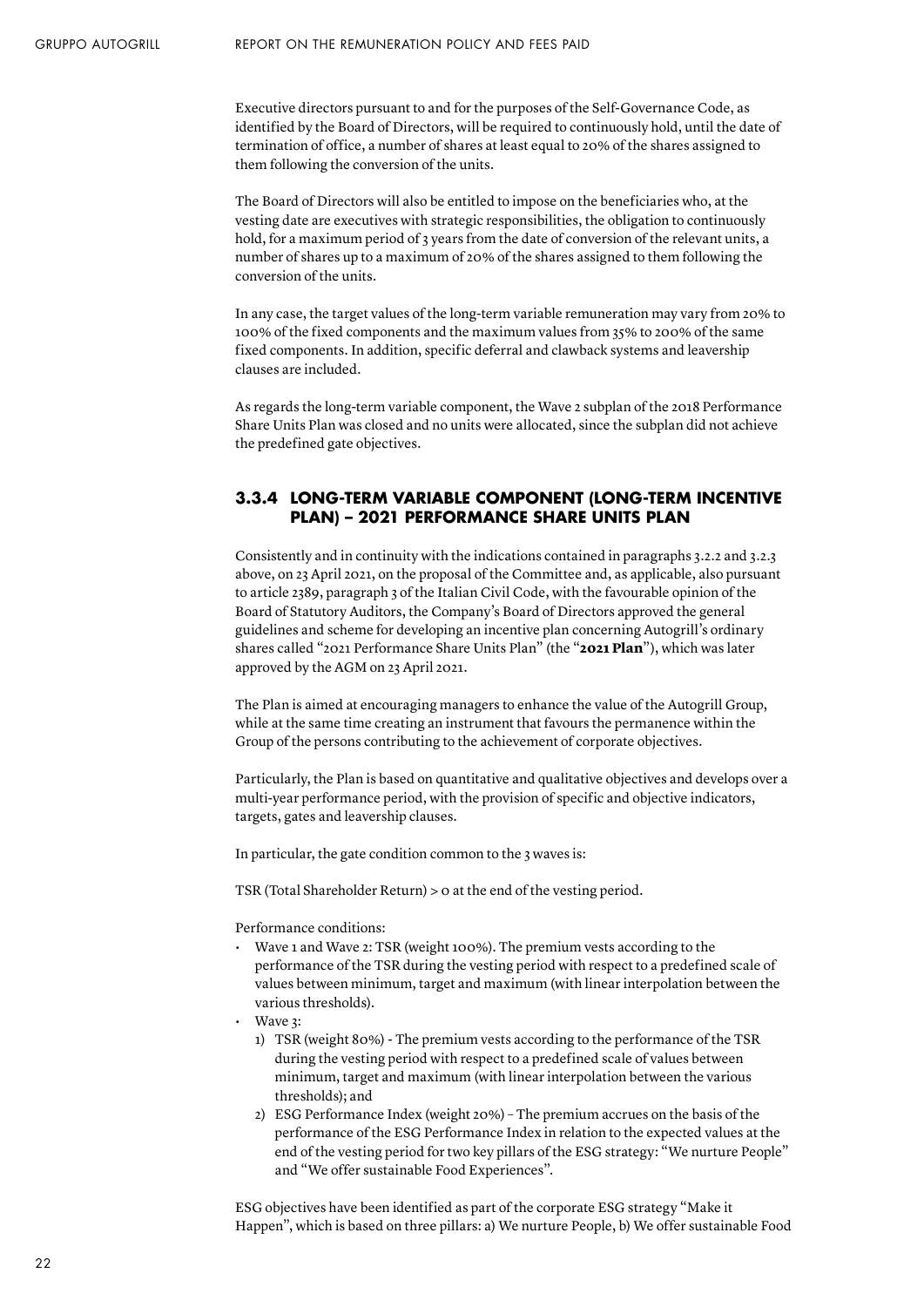Executive directors pursuant to and for the purposes of the Self-Governance Code, as identified by the Board of Directors, will be required to continuously hold, until the date of termination of office, a number of shares at least equal to 20% of the shares assigned to them following the conversion of the units.

The Board of Directors will also be entitled to impose on the beneficiaries who, at the vesting date are executives with strategic responsibilities, the obligation to continuously hold, for a maximum period of 3 years from the date of conversion of the relevant units, a number of shares up to a maximum of 20% of the shares assigned to them following the conversion of the units.

In any case, the target values of the long-term variable remuneration may vary from 20% to 100% of the fixed components and the maximum values from 35% to 200% of the same fixed components. In addition, specific deferral and clawback systems and leavership clauses are included.

As regards the long-term variable component, the Wave 2 subplan of the 2018 Performance Share Units Plan was closed and no units were allocated, since the subplan did not achieve the predefined gate objectives.

### 3.3.4 LONG-TERM VARIABLE COMPONENT (LONG-TERM INCENTIVE PLAN) – 2021 PERFORMANCE SHARE UNITS PLAN

Consistently and in continuity with the indications contained in paragraphs 3.2.2 and 3.2.3 above, on 23 April 2021, on the proposal of the Committee and, as applicable, also pursuant to article 2389, paragraph 3 of the Italian Civil Code, with the favourable opinion of the Board of Statutory Auditors, the Company's Board of Directors approved the general guidelines and scheme for developing an incentive plan concerning Autogrill's ordinary shares called "2021 Performance Share Units Plan" (the "**2021 Plan**"), which was later approved by the AGM on 23 April 2021.

The Plan is aimed at encouraging managers to enhance the value of the Autogrill Group, while at the same time creating an instrument that favours the permanence within the Group of the persons contributing to the achievement of corporate objectives.

Particularly, the Plan is based on quantitative and qualitative objectives and develops over a multi-year performance period, with the provision of specific and objective indicators, targets, gates and leavership clauses.

In particular, the gate condition common to the 3 waves is:

TSR (Total Shareholder Return) > 0 at the end of the vesting period.

Performance conditions:

- Wave 1 and Wave 2: TSR (weight 100%). The premium vests according to the performance of the TSR during the vesting period with respect to a predefined scale of values between minimum, target and maximum (with linear interpolation between the various thresholds).
- Wave 3:
  1) TSR (weight 80%) - The premium vests according to the performance of the TSR during the vesting period with respect to a predefined scale of values between minimum, target and maximum (with linear interpolation between the various thresholds); and
  2) ESG Performance Index (weight 20%) – The premium accrues on the basis of the performance of the ESG Performance Index in relation to the expected values at the end of the vesting period for two key pillars of the ESG strategy: "We nurture People" and "We offer sustainable Food Experiences".

ESG objectives have been identified as part of the corporate ESG strategy "Make it Happen", which is based on three pillars: a) We nurture People, b) We offer sustainable Food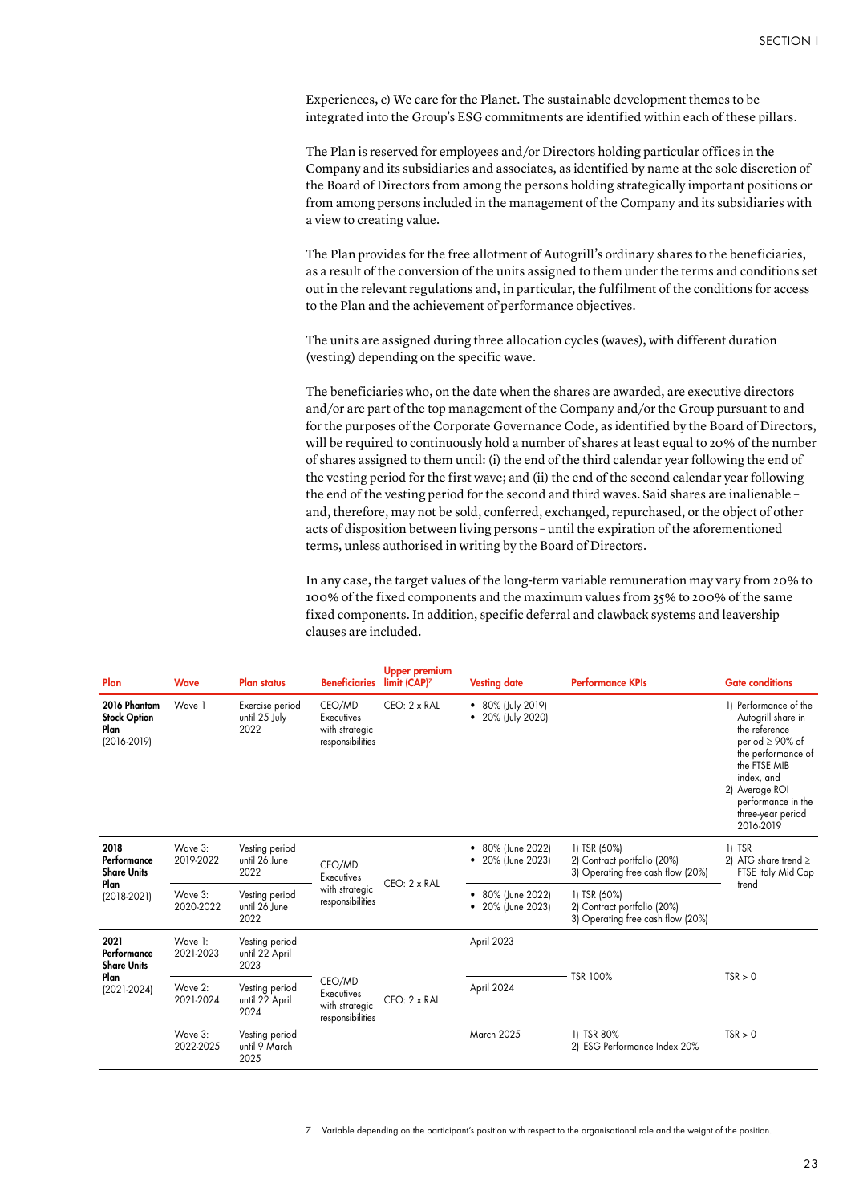Experiences, c) We care for the Planet. The sustainable development themes to be integrated into the Group's ESG commitments are identified within each of these pillars.

The Plan is reserved for employees and/or Directors holding particular offices in the Company and its subsidiaries and associates, as identified by name at the sole discretion of the Board of Directors from among the persons holding strategically important positions or from among persons included in the management of the Company and its subsidiaries with a view to creating value.

The Plan provides for the free allotment of Autogrill's ordinary shares to the beneficiaries, as a result of the conversion of the units assigned to them under the terms and conditions set out in the relevant regulations and, in particular, the fulfilment of the conditions for access to the Plan and the achievement of performance objectives.

The units are assigned during three allocation cycles (waves), with different duration (vesting) depending on the specific wave.

The beneficiaries who, on the date when the shares are awarded, are executive directors and/or are part of the top management of the Company and/or the Group pursuant to and for the purposes of the Corporate Governance Code, as identified by the Board of Directors, will be required to continuously hold a number of shares at least equal to 20% of the number of shares assigned to them until: (i) the end of the third calendar year following the end of the vesting period for the first wave; and (ii) the end of the second calendar year following the end of the vesting period for the second and third waves. Said shares are inalienable – and, therefore, may not be sold, conferred, exchanged, repurchased, or the object of other acts of disposition between living persons – until the expiration of the aforementioned terms, unless authorised in writing by the Board of Directors.

In any case, the target values of the long-term variable remuneration may vary from 20% to 100% of the fixed components and the maximum values from 35% to 200% of the same fixed components. In addition, specific deferral and clawback systems and leavership clauses are included.

| Plan | Wave | Plan status | Beneficiaries | Upper premium limit (CAP)[7] | Vesting date | Performance KPIs | Gate conditions |
|---|---|---|---|---|---|---|---|
| **2016 Phantom Stock Option Plan** (2016-2019) | Wave 1 | Exercise period until 25 July 2022 | CEO/MD Executives with strategic responsibilities | CEO: 2 x RAL | • 80% (July 2019)<br>• 20% (July 2020) | | 1) Performance of the Autogrill share in the reference period ≥ 90% of the performance of the FTSE MIB index, and<br>2) Average ROI performance in the three-year period 2016-2019 |
| **2018 Performance Share Units Plan** (2018-2021) | Wave 3: 2019-2022 | Vesting period until 26 June 2022 | CEO/MD Executives with strategic responsibilities | CEO: 2 x RAL | • 80% (June 2022)<br>• 20% (June 2023) | 1) TSR (60%)<br>2) Contract portfolio (20%)<br>3) Operating free cash flow (20%) | 1) TSR<br>2) ATG share trend ≥ FTSE Italy Mid Cap trend |
| | Wave 3: 2020-2022 | Vesting period until 26 June 2022 | | | • 80% (June 2022)<br>• 20% (June 2023) | 1) TSR (60%)<br>2) Contract portfolio (20%)<br>3) Operating free cash flow (20%) | |
| **2021 Performance Share Units Plan** (2021-2024) | Wave 1: 2021-2023 | Vesting period until 22 April 2023 | CEO/MD Executives with strategic responsibilities | CEO: 2 x RAL | April 2023 | TSR 100% | TSR > 0 |
| | Wave 2: 2021-2024 | Vesting period until 22 April 2024 | | | April 2024 | | |
| | Wave 3: 2022-2025 | Vesting period until 9 March 2025 | | | March 2025 | 1) TSR 80%<br>2) ESG Performance Index 20% | TSR > 0 |

7 Variable depending on the participant's position with respect to the organisational role and the weight of the position.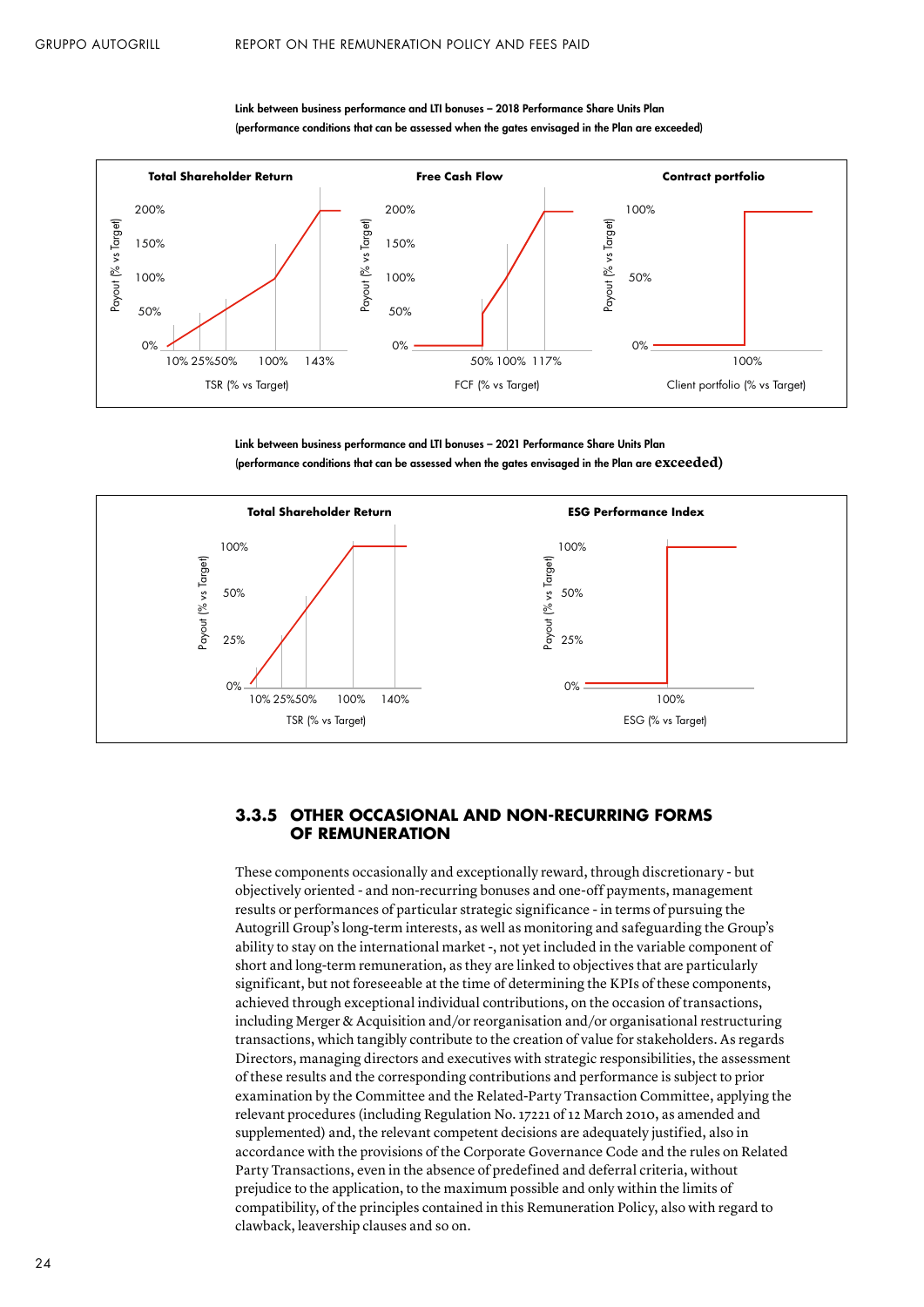**Link between business performance and LTI bonuses – 2018 Performance Share Units Plan (performance conditions that can be assessed when the gates envisaged in the Plan are exceeded)**

**Total Shareholder Return**

Payout (% vs Target): 0%, 50%, 100%, 150%, 200%

TSR (% vs Target): 10%, 25%, 50%, 100%, 143%

**Free Cash Flow**

Payout (% vs Target): 0%, 50%, 100%, 150%, 200%

FCF (% vs Target): 50%, 100%, 117%

**Contract portfolio**

Payout (% vs Target): 0%, 50%, 100%

Client portfolio (% vs Target): 100%

**Link between business performance and LTI bonuses – 2021 Performance Share Units Plan (performance conditions that can be assessed when the gates envisaged in the Plan are exceeded)**

**Total Shareholder Return**

Payout (% vs Target): 0%, 25%, 50%, 100%

TSR (% vs Target): 10%, 25%, 50%, 100%, 140%

**ESG Performance Index**

Payout (% vs Target): 0%, 25%, 50%, 100%

ESG (% vs Target): 100%

### 3.3.5 OTHER OCCASIONAL AND NON-RECURRING FORMS OF REMUNERATION

These components occasionally and exceptionally reward, through discretionary - but objectively oriented - and non-recurring bonuses and one-off payments, management results or performances of particular strategic significance - in terms of pursuing the Autogrill Group's long-term interests, as well as monitoring and safeguarding the Group's ability to stay on the international market -, not yet included in the variable component of short and long-term remuneration, as they are linked to objectives that are particularly significant, but not foreseeable at the time of determining the KPIs of these components, achieved through exceptional individual contributions, on the occasion of transactions, including Merger & Acquisition and/or reorganisation and/or organisational restructuring transactions, which tangibly contribute to the creation of value for stakeholders. As regards Directors, managing directors and executives with strategic responsibilities, the assessment of these results and the corresponding contributions and performance is subject to prior examination by the Committee and the Related-Party Transaction Committee, applying the relevant procedures (including Regulation No. 17221 of 12 March 2010, as amended and supplemented) and, the relevant competent decisions are adequately justified, also in accordance with the provisions of the Corporate Governance Code and the rules on Related Party Transactions, even in the absence of predefined and deferral criteria, without prejudice to the application, to the maximum possible and only within the limits of compatibility, of the principles contained in this Remuneration Policy, also with regard to clawback, leavership clauses and so on.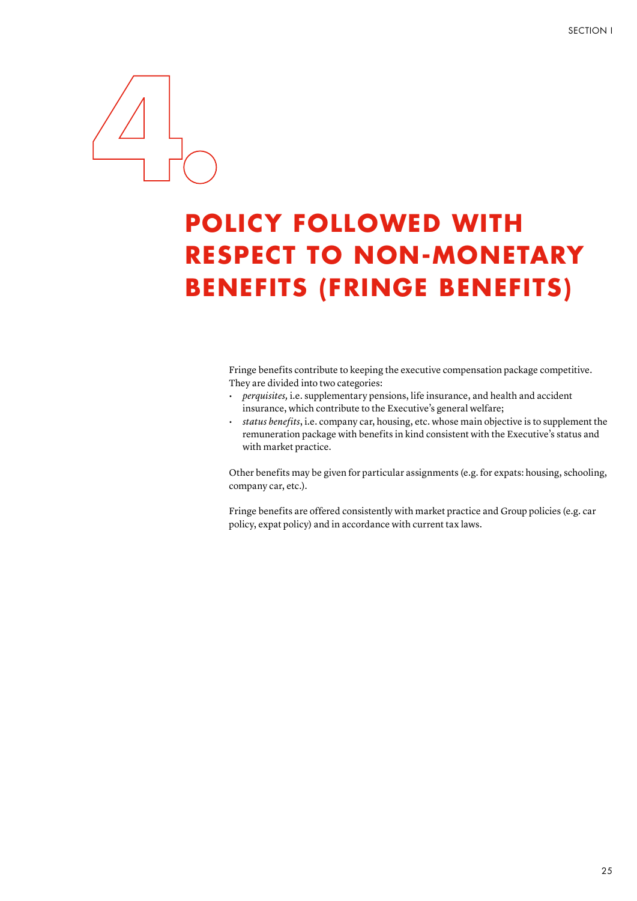# 4. POLICY FOLLOWED WITH RESPECT TO NON-MONETARY BENEFITS (FRINGE BENEFITS)

Fringe benefits contribute to keeping the executive compensation package competitive. They are divided into two categories:

- *perquisites,* i.e. supplementary pensions, life insurance, and health and accident insurance, which contribute to the Executive's general welfare;
- *status benefits*, i.e. company car, housing, etc. whose main objective is to supplement the remuneration package with benefits in kind consistent with the Executive's status and with market practice.

Other benefits may be given for particular assignments (e.g. for expats: housing, schooling, company car, etc.).

Fringe benefits are offered consistently with market practice and Group policies (e.g. car policy, expat policy) and in accordance with current tax laws.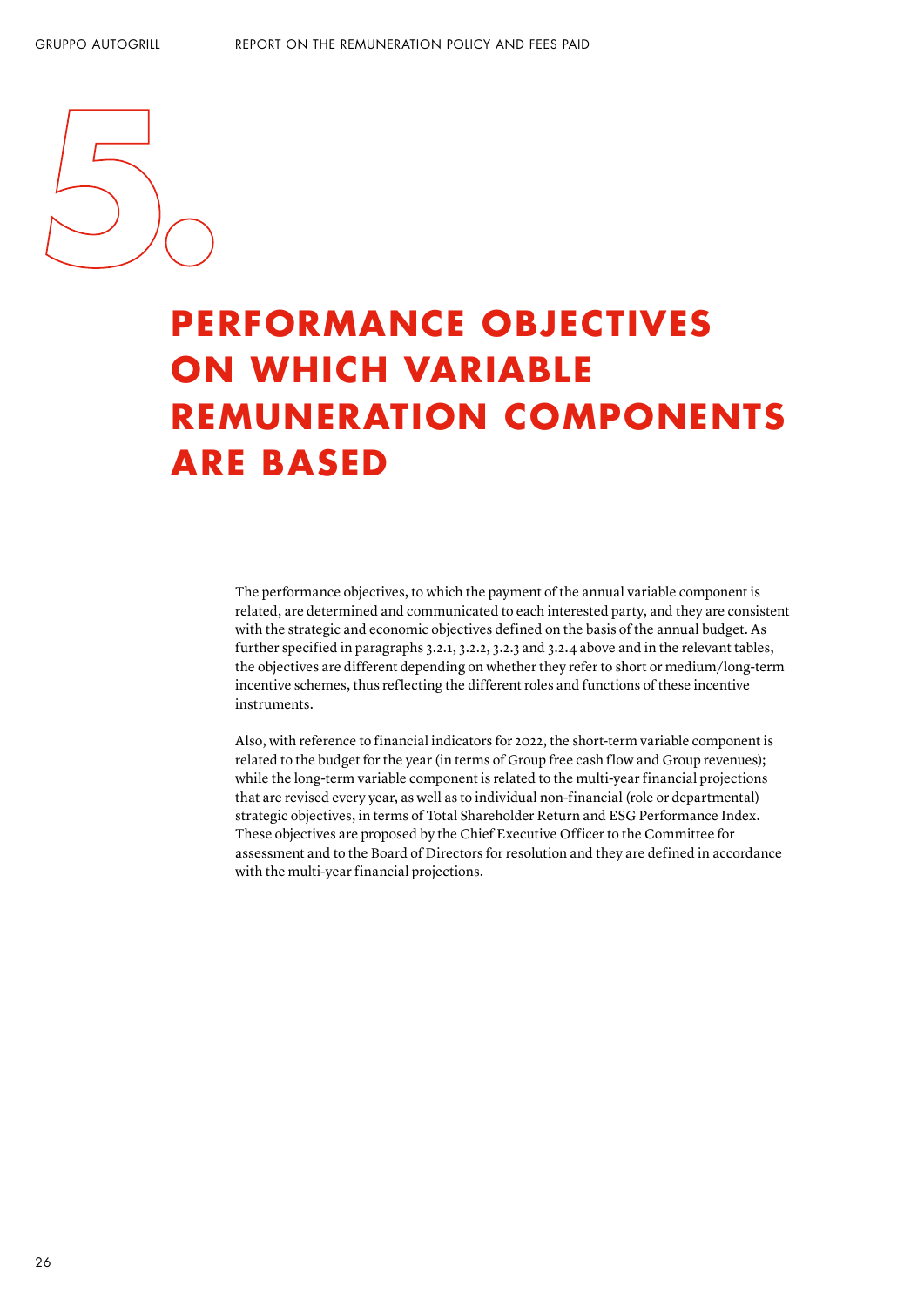# 5. PERFORMANCE OBJECTIVES ON WHICH VARIABLE REMUNERATION COMPONENTS ARE BASED

The performance objectives, to which the payment of the annual variable component is related, are determined and communicated to each interested party, and they are consistent with the strategic and economic objectives defined on the basis of the annual budget. As further specified in paragraphs 3.2.1, 3.2.2, 3.2.3 and 3.2.4 above and in the relevant tables, the objectives are different depending on whether they refer to short or medium/long-term incentive schemes, thus reflecting the different roles and functions of these incentive instruments.

Also, with reference to financial indicators for 2022, the short-term variable component is related to the budget for the year (in terms of Group free cash flow and Group revenues); while the long-term variable component is related to the multi-year financial projections that are revised every year, as well as to individual non-financial (role or departmental) strategic objectives, in terms of Total Shareholder Return and ESG Performance Index. These objectives are proposed by the Chief Executive Officer to the Committee for assessment and to the Board of Directors for resolution and they are defined in accordance with the multi-year financial projections.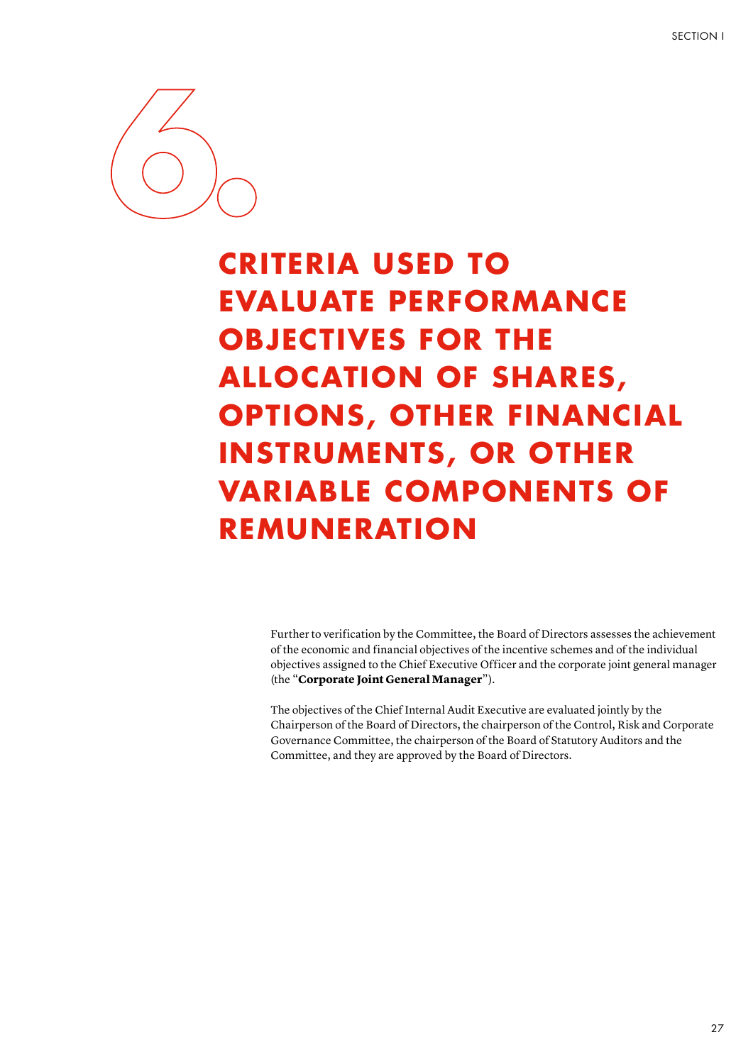# 6. CRITERIA USED TO EVALUATE PERFORMANCE OBJECTIVES FOR THE ALLOCATION OF SHARES, OPTIONS, OTHER FINANCIAL INSTRUMENTS, OR OTHER VARIABLE COMPONENTS OF REMUNERATION

Further to verification by the Committee, the Board of Directors assesses the achievement of the economic and financial objectives of the incentive schemes and of the individual objectives assigned to the Chief Executive Officer and the corporate joint general manager (the "**Corporate Joint General Manager**").

The objectives of the Chief Internal Audit Executive are evaluated jointly by the Chairperson of the Board of Directors, the chairperson of the Control, Risk and Corporate Governance Committee, the chairperson of the Board of Statutory Auditors and the Committee, and they are approved by the Board of Directors.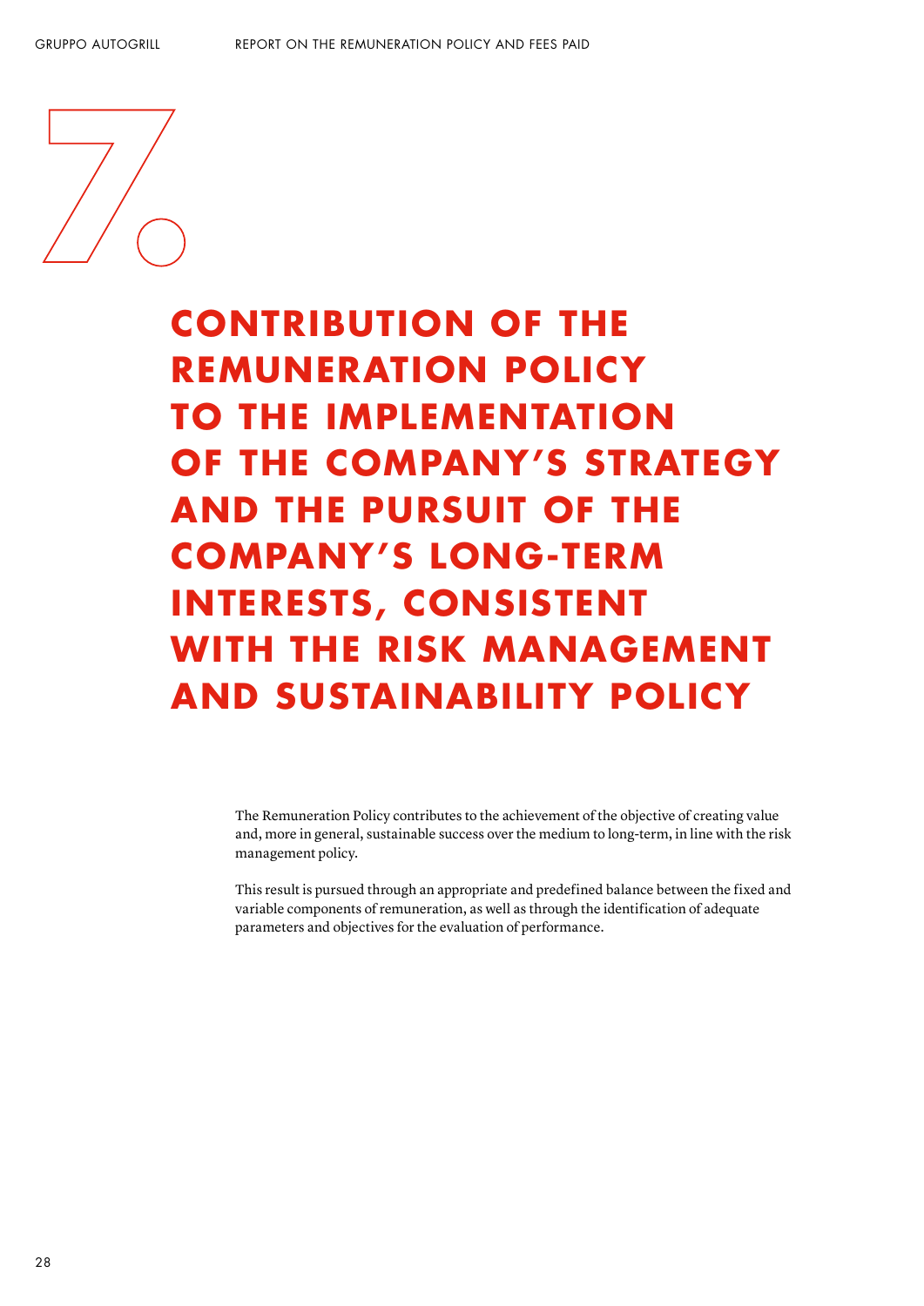# 7. CONTRIBUTION OF THE REMUNERATION POLICY TO THE IMPLEMENTATION OF THE COMPANY'S STRATEGY AND THE PURSUIT OF THE COMPANY'S LONG-TERM INTERESTS, CONSISTENT WITH THE RISK MANAGEMENT AND SUSTAINABILITY POLICY

The Remuneration Policy contributes to the achievement of the objective of creating value and, more in general, sustainable success over the medium to long-term, in line with the risk management policy.

This result is pursued through an appropriate and predefined balance between the fixed and variable components of remuneration, as well as through the identification of adequate parameters and objectives for the evaluation of performance.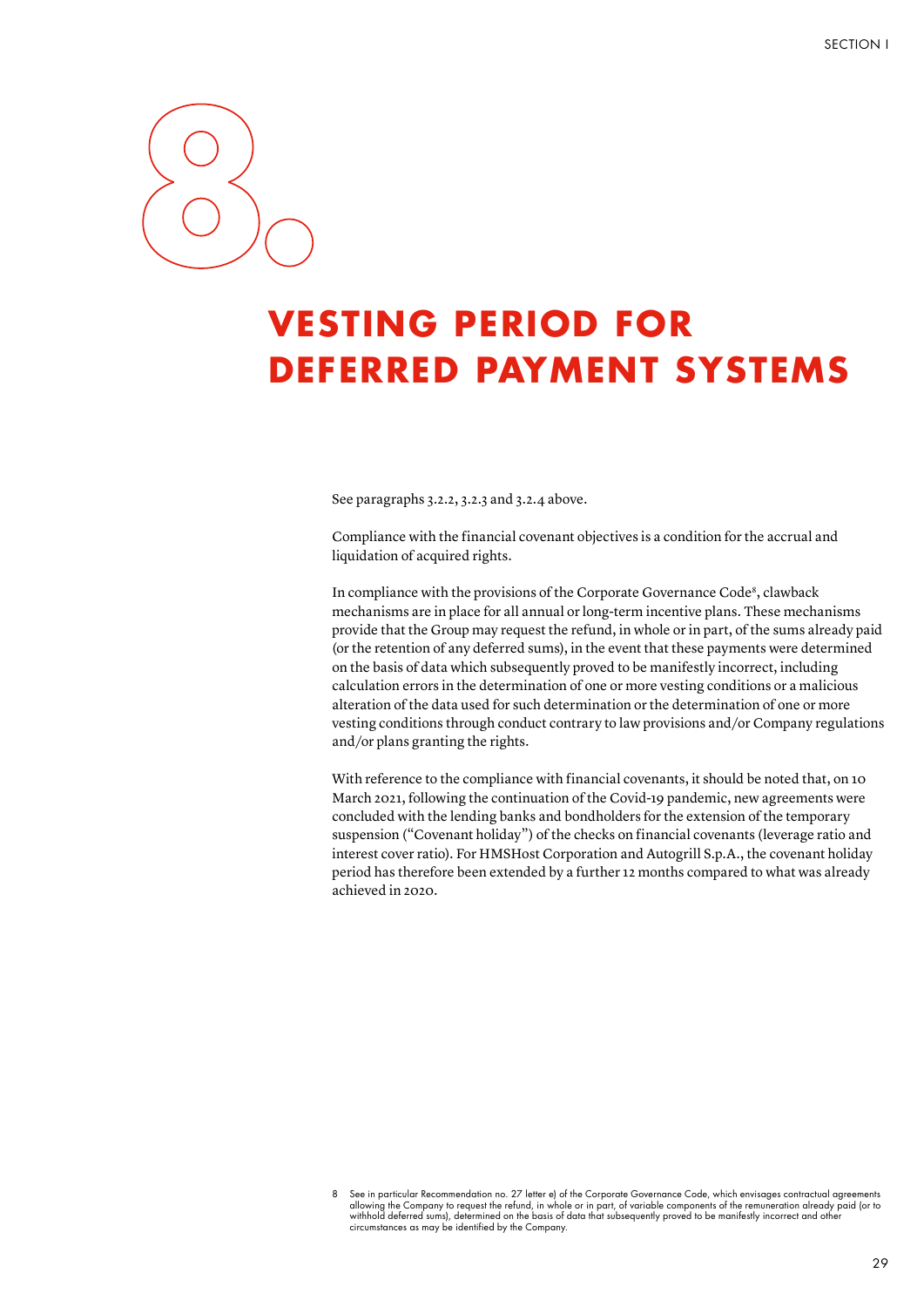# 8. VESTING PERIOD FOR DEFERRED PAYMENT SYSTEMS

See paragraphs 3.2.2, 3.2.3 and 3.2.4 above.

Compliance with the financial covenant objectives is a condition for the accrual and liquidation of acquired rights.

In compliance with the provisions of the Corporate Governance Code[8], clawback mechanisms are in place for all annual or long-term incentive plans. These mechanisms provide that the Group may request the refund, in whole or in part, of the sums already paid (or the retention of any deferred sums), in the event that these payments were determined on the basis of data which subsequently proved to be manifestly incorrect, including calculation errors in the determination of one or more vesting conditions or a malicious alteration of the data used for such determination or the determination of one or more vesting conditions through conduct contrary to law provisions and/or Company regulations and/or plans granting the rights.

With reference to the compliance with financial covenants, it should be noted that, on 10 March 2021, following the continuation of the Covid-19 pandemic, new agreements were concluded with the lending banks and bondholders for the extension of the temporary suspension ("Covenant holiday") of the checks on financial covenants (leverage ratio and interest cover ratio). For HMSHost Corporation and Autogrill S.p.A., the covenant holiday period has therefore been extended by a further 12 months compared to what was already achieved in 2020.

---

8 See in particular Recommendation no. 27 letter e) of the Corporate Governance Code, which envisages contractual agreements allowing the Company to request the refund, in whole or in part, of variable components of the remuneration already paid (or to withhold deferred sums), determined on the basis of data that subsequently proved to be manifestly incorrect and other circumstances as may be identified by the Company.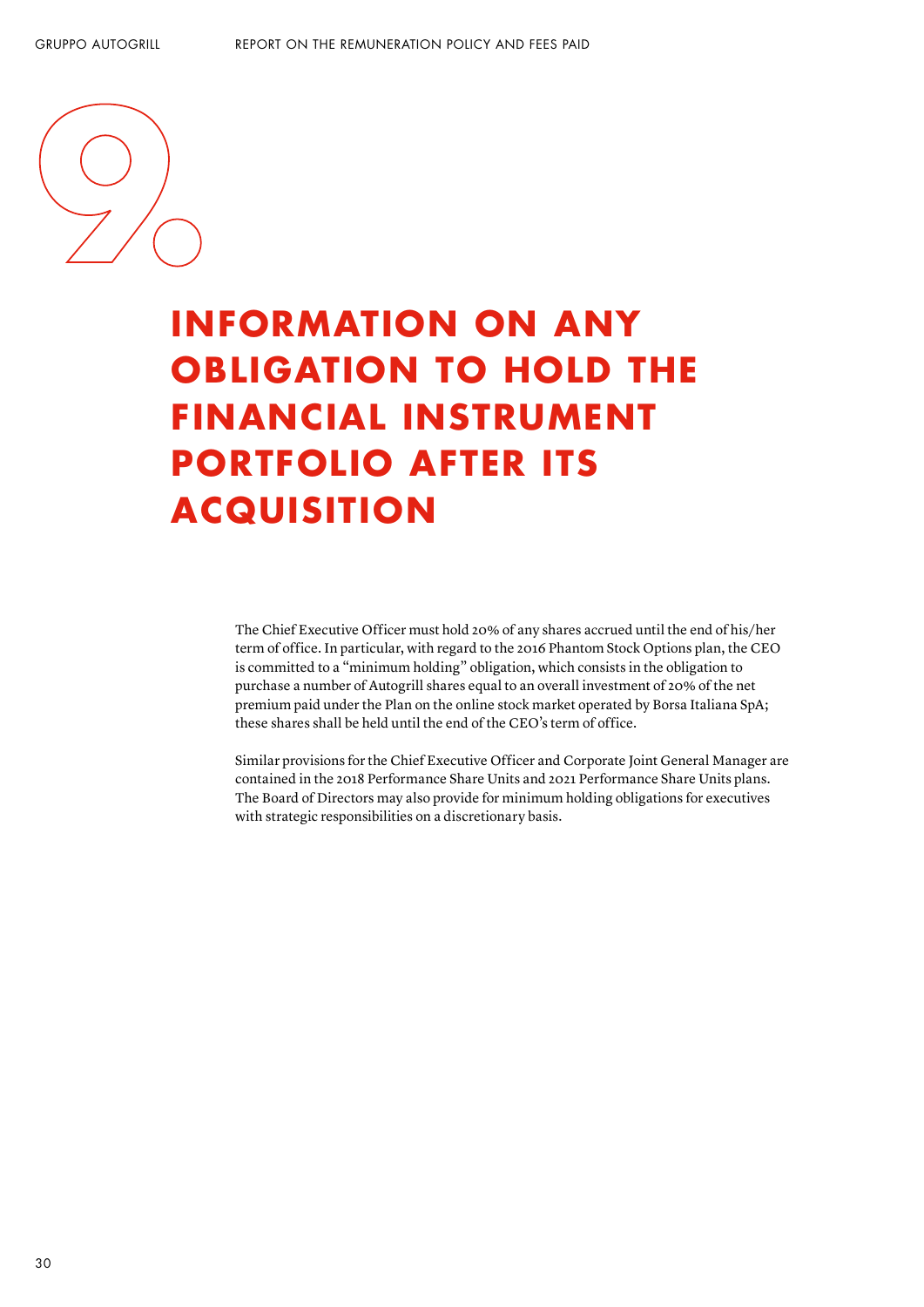# 9. INFORMATION ON ANY OBLIGATION TO HOLD THE FINANCIAL INSTRUMENT PORTFOLIO AFTER ITS ACQUISITION

The Chief Executive Officer must hold 20% of any shares accrued until the end of his/her term of office. In particular, with regard to the 2016 Phantom Stock Options plan, the CEO is committed to a "minimum holding" obligation, which consists in the obligation to purchase a number of Autogrill shares equal to an overall investment of 20% of the net premium paid under the Plan on the online stock market operated by Borsa Italiana SpA; these shares shall be held until the end of the CEO's term of office.

Similar provisions for the Chief Executive Officer and Corporate Joint General Manager are contained in the 2018 Performance Share Units and 2021 Performance Share Units plans. The Board of Directors may also provide for minimum holding obligations for executives with strategic responsibilities on a discretionary basis.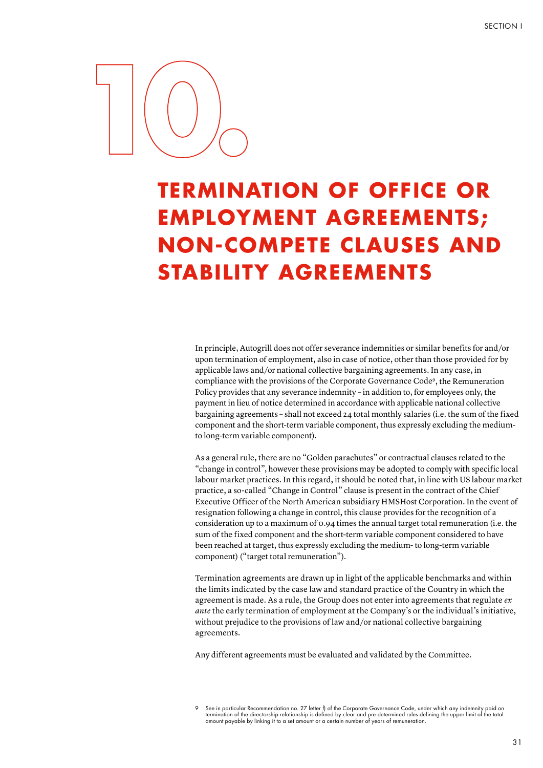# 10. TERMINATION OF OFFICE OR EMPLOYMENT AGREEMENTS; NON-COMPETE CLAUSES AND STABILITY AGREEMENTS

In principle, Autogrill does not offer severance indemnities or similar benefits for and/or upon termination of employment, also in case of notice, other than those provided for by applicable laws and/or national collective bargaining agreements. In any case, in compliance with the provisions of the Corporate Governance Code[9], the Remuneration Policy provides that any severance indemnity – in addition to, for employees only, the payment in lieu of notice determined in accordance with applicable national collective bargaining agreements – shall not exceed 24 total monthly salaries (i.e. the sum of the fixed component and the short-term variable component, thus expressly excluding the medium- to long-term variable component).

As a general rule, there are no "Golden parachutes" or contractual clauses related to the "change in control", however these provisions may be adopted to comply with specific local labour market practices. In this regard, it should be noted that, in line with US labour market practice, a so-called "Change in Control" clause is present in the contract of the Chief Executive Officer of the North American subsidiary HMSHost Corporation. In the event of resignation following a change in control, this clause provides for the recognition of a consideration up to a maximum of 0.94 times the annual target total remuneration (i.e. the sum of the fixed component and the short-term variable component considered to have been reached at target, thus expressly excluding the medium- to long-term variable component) ("target total remuneration").

Termination agreements are drawn up in light of the applicable benchmarks and within the limits indicated by the case law and standard practice of the Country in which the agreement is made. As a rule, the Group does not enter into agreements that regulate *ex ante* the early termination of employment at the Company's or the individual's initiative, without prejudice to the provisions of law and/or national collective bargaining agreements.

Any different agreements must be evaluated and validated by the Committee.

9 See in particular Recommendation no. 27 letter f) of the Corporate Governance Code, under which any indemnity paid on termination of the directorship relationship is defined by clear and pre-determined rules defining the upper limit of the total amount payable by linking it to a set amount or a certain number of years of remuneration.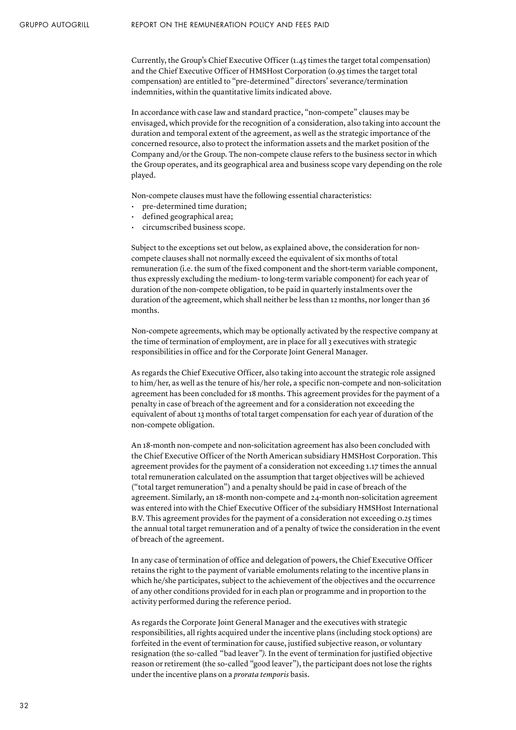Currently, the Group's Chief Executive Officer (1.45 times the target total compensation) and the Chief Executive Officer of HMSHost Corporation (0.95 times the target total compensation) are entitled to "pre-determined" directors' severance/termination indemnities, within the quantitative limits indicated above.

In accordance with case law and standard practice, "non-compete" clauses may be envisaged, which provide for the recognition of a consideration, also taking into account the duration and temporal extent of the agreement, as well as the strategic importance of the concerned resource, also to protect the information assets and the market position of the Company and/or the Group. The non-compete clause refers to the business sector in which the Group operates, and its geographical area and business scope vary depending on the role played.

Non-compete clauses must have the following essential characteristics:

- pre-determined time duration;
- defined geographical area;
- circumscribed business scope.

Subject to the exceptions set out below, as explained above, the consideration for non-compete clauses shall not normally exceed the equivalent of six months of total remuneration (i.e. the sum of the fixed component and the short-term variable component, thus expressly excluding the medium- to long-term variable component) for each year of duration of the non-compete obligation, to be paid in quarterly instalments over the duration of the agreement, which shall neither be less than 12 months, nor longer than 36 months.

Non-compete agreements, which may be optionally activated by the respective company at the time of termination of employment, are in place for all 3 executives with strategic responsibilities in office and for the Corporate Joint General Manager.

As regards the Chief Executive Officer, also taking into account the strategic role assigned to him/her, as well as the tenure of his/her role, a specific non-compete and non-solicitation agreement has been concluded for 18 months. This agreement provides for the payment of a penalty in case of breach of the agreement and for a consideration not exceeding the equivalent of about 13 months of total target compensation for each year of duration of the non-compete obligation.

An 18-month non-compete and non-solicitation agreement has also been concluded with the Chief Executive Officer of the North American subsidiary HMSHost Corporation. This agreement provides for the payment of a consideration not exceeding 1.17 times the annual total remuneration calculated on the assumption that target objectives will be achieved ("total target remuneration") and a penalty should be paid in case of breach of the agreement. Similarly, an 18-month non-compete and 24-month non-solicitation agreement was entered into with the Chief Executive Officer of the subsidiary HMSHost International B.V. This agreement provides for the payment of a consideration not exceeding 0.25 times the annual total target remuneration and of a penalty of twice the consideration in the event of breach of the agreement.

In any case of termination of office and delegation of powers, the Chief Executive Officer retains the right to the payment of variable emoluments relating to the incentive plans in which he/she participates, subject to the achievement of the objectives and the occurrence of any other conditions provided for in each plan or programme and in proportion to the activity performed during the reference period.

As regards the Corporate Joint General Manager and the executives with strategic responsibilities, all rights acquired under the incentive plans (including stock options) are forfeited in the event of termination for cause, justified subjective reason, or voluntary resignation (the so-called "bad leaver"). In the event of termination for justified objective reason or retirement (the so-called "good leaver"), the participant does not lose the rights under the incentive plans on a *prorata temporis* basis.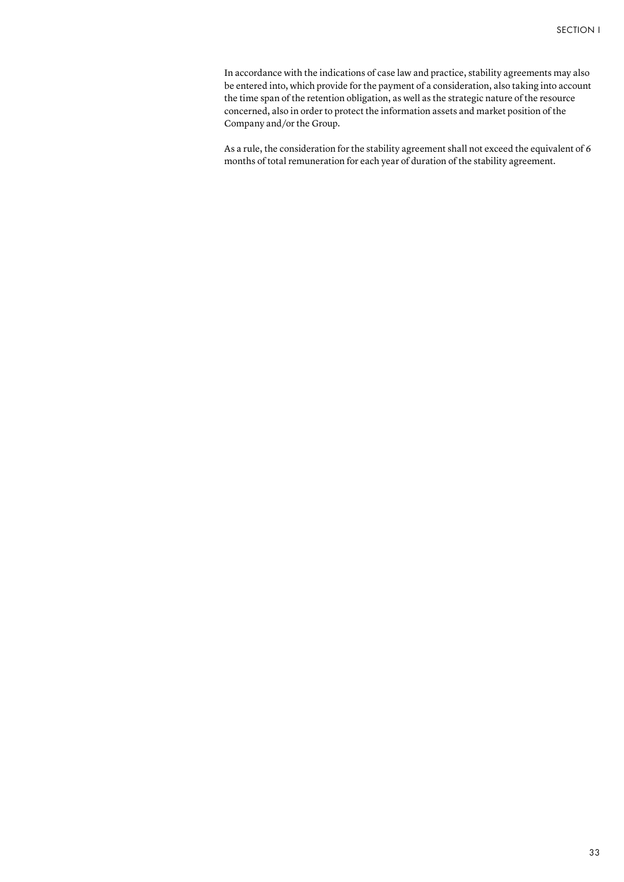In accordance with the indications of case law and practice, stability agreements may also be entered into, which provide for the payment of a consideration, also taking into account the time span of the retention obligation, as well as the strategic nature of the resource concerned, also in order to protect the information assets and market position of the Company and/or the Group.

As a rule, the consideration for the stability agreement shall not exceed the equivalent of 6 months of total remuneration for each year of duration of the stability agreement.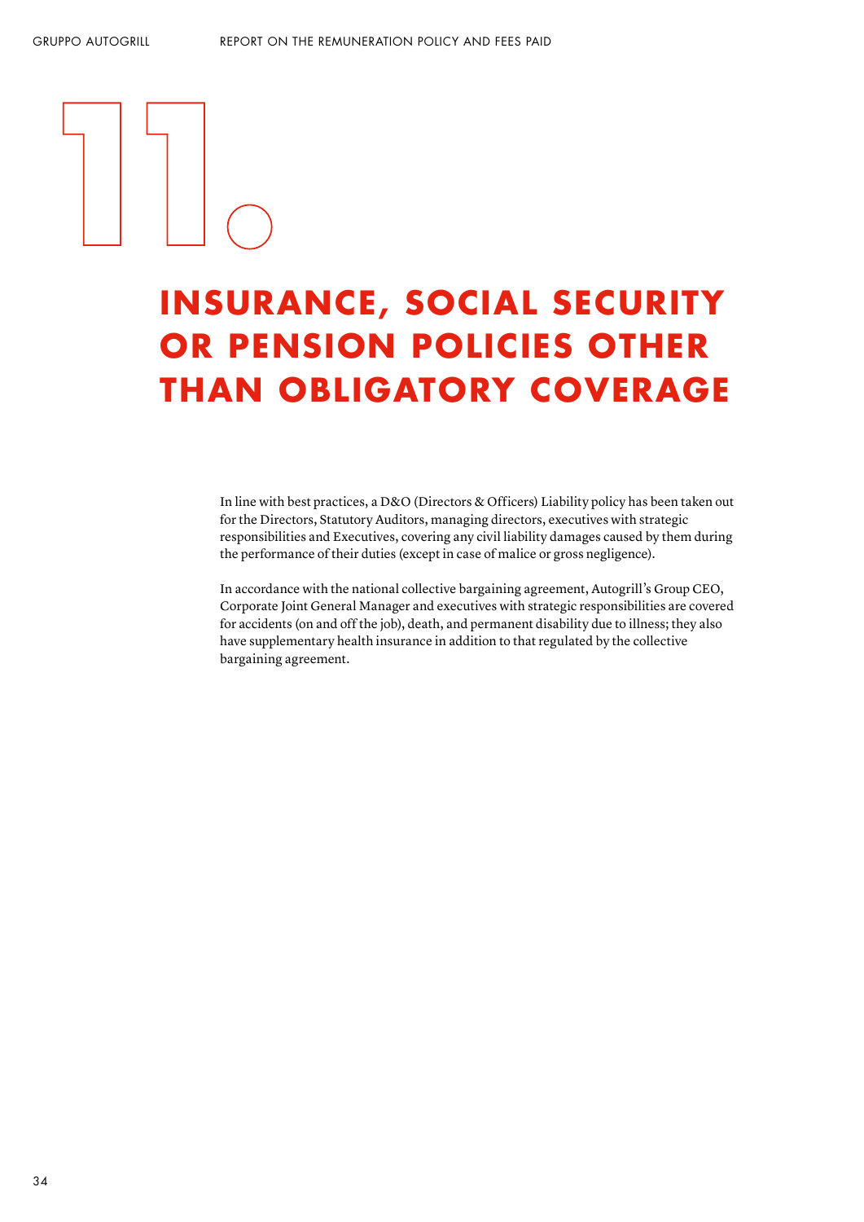# 11. INSURANCE, SOCIAL SECURITY OR PENSION POLICIES OTHER THAN OBLIGATORY COVERAGE

In line with best practices, a D&O (Directors & Officers) Liability policy has been taken out for the Directors, Statutory Auditors, managing directors, executives with strategic responsibilities and Executives, covering any civil liability damages caused by them during the performance of their duties (except in case of malice or gross negligence).

In accordance with the national collective bargaining agreement, Autogrill's Group CEO, Corporate Joint General Manager and executives with strategic responsibilities are covered for accidents (on and off the job), death, and permanent disability due to illness; they also have supplementary health insurance in addition to that regulated by the collective bargaining agreement.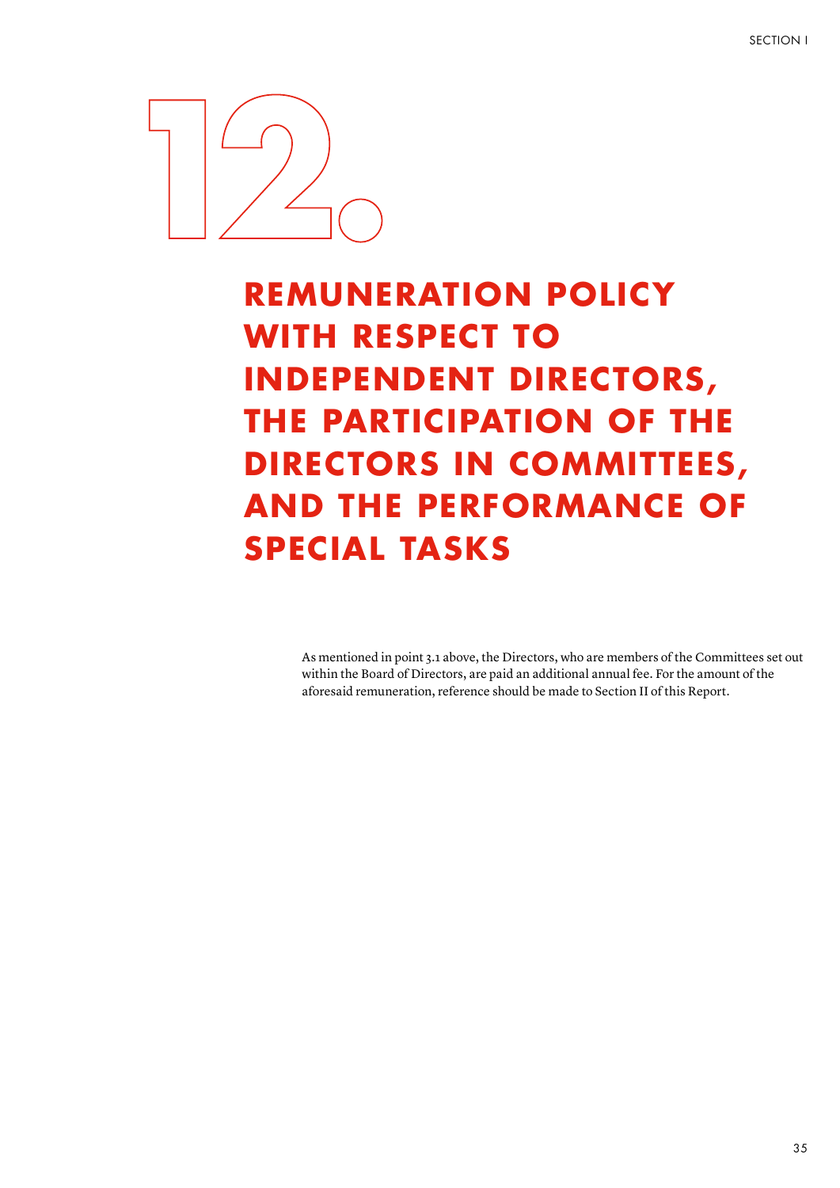# 12. REMUNERATION POLICY WITH RESPECT TO INDEPENDENT DIRECTORS, THE PARTICIPATION OF THE DIRECTORS IN COMMITTEES, AND THE PERFORMANCE OF SPECIAL TASKS

As mentioned in point 3.1 above, the Directors, who are members of the Committees set out within the Board of Directors, are paid an additional annual fee. For the amount of the aforesaid remuneration, reference should be made to Section II of this Report.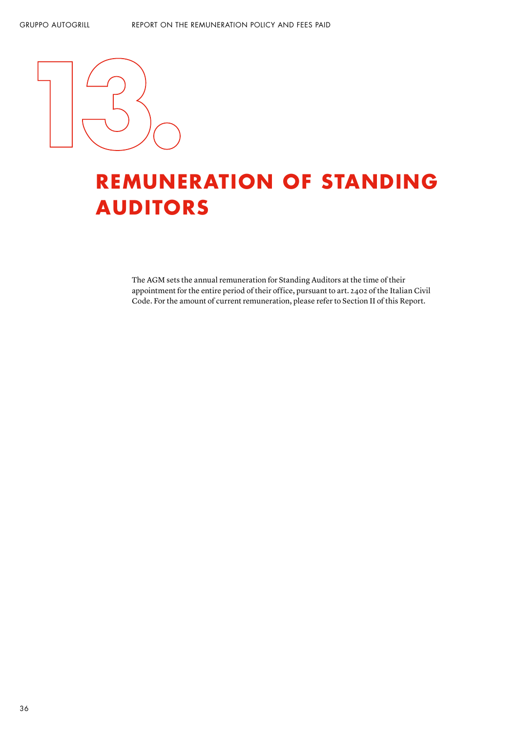# 13. REMUNERATION OF STANDING AUDITORS

The AGM sets the annual remuneration for Standing Auditors at the time of their appointment for the entire period of their office, pursuant to art. 2402 of the Italian Civil Code. For the amount of current remuneration, please refer to Section II of this Report.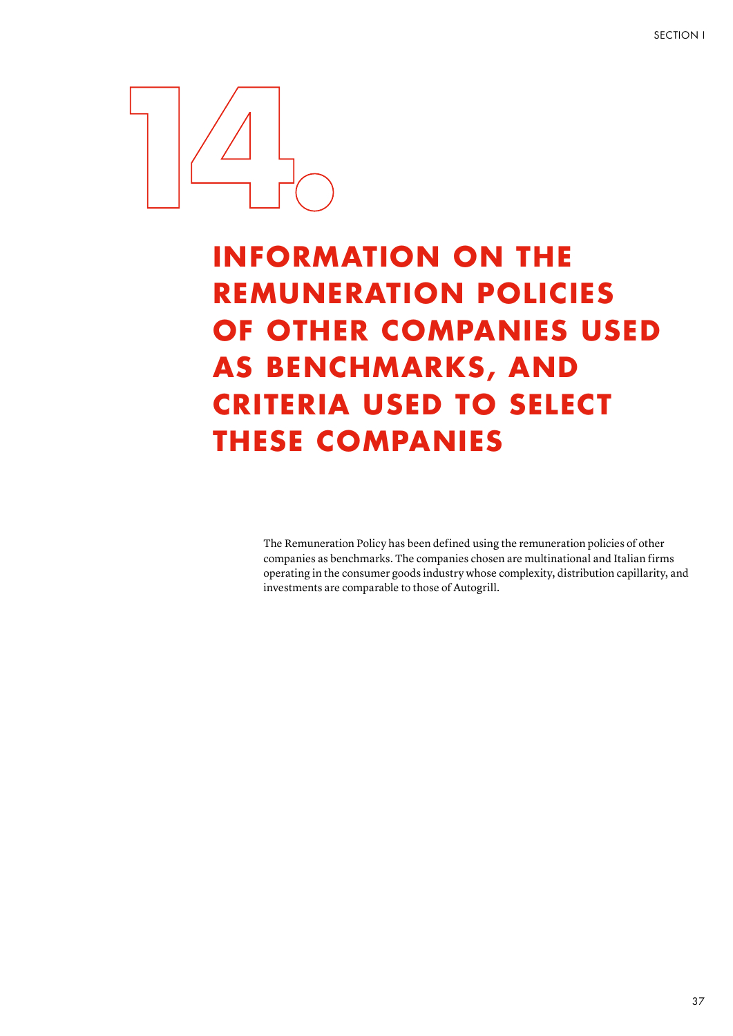# 14. INFORMATION ON THE REMUNERATION POLICIES OF OTHER COMPANIES USED AS BENCHMARKS, AND CRITERIA USED TO SELECT THESE COMPANIES

The Remuneration Policy has been defined using the remuneration policies of other companies as benchmarks. The companies chosen are multinational and Italian firms operating in the consumer goods industry whose complexity, distribution capillarity, and investments are comparable to those of Autogrill.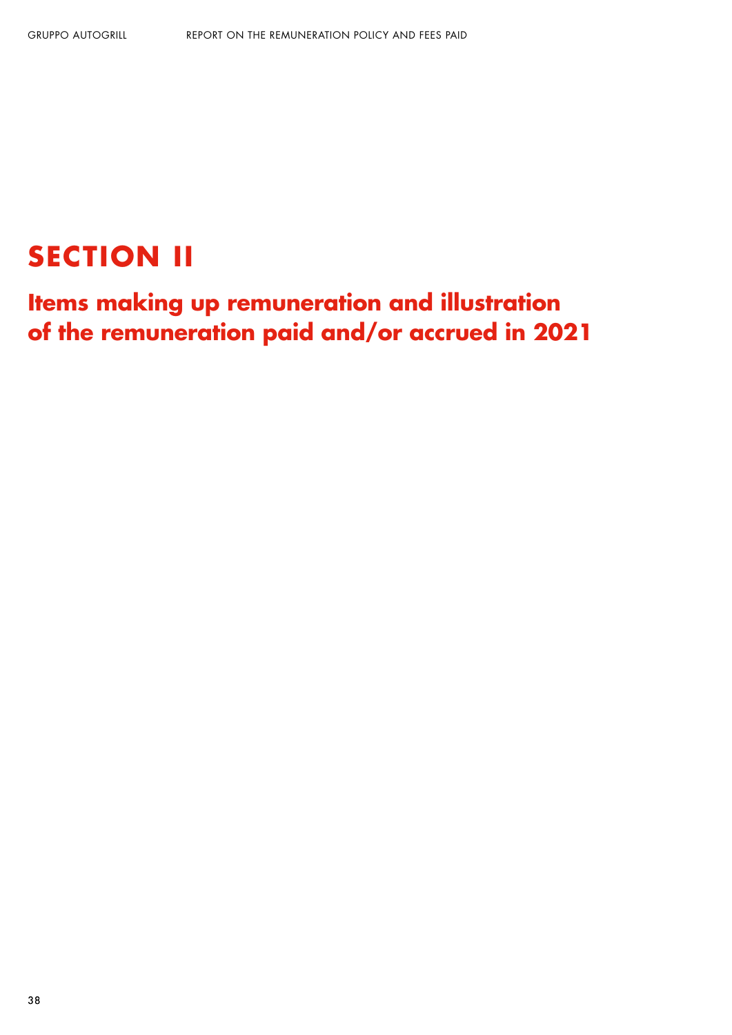# SECTION II

## Items making up remuneration and illustration of the remuneration paid and/or accrued in 2021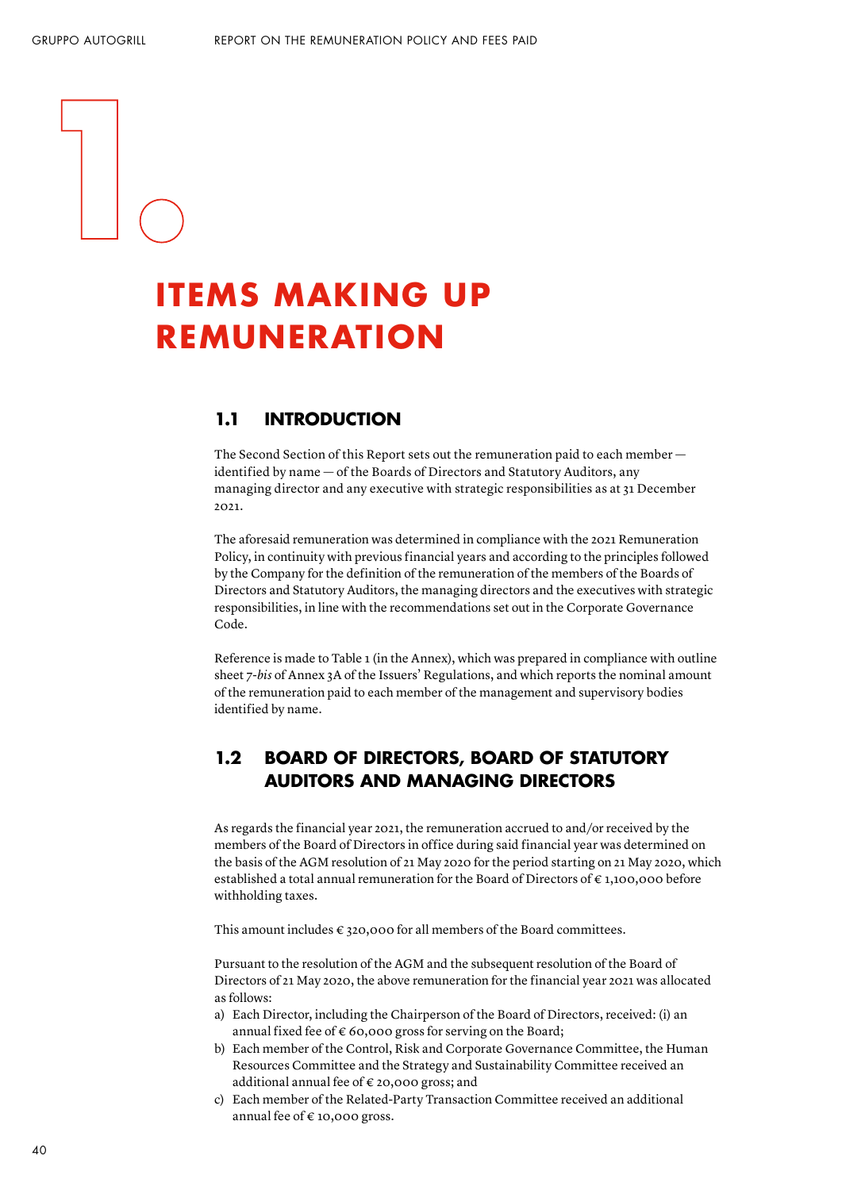# 1. ITEMS MAKING UP REMUNERATION

## 1.1 INTRODUCTION

The Second Section of this Report sets out the remuneration paid to each member — identified by name — of the Boards of Directors and Statutory Auditors, any managing director and any executive with strategic responsibilities as at 31 December 2021.

The aforesaid remuneration was determined in compliance with the 2021 Remuneration Policy, in continuity with previous financial years and according to the principles followed by the Company for the definition of the remuneration of the members of the Boards of Directors and Statutory Auditors, the managing directors and the executives with strategic responsibilities, in line with the recommendations set out in the Corporate Governance Code.

Reference is made to Table 1 (in the Annex), which was prepared in compliance with outline sheet 7-*bis* of Annex 3A of the Issuers' Regulations, and which reports the nominal amount of the remuneration paid to each member of the management and supervisory bodies identified by name.

## 1.2 BOARD OF DIRECTORS, BOARD OF STATUTORY AUDITORS AND MANAGING DIRECTORS

As regards the financial year 2021, the remuneration accrued to and/or received by the members of the Board of Directors in office during said financial year was determined on the basis of the AGM resolution of 21 May 2020 for the period starting on 21 May 2020, which established a total annual remuneration for the Board of Directors of € 1,100,000 before withholding taxes.

This amount includes € 320,000 for all members of the Board committees.

Pursuant to the resolution of the AGM and the subsequent resolution of the Board of Directors of 21 May 2020, the above remuneration for the financial year 2021 was allocated as follows:

a) Each Director, including the Chairperson of the Board of Directors, received: (i) an annual fixed fee of € 60,000 gross for serving on the Board;
b) Each member of the Control, Risk and Corporate Governance Committee, the Human Resources Committee and the Strategy and Sustainability Committee received an additional annual fee of € 20,000 gross; and
c) Each member of the Related-Party Transaction Committee received an additional annual fee of € 10,000 gross.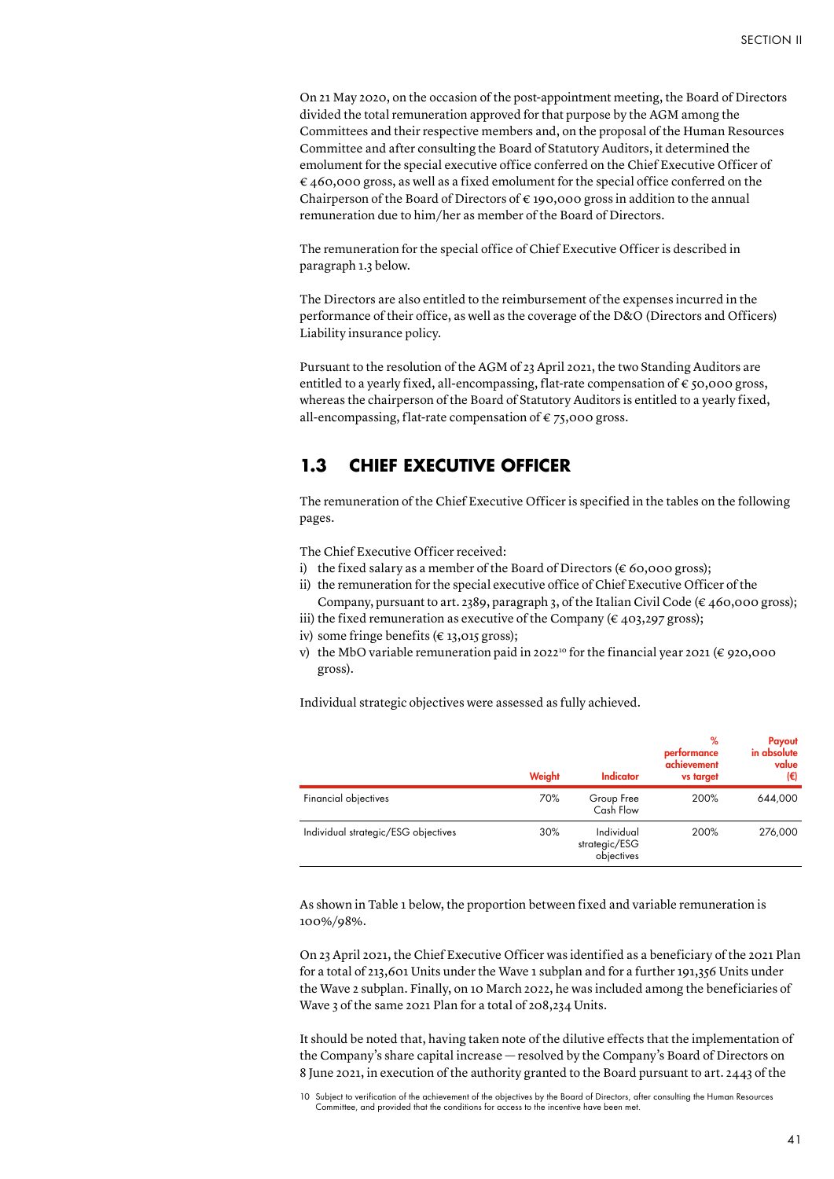On 21 May 2020, on the occasion of the post-appointment meeting, the Board of Directors divided the total remuneration approved for that purpose by the AGM among the Committees and their respective members and, on the proposal of the Human Resources Committee and after consulting the Board of Statutory Auditors, it determined the emolument for the special executive office conferred on the Chief Executive Officer of € 460,000 gross, as well as a fixed emolument for the special office conferred on the Chairperson of the Board of Directors of € 190,000 gross in addition to the annual remuneration due to him/her as member of the Board of Directors.

The remuneration for the special office of Chief Executive Officer is described in paragraph 1.3 below.

The Directors are also entitled to the reimbursement of the expenses incurred in the performance of their office, as well as the coverage of the D&O (Directors and Officers) Liability insurance policy.

Pursuant to the resolution of the AGM of 23 April 2021, the two Standing Auditors are entitled to a yearly fixed, all-encompassing, flat-rate compensation of € 50,000 gross, whereas the chairperson of the Board of Statutory Auditors is entitled to a yearly fixed, all-encompassing, flat-rate compensation of € 75,000 gross.

## 1.3 CHIEF EXECUTIVE OFFICER

The remuneration of the Chief Executive Officer is specified in the tables on the following pages.

The Chief Executive Officer received:

i) the fixed salary as a member of the Board of Directors (€ 60,000 gross);
ii) the remuneration for the special executive office of Chief Executive Officer of the Company, pursuant to art. 2389, paragraph 3, of the Italian Civil Code (€ 460,000 gross);
iii) the fixed remuneration as executive of the Company (€ 403,297 gross);
iv) some fringe benefits (€ 13,015 gross);
v) the MbO variable remuneration paid in 2022[10] for the financial year 2021 (€ 920,000 gross).

Individual strategic objectives were assessed as fully achieved.

| | Weight | Indicator | % performance achievement vs target | Payout in absolute value (€) |
|---|---|---|---|---|
| Financial objectives | 70% | Group Free Cash Flow | 200% | 644,000 |
| Individual strategic/ESG objectives | 30% | Individual strategic/ESG objectives | 200% | 276,000 |

As shown in Table 1 below, the proportion between fixed and variable remuneration is 100%/98%.

On 23 April 2021, the Chief Executive Officer was identified as a beneficiary of the 2021 Plan for a total of 213,601 Units under the Wave 1 subplan and for a further 191,356 Units under the Wave 2 subplan. Finally, on 10 March 2022, he was included among the beneficiaries of Wave 3 of the same 2021 Plan for a total of 208,234 Units.

It should be noted that, having taken note of the dilutive effects that the implementation of the Company's share capital increase — resolved by the Company's Board of Directors on 8 June 2021, in execution of the authority granted to the Board pursuant to art. 2443 of the

10 Subject to verification of the achievement of the objectives by the Board of Directors, after consulting the Human Resources Committee, and provided that the conditions for access to the incentive have been met.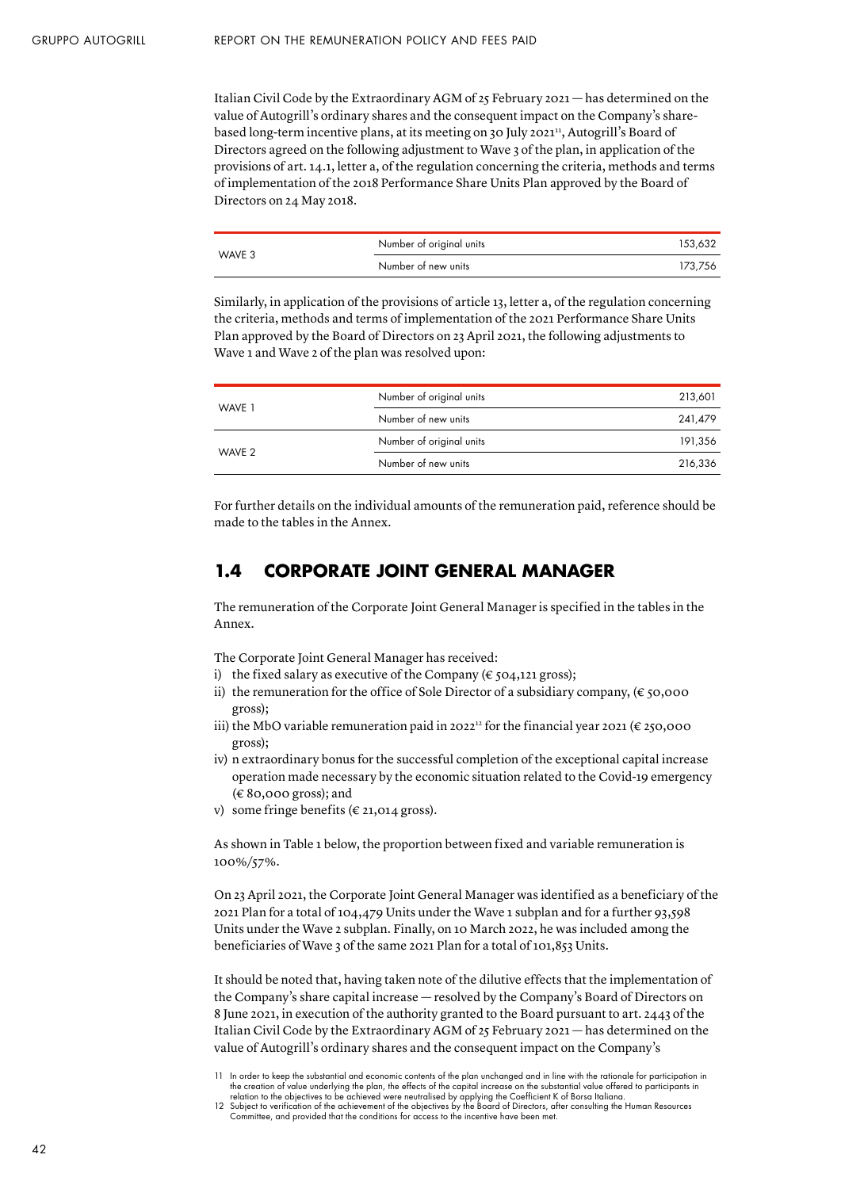Italian Civil Code by the Extraordinary AGM of 25 February 2021 — has determined on the value of Autogrill's ordinary shares and the consequent impact on the Company's share-based long-term incentive plans, at its meeting on 30 July 2021[11], Autogrill's Board of Directors agreed on the following adjustment to Wave 3 of the plan, in application of the provisions of art. 14.1, letter a, of the regulation concerning the criteria, methods and terms of implementation of the 2018 Performance Share Units Plan approved by the Board of Directors on 24 May 2018.

| | | |
|---|---|---|
| WAVE 3 | Number of original units | 153,632 |
| | Number of new units | 173,756 |

Similarly, in application of the provisions of article 13, letter a, of the regulation concerning the criteria, methods and terms of implementation of the 2021 Performance Share Units Plan approved by the Board of Directors on 23 April 2021, the following adjustments to Wave 1 and Wave 2 of the plan was resolved upon:

| | | |
|---|---|---|
| WAVE 1 | Number of original units | 213,601 |
| | Number of new units | 241,479 |
| WAVE 2 | Number of original units | 191,356 |
| | Number of new units | 216,336 |

For further details on the individual amounts of the remuneration paid, reference should be made to the tables in the Annex.

## 1.4 CORPORATE JOINT GENERAL MANAGER

The remuneration of the Corporate Joint General Manager is specified in the tables in the Annex.

The Corporate Joint General Manager has received:

i) the fixed salary as executive of the Company (€ 504,121 gross);
ii) the remuneration for the office of Sole Director of a subsidiary company, (€ 50,000 gross);
iii) the MbO variable remuneration paid in 2022[12] for the financial year 2021 (€ 250,000 gross);
iv) n extraordinary bonus for the successful completion of the exceptional capital increase operation made necessary by the economic situation related to the Covid-19 emergency (€ 80,000 gross); and
v) some fringe benefits (€ 21,014 gross).

As shown in Table 1 below, the proportion between fixed and variable remuneration is 100%/57%.

On 23 April 2021, the Corporate Joint General Manager was identified as a beneficiary of the 2021 Plan for a total of 104,479 Units under the Wave 1 subplan and for a further 93,598 Units under the Wave 2 subplan. Finally, on 10 March 2022, he was included among the beneficiaries of Wave 3 of the same 2021 Plan for a total of 101,853 Units.

It should be noted that, having taken note of the dilutive effects that the implementation of the Company's share capital increase — resolved by the Company's Board of Directors on 8 June 2021, in execution of the authority granted to the Board pursuant to art. 2443 of the Italian Civil Code by the Extraordinary AGM of 25 February 2021 — has determined on the value of Autogrill's ordinary shares and the consequent impact on the Company's

11 In order to keep the substantial and economic contents of the plan unchanged and in line with the rationale for participation in the creation of value underlying the plan, the effects of the capital increase on the substantial value offered to participants in relation to the objectives to be achieved were neutralised by applying the Coefficient K of Borsa Italiana.

12 Subject to verification of the achievement of the objectives by the Board of Directors, after consulting the Human Resources Committee, and provided that the conditions for access to the incentive have been met.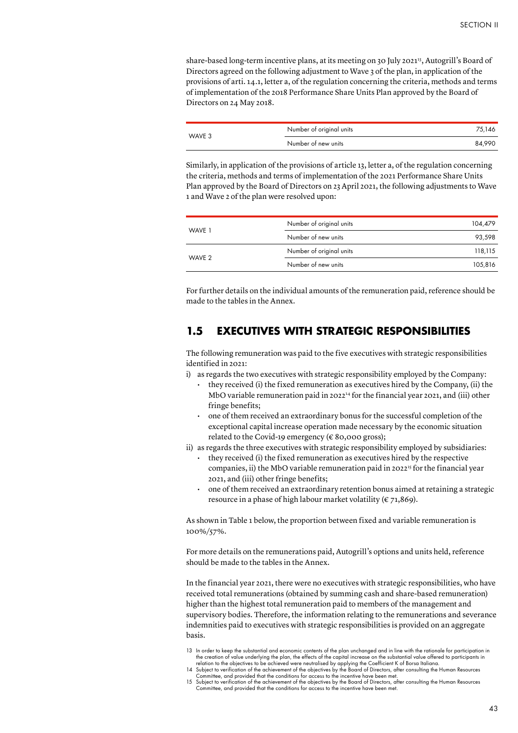share-based long-term incentive plans, at its meeting on 30 July 2021[13], Autogrill's Board of Directors agreed on the following adjustment to Wave 3 of the plan, in application of the provisions of arti. 14.1, letter a, of the regulation concerning the criteria, methods and terms of implementation of the 2018 Performance Share Units Plan approved by the Board of Directors on 24 May 2018.

| | | |
|---|---|---|
| WAVE 3 | Number of original units | 75,146 |
| | Number of new units | 84,990 |

Similarly, in application of the provisions of article 13, letter a, of the regulation concerning the criteria, methods and terms of implementation of the 2021 Performance Share Units Plan approved by the Board of Directors on 23 April 2021, the following adjustments to Wave 1 and Wave 2 of the plan were resolved upon:

| | | |
|---|---|---|
| WAVE 1 | Number of original units | 104,479 |
| | Number of new units | 93,598 |
| WAVE 2 | Number of original units | 118,115 |
| | Number of new units | 105,816 |

For further details on the individual amounts of the remuneration paid, reference should be made to the tables in the Annex.

## 1.5 EXECUTIVES WITH STRATEGIC RESPONSIBILITIES

The following remuneration was paid to the five executives with strategic responsibilities identified in 2021:

i) as regards the two executives with strategic responsibility employed by the Company:
   - they received (i) the fixed remuneration as executives hired by the Company, (ii) the MbO variable remuneration paid in 2022[14] for the financial year 2021, and (iii) other fringe benefits;
   - one of them received an extraordinary bonus for the successful completion of the exceptional capital increase operation made necessary by the economic situation related to the Covid-19 emergency (€ 80,000 gross);

ii) as regards the three executives with strategic responsibility employed by subsidiaries:
   - they received (i) the fixed remuneration as executives hired by the respective companies, ii) the MbO variable remuneration paid in 2022[15] for the financial year 2021, and (iii) other fringe benefits;
   - one of them received an extraordinary retention bonus aimed at retaining a strategic resource in a phase of high labour market volatility (€ 71,869).

As shown in Table 1 below, the proportion between fixed and variable remuneration is 100%/57%.

For more details on the remunerations paid, Autogrill's options and units held, reference should be made to the tables in the Annex.

In the financial year 2021, there were no executives with strategic responsibilities, who have received total remunerations (obtained by summing cash and share-based remuneration) higher than the highest total remuneration paid to members of the management and supervisory bodies. Therefore, the information relating to the remunerations and severance indemnities paid to executives with strategic responsibilities is provided on an aggregate basis.

13 In order to keep the substantial and economic contents of the plan unchanged and in line with the rationale for participation in the creation of value underlying the plan, the effects of the capital increase on the substantial value offered to participants in relation to the objectives to be achieved were neutralised by applying the Coefficient K of Borsa Italiana.

14 Subject to verification of the achievement of the objectives by the Board of Directors, after consulting the Human Resources Committee, and provided that the conditions for access to the incentive have been met.

15 Subject to verification of the achievement of the objectives by the Board of Directors, after consulting the Human Resources Committee, and provided that the conditions for access to the incentive have been met.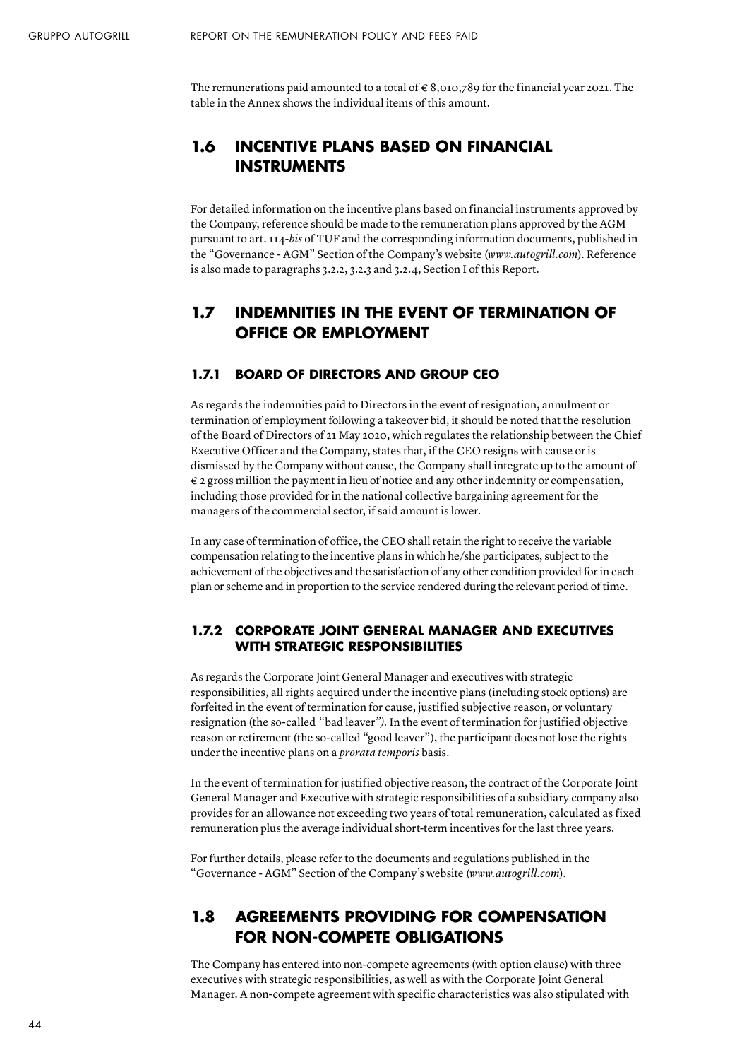The remunerations paid amounted to a total of € 8,010,789 for the financial year 2021. The table in the Annex shows the individual items of this amount.

## 1.6 INCENTIVE PLANS BASED ON FINANCIAL INSTRUMENTS

For detailed information on the incentive plans based on financial instruments approved by the Company, reference should be made to the remuneration plans approved by the AGM pursuant to art. 114-*bis* of TUF and the corresponding information documents, published in the "Governance - AGM" Section of the Company's website (*www.autogrill.com*). Reference is also made to paragraphs 3.2.2, 3.2.3 and 3.2.4, Section I of this Report.

## 1.7 INDEMNITIES IN THE EVENT OF TERMINATION OF OFFICE OR EMPLOYMENT

### 1.7.1 BOARD OF DIRECTORS AND GROUP CEO

As regards the indemnities paid to Directors in the event of resignation, annulment or termination of employment following a takeover bid, it should be noted that the resolution of the Board of Directors of 21 May 2020, which regulates the relationship between the Chief Executive Officer and the Company, states that, if the CEO resigns with cause or is dismissed by the Company without cause, the Company shall integrate up to the amount of € 2 gross million the payment in lieu of notice and any other indemnity or compensation, including those provided for in the national collective bargaining agreement for the managers of the commercial sector, if said amount is lower.

In any case of termination of office, the CEO shall retain the right to receive the variable compensation relating to the incentive plans in which he/she participates, subject to the achievement of the objectives and the satisfaction of any other condition provided for in each plan or scheme and in proportion to the service rendered during the relevant period of time.

### 1.7.2 CORPORATE JOINT GENERAL MANAGER AND EXECUTIVES WITH STRATEGIC RESPONSIBILITIES

As regards the Corporate Joint General Manager and executives with strategic responsibilities, all rights acquired under the incentive plans (including stock options) are forfeited in the event of termination for cause, justified subjective reason, or voluntary resignation (the so-called "bad leaver"). In the event of termination for justified objective reason or retirement (the so-called "good leaver"), the participant does not lose the rights under the incentive plans on a *prorata temporis* basis.

In the event of termination for justified objective reason, the contract of the Corporate Joint General Manager and Executive with strategic responsibilities of a subsidiary company also provides for an allowance not exceeding two years of total remuneration, calculated as fixed remuneration plus the average individual short-term incentives for the last three years.

For further details, please refer to the documents and regulations published in the "Governance - AGM" Section of the Company's website (*www.autogrill.com*).

## 1.8 AGREEMENTS PROVIDING FOR COMPENSATION FOR NON-COMPETE OBLIGATIONS

The Company has entered into non-compete agreements (with option clause) with three executives with strategic responsibilities, as well as with the Corporate Joint General Manager. A non-compete agreement with specific characteristics was also stipulated with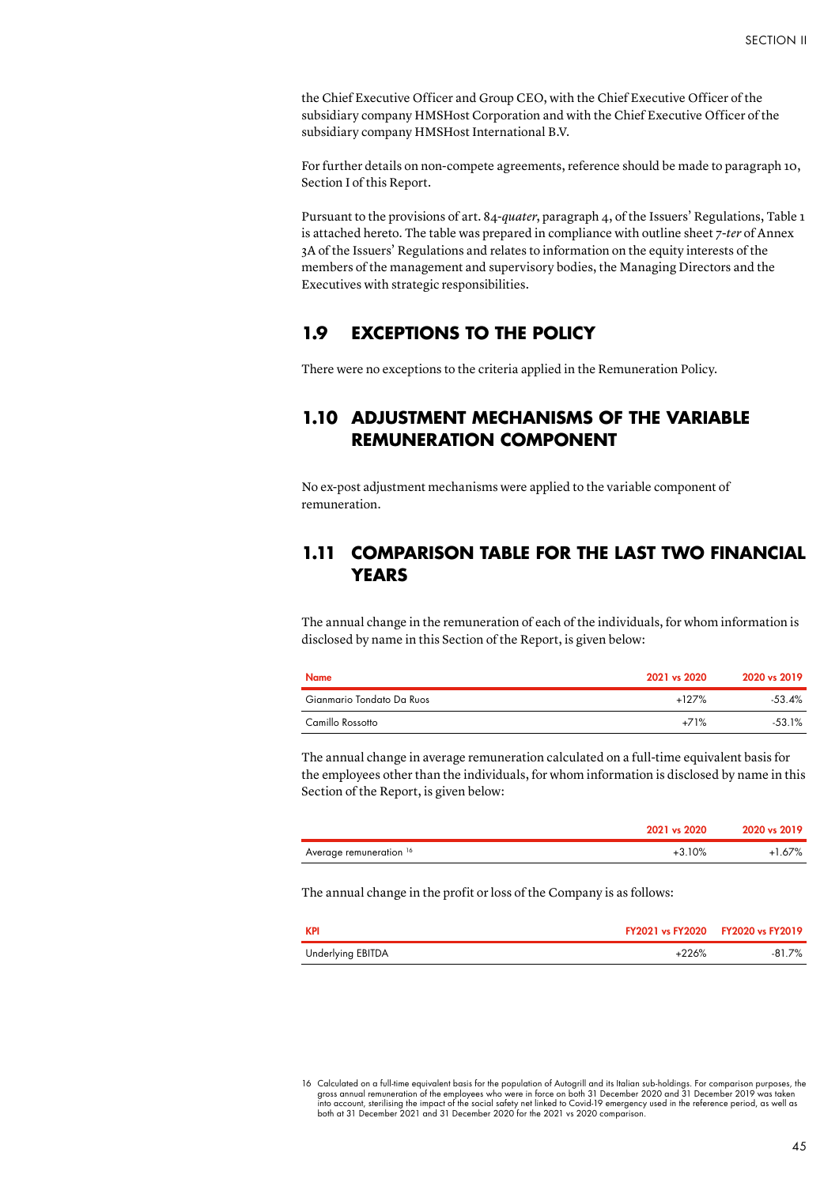the Chief Executive Officer and Group CEO, with the Chief Executive Officer of the subsidiary company HMSHost Corporation and with the Chief Executive Officer of the subsidiary company HMSHost International B.V.

For further details on non-compete agreements, reference should be made to paragraph 10, Section I of this Report.

Pursuant to the provisions of art. 84-*quater*, paragraph 4, of the Issuers' Regulations, Table 1 is attached hereto. The table was prepared in compliance with outline sheet 7-*ter* of Annex 3A of the Issuers' Regulations and relates to information on the equity interests of the members of the management and supervisory bodies, the Managing Directors and the Executives with strategic responsibilities.

## 1.9 EXCEPTIONS TO THE POLICY

There were no exceptions to the criteria applied in the Remuneration Policy.

## 1.10 ADJUSTMENT MECHANISMS OF THE VARIABLE REMUNERATION COMPONENT

No ex-post adjustment mechanisms were applied to the variable component of remuneration.

## 1.11 COMPARISON TABLE FOR THE LAST TWO FINANCIAL YEARS

The annual change in the remuneration of each of the individuals, for whom information is disclosed by name in this Section of the Report, is given below:

| Name | 2021 vs 2020 | 2020 vs 2019 |
|---|---|---|
| Gianmario Tondato Da Ruos | +127% | -53.4% |
| Camillo Rossotto | +71% | -53.1% |

The annual change in average remuneration calculated on a full-time equivalent basis for the employees other than the individuals, for whom information is disclosed by name in this Section of the Report, is given below:

| | 2021 vs 2020 | 2020 vs 2019 |
|---|---|---|
| Average remuneration [16] | +3.10% | +1.67% |

The annual change in the profit or loss of the Company is as follows:

| KPI | FY2021 vs FY2020 | FY2020 vs FY2019 |
|---|---|---|
| Underlying EBITDA | +226% | -81.7% |

16 Calculated on a full-time equivalent basis for the population of Autogrill and its Italian sub-holdings. For comparison purposes, the gross annual remuneration of the employees who were in force on both 31 December 2020 and 31 December 2019 was taken into account, sterilising the impact of the social safety net linked to Covid-19 emergency used in the reference period, as well as both at 31 December 2021 and 31 December 2020 for the 2021 vs 2020 comparison.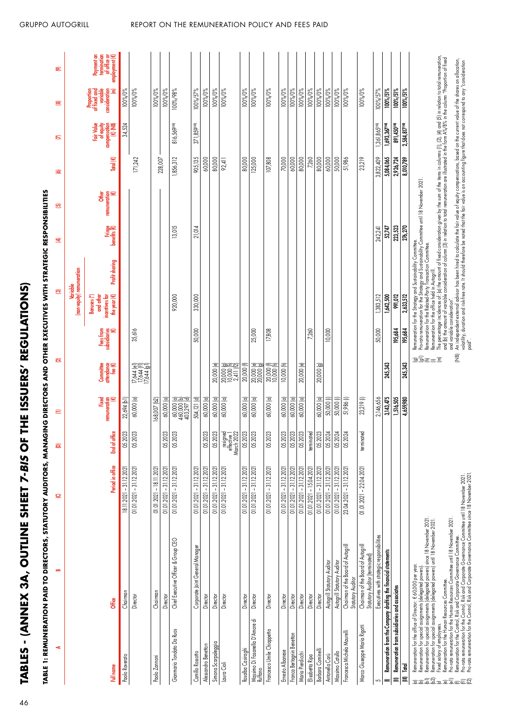# TABLES - (ANNEX 3A, OUTLINE SHEET 7-*BIS* OF THE ISSUERS' REGULATIONS)

**TABLE 1: REMUNERATION PAID TO DIRECTORS, STATUTORY AUDITORS, MANAGING DIRECTORS AND OTHER EXECUTIVES WITH STRATEGIC RESPONSIBILITIES**

| A | B | C | D | (1) | (2) | | (3) | | (4) | (5) | (6) | (7) | (8) | (9) |
|---|---|---|---|---|---|---|---|---|---|---|---|---|---|---|
| | | | | | | | Variable (non-equity) remuneration | | | | | | | |
| Full name | Office | Period in office | End of office | Fixed remuneration (€) | Committee attendance fee (€) | Fees from subsidiaries (€) | Bonuses (\*) and other incentives for the year (€) | Profit sharing | Fringe benefits (€) | Other remuneration (€) | Total (€) | Fair Value of equity compensation (€) (NB) | Proportion of fixed and variable consideration (m) | Payment on termination of office or employment (€) |
| Paolo Roverato | Chairman | 18.11.2021 - 31.12.2021 | 05.2023 | 22,694 (b1) | | | | | | | | 34,524 | 100%/0% | |
| | Director | 01.01.2021 - 31.12.2021 | 05.2023 | 60,000 (a) | 17,644 (e1) 17,644 (f1) 17,644 (g1) | 35,616 | | | | | 171,242 | | 100%/0% | |
| Paolo Zannoni | Chairman | 01.01.2021 - 18.11.2021 | | 168,007 (b2) | | | | | | | 228,007 | | 100%/0% | |
| | Director | 01.01.2021 - 31.12.2021 | 05.2023 | 60,000 (a) | | | | | | | | | 100%/0% | |
| Gianmario Tondato Da Ruos | Chief Executive Officer & Group CEO | 01.01.2021 - 31.12.2021 | 05.2023 | 60,000 (a) 460,000 (b) 403,297 (d) | | | 920,000 | | 13,015 | | 1,856,312 | 816,569(NB) | 100%/98% | |
| Camillo Rossotto | Corporate Joint General Manager | 01.01.2021 - 31.12.2021 | | 504,121 (d) | | 50,000 | 330,000 | | 21,014 | | 905,135 | 371,859(NB) | 100%/57% | |
| Alessandro Benetton | Director | 01.01.2021 - 31.12.2021 | 05.2023 | 60,000 (a) | | | | | | | 60,000 | | 100%/0% | |
| Simona Scarpaleggia | Director | 01.01.2021 - 31.12.2021 | 05.2023 | 60,000 (a) | 20,000 (e) | | | | | | 80,000 | | 100%/0% | |
| Laura Cioli | Director | 01.01.2021 - 31.12.2021 | resigned effective 1 March 2022 | 60,000 (a) | 20,000 (g) 10,000 (h) 2,411 (f2) | | | | | | 92,411 | | 100%/0% | |
| Rosalba Casiraghi | Director | 01.01.2021 - 31.12.2021 | 05.2023 | 60,000 (a) | 20,000 (f) | | | | | | 80,000 | | 100%/0% | |
| Massimo Di Fasanella D'Amore di Ruffano | Director | 01.01.2021 - 31.12.2021 | 05.2023 | 60,000 (a) | 20,000 (e) 20,000 (g) | 25,000 | | | | | 125,000 | | 100%/0% | |
| Francesco Umile Chiappetta | Director | 01.01.2021 - 31.12.2021 | 05.2023 | 60,000 (a) | 20,000 (f) 10,000 (h) | 17,808 | | | | | 107,808 | | 100%/0% | |
| Ernesto Albanese | Director | 01.01.2021 - 31.12.2021 | 05.2023 | 60,000 (a) | 10,000 (h) | | | | | | 70,000 | | 100%/0% | |
| Franca Bertagnin Benetton | Director | 01.01.2021 - 31.12.2021 | 05.2023 | 60,000 (a) | | | | | | | 60,000 | | 100%/0% | |
| Maria Pierdicchi | Director | 01.01.2021 - 31.12.2021 | 05.2023 | 60,000 (a) | 20,000 (e) | | | | | | 80,000 | | 100%/0% | |
| Elisabetta Ripa | Director | 01.01.2021 - 15.04.2021 | terminated | | | 7,260 | | | | | 7,260 | | 100%/0% | |
| Barbara Cominelli | Director | 01.01.2021 - 31.12.2021 | 05.2023 | 60,000 (a) | 20,000 (g) | | | | | | 80,000 | | 100%/0% | |
| Antonella Carù | Autogrill Statutory Auditor | 01.01.2021 - 31.12.2021 | 05.2024 | 50,000 (i) | | 10,000 | | | | | 60,000 | | 100%/0% | |
| Massimo Catullo | Autogrill Statutory Auditor | 01.01.2021 - 31.12.2021 | 05.2024 | 50,000 (i) | | | | | | | 50,000 | | 100%/0% | |
| Francesca Michela Maurelli | Chairman of the Board of Autogrill Statutory Auditor | 23.04.2021 - 31.12.2021 | 05.2024 | 51,986 (i) | | | | | | | 51,986 | | 100%/0% | |
| Marco Giuseppe Maria Rigotti | Chairman of the Board of Autogrill Statutory Auditor (terminated) | 01.01.2021 - 22.04.2021 | terminated | 23,219 (i) | | | | | | | 23,219 | | 100%/0% | |
| 5 | Executives with strategic responsibilities | | | 2,146,656 | | 50,000 | 1,383,512 | | 242,241 | | 3,822,409 | 1,361,865(NB) | 100%/57% | |
| **(I) Remuneration from the Company drafting the financial statements** | | | | **3,143,475** | **245,343** | | **1,642,500** | | **52,747** | | **5,084,065** | **1,693,367(NB)** | **100%/51%** | |
| **(II) Remuneration from subsidiaries and associates** | | | | **1,516,505** | | **195,684** | **991,012** | | **223,523** | | **2,926,724** | **891,450(NB)** | **100%/51%** | |
| **(III) Total** | | | | **4,659,980** | **245,343** | **195,684** | **2,633,512** | | **276,270** | | **8,010,789** | **2,584,817(NB)** | **100%/51%** | |

(a) Remuneration for the office of Director: € 60,000 per year.
(b) Remuneration for special assignments (delegated powers).
(b1) Remuneration for special assignments (delegated powers) since 18 November 2021.
(b2) Remuneration for special assignments (delegated powers) until 18 November 2021.
(d) Fixed salary of employees.
(e) Remuneration for the Human Resources Committee.
(e1) Pro-rata remuneration for the Human Resources Committee until 18 November 2021.
(f) Remuneration for the Control, Risk and Corporate Governance Committee.
(f1) Pro-rata remuneration for the Control, Risk and Corporate Governance Committee until 18 November 2021.
(f2) Pro-rata remuneration for the Control, Risk and Corporate Governance Committee since 18 November 2021.
(g) Remuneration for the Strategy and Sustainability Committee.
(g1) Pro-rata remuneration for the Strategy and Sustainability Committee until 18 November 2021.
(h) Remuneration for the Related Party Transaction Committee.
(i) Remuneration for the office held in Autogrill.
(m) The percentage incidences of: (a) the amount of fixed consideration given by the sum of the items in columns (1), (2), (4) and (5) in relation to total remuneration, and (b) the amount of variable consideration of column (3) in relation to total remuneration are illustrated in the form A%/B% in the column "Proportion of fixed and variable consideration".
(NB) An independent external advisor has been hired to calculate the fair value of equity compensations, based on the current value of the shares on allocation, volatility, duration and risk-free rate. It should therefore be noted that the fair value is an accounting figure that does not correspond to any "consideration paid".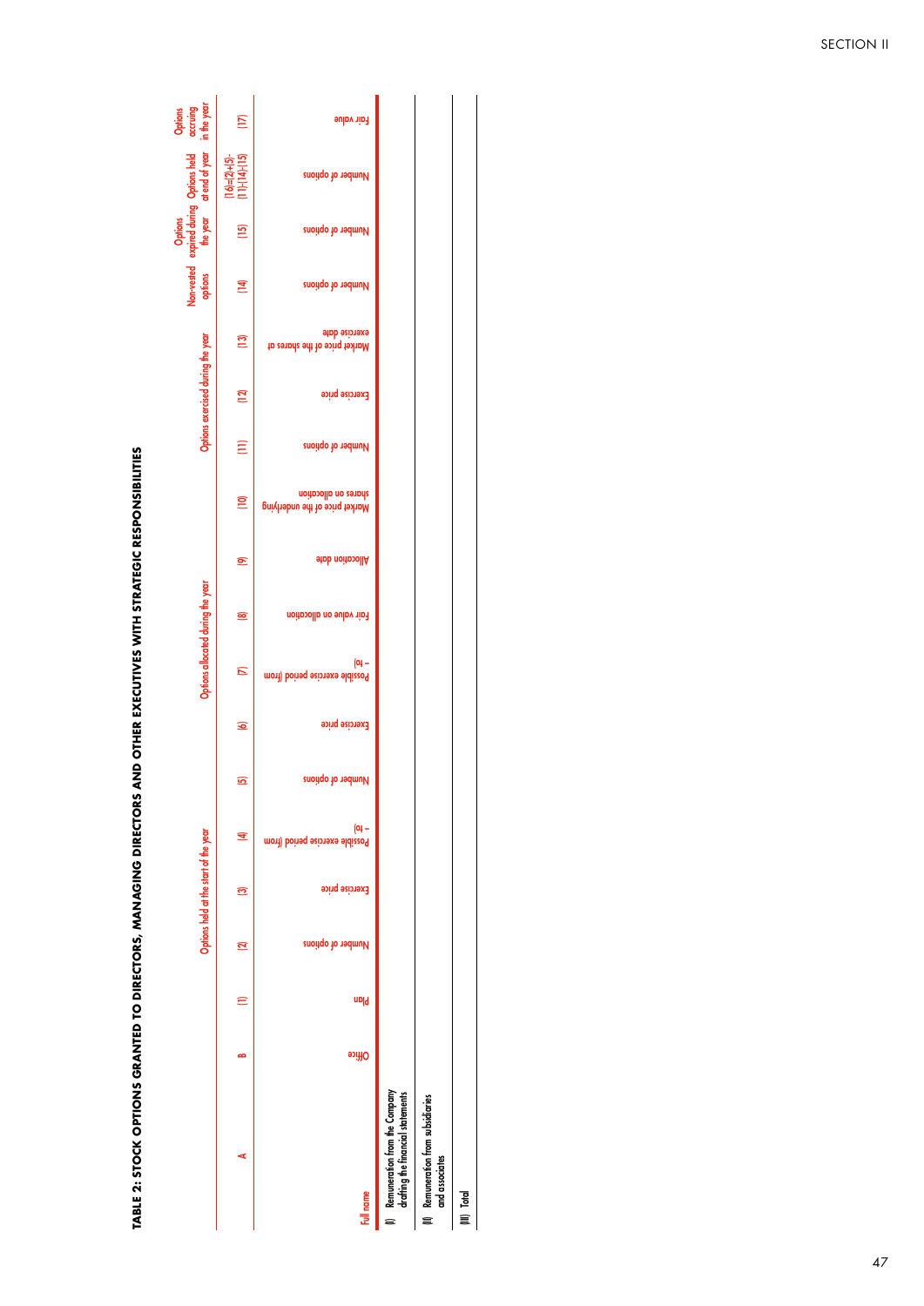SECTION II

**TABLE 2: STOCK OPTIONS GRANTED TO DIRECTORS, MANAGING DIRECTORS AND OTHER EXECUTIVES WITH STRATEGIC RESPONSIBILITIES**

| A | B | (1) | Options held at the start of the year | | | Options allocated during the year | | | | | | Options exercised during the year | | | Non-vested options | Options expired during the year | Options held at end of year | Options accruing in the year |
|---|---|---|---|---|---|---|---|---|---|---|---|---|---|---|---|---|---|---|
| | | | (2) | (3) | (4) | (5) | (6) | (7) | (8) | (9) | (10) | (11) | (12) | (13) | (14) | (15) | (16)=(2)+(5)-(11)-(14)-(15) | (17) |
| Full name | Office | Plan | Number of options | Exercise price | Possible exercise period (from – to) | Number of options | Exercise price | Possible exercise period (from – to) | Fair value on allocation | Allocation date | Market price of the underlying shares on allocation | Number of options | Exercise price | Market price of the shares at exercise date | Number of options | Number of options | Number of options | Fair value |
| (I) Remuneration from the Company drafting the financial statements | | | | | | | | | | | | | | | | | | |
| (II) Remuneration from subsidiaries and associates | | | | | | | | | | | | | | | | | | |
| (III) Total | | | | | | | | | | | | | | | | | | |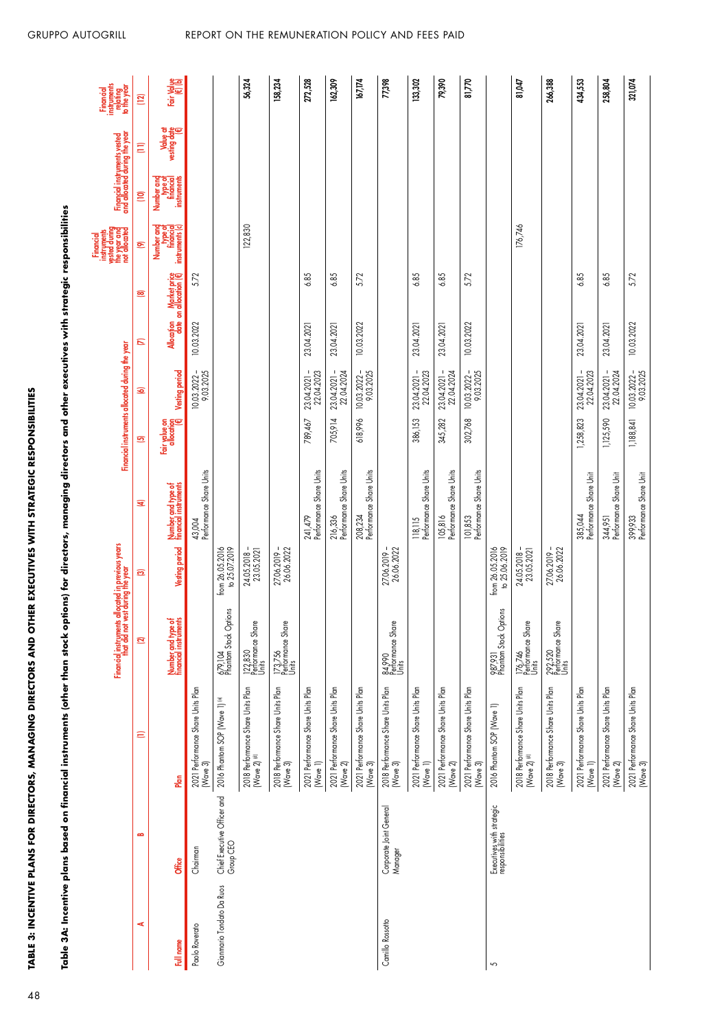## TABLE 3: INCENTIVE PLANS FOR DIRECTORS, MANAGING DIRECTORS AND OTHER EXECUTIVES WITH STRATEGIC RESPONSIBILITIES

### Table 3A: Incentive plans based on financial instruments (other than stock options) for directors, managing directors and other executives with strategic responsibilities

| A | B | (1) | Financial instruments allocated in previous years that did not vest during the year | | Financial instruments allocated during the year | | | | | Financial instruments vested during the year and not allocated | Financial instruments vested and allocated during the year | | Financial instruments relating to the year |
|---|---|---|---|---|---|---|---|---|---|---|---|---|---|
| | | | (2) | (3) | (4) | (5) | (6) | (7) | (8) | (9) | (10) | (11) | (12) |
| Full name | Office | Plan | Number and type of financial instruments | Vesting period | Number and type of financial instruments | Fair value on allocation (€) | Vesting period | Allocation date | Market price on allocation (€) | Number and type of financial instruments (c) | Number and type of financial instruments | Value at vesting date (€) | Fair Value (€) (b) |
| Paolo Roverato | Chairman | 2021 Performance Share Units Plan (Wave 3) | | | 43,004 Performance Share Units | | 10.03.2022 – 9.03.2025 | 10.03.2022 | 5.72 | | | | |
| Gianmario Tondato Da Ruos | Chief Executive Officer and Group CEO | 2016 Phantom SOP (Wave 1) (d) | 679,104 Phantom Stock Options | from 26.05.2016 to 25.07.2019 | | | | | | | | | |
| | | 2018 Performance Share Units Plan (Wave 2) (e) | 122,830 Performance Share Units | 24.05.2018 – 23.05.2021 | | | | | | 122,830 | | | 56,324 |
| | | 2018 Performance Share Units Plan (Wave 3) | 173,756 Performance Share Units | 27.06.2019 – 26.06.2022 | | | | | | | | | 158,234 |
| | | 2021 Performance Share Units Plan (Wave 1) | | | 241,479 Performance Share Units | 789,467 | 23.04.2021 – 22.04.2023 | 23.04.2021 | 6.85 | | | | 272,528 |
| | | 2021 Performance Share Units Plan (Wave 2) | | | 216,336 Performance Share Units | 705,914 | 23.04.2021 – 22.04.2024 | 23.04.2021 | 6.85 | | | | 162,309 |
| | | 2021 Performance Share Units Plan (Wave 3) | | | 208,234 Performance Share Units | 618,996 | 10.03.2022 – 9.03.2025 | 10.03.2022 | 5.72 | | | | 167,174 |
| Camillo Rossotto | Corporate Joint General Manager | 2018 Performance Share Units Plan (Wave 3) | 84,990 Performance Share Units | 27.06.2019 – 26.06.2022 | | | | | | | | | 77,398 |
| | | 2021 Performance Share Units Plan (Wave 1) | | | 118,115 Performance Share Units | 386,153 | 23.04.2021 – 22.04.2023 | 23.04.2021 | 6.85 | | | | 133,302 |
| | | 2021 Performance Share Units Plan (Wave 2) | | | 105,816 Performance Share Units | 345,282 | 23.04.2021 – 22.04.2024 | 23.04.2021 | 6.85 | | | | 79,390 |
| | | 2021 Performance Share Units Plan (Wave 3) | | | 101,853 Performance Share Units | 302,768 | 10.03.2022 – 9.03.2025 | 10.03.2022 | 5.72 | | | | 81,770 |
| 5 | Executives with strategic responsibilities | 2016 Phantom SOP (Wave 1) | 987,931 Phantom Stock Options | from 26.05.2016 to 25.06.2019 | | | | | | | | | |
| | | 2018 Performance Share Units Plan (Wave 2) (e) | 176,746 Performance Share Units | 24.05.2018 – 23.05.2021 | | | | | | 176,746 | | | 81,047 |
| | | 2018 Performance Share Units Plan (Wave 3) | 292,520 Performance Share Units | 27.06.2019 – 26.06.2022 | | | | | | | | | 266,388 |
| | | 2021 Performance Share Units Plan (Wave 1) | | | 385,044 Performance Share Unit | 1,258,823 | 23.04.2021 – 22.04.2023 | 23.04.2021 | 6.85 | | | | 434,553 |
| | | 2021 Performance Share Units Plan (Wave 2) | | | 344,951 Performance Share Unit | 1,125,590 | 23.04.2021 – 22.04.2024 | 23.04.2021 | 6.85 | | | | 258,804 |
| | | 2021 Performance Share Units Plan (Wave 3) | | | 399,933 Performance Share Unit | 1,188,841 | 10.03.2022 – 9.03.2025 | 10.03.2022 | 5.72 | | | | 321,074 |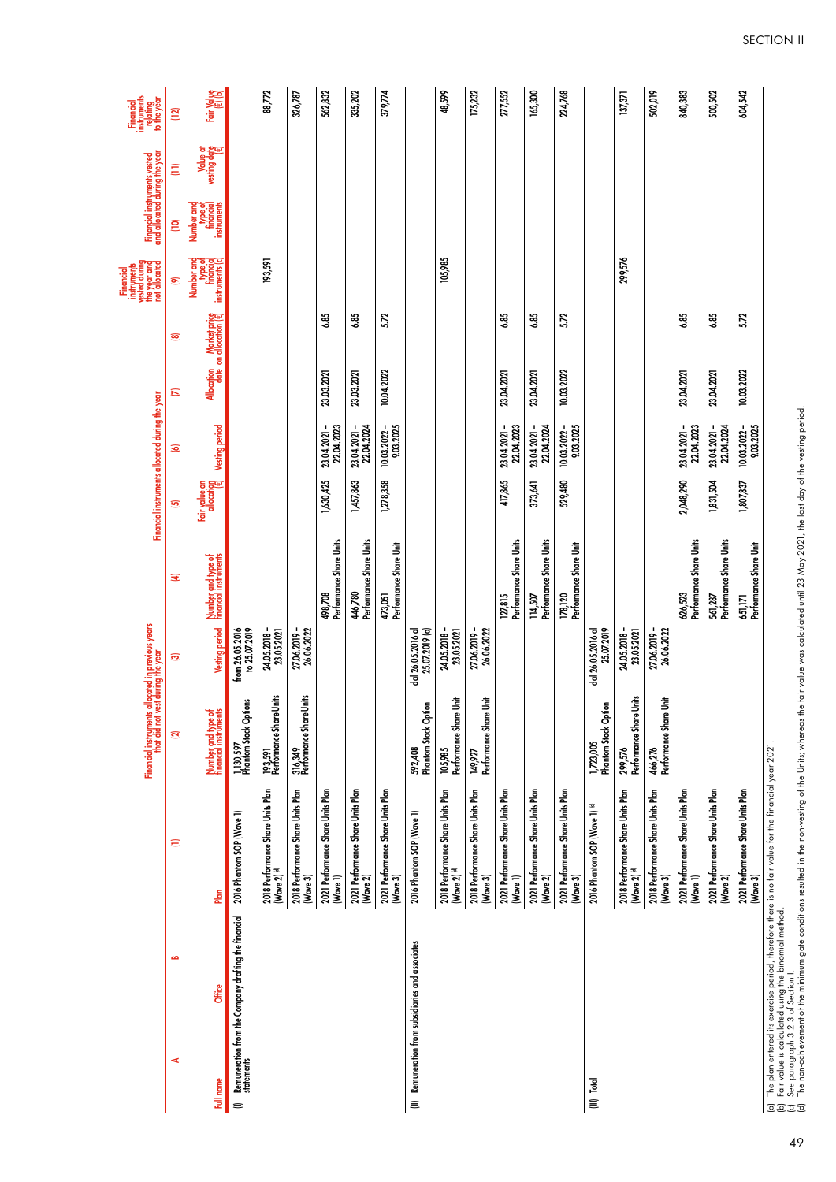SECTION II

| A | B | (1) | Financial instruments allocated in previous years that did not vest during the year | | Financial instruments allocated during the year | | | | | Financial instruments vested during the year and not allocated | Financial instruments vested and allocated during the year | | Financial instruments relating to the year |
|---|---|---|---|---|---|---|---|---|---|---|---|---|---|
| | | | (2) | (3) | (4) | (5) | (6) | (7) | (8) | (9) | (10) | (11) | (12) |
| Full name | Office | Plan | Number and type of financial instruments | Vesting period | Number and type of financial instruments | Fair value on allocation (€) | Vesting period | Allocation date | Market price on allocation (€) | Number and type of financial instruments (c) | Number and type of financial instruments | Value at vesting date (€) | Fair Value (€) (b) |
| (I) Remuneration from the Company drafting the financial statements | | 2016 Phantom SOP (Wave 1) | 1,130,597 Phantom Stock Options | from 26.05.2016 to 25.07.2019 | | | | | | | | | |
| | | 2018 Performance Share Units Plan (Wave 2) (d) | 193,591 Performance Share Units | 24.05.2018 – 23.05.2021 | | | | | | 193,591 | | | 88,772 |
| | | 2018 Performance Share Units Plan (Wave 3) | 316,349 Performance Share Units | 27.06.2019 – 26.06.2022 | | | | | | | | | 326,787 |
| | | 2021 Performance Share Units Plan (Wave 1) | | | 498,708 Performance Share Units | 1,630,425 | 23.04.2021 – 22.04.2023 | 23.03.2021 | 6.85 | | | | 562,832 |
| | | 2021 Performance Share Units Plan (Wave 2) | | | 446,780 Performance Share Units | 1,457,863 | 23.04.2021 – 22.04.2024 | 23.03.2021 | 6.85 | | | | 335,202 |
| | | 2021 Performance Share Units Plan (Wave 3) | | | 473,051 Performance Share Unit | 1,278,358 | 10.03.2022 – 9.03.2025 | 10.04.2022 | 5.72 | | | | 379,774 |
| (II) Remuneration from subsidiaries and associates | | 2016 Phantom SOP (Wave 1) | 592,408 Phantom Stock Option | dal 26.05.2016 al 25.07.2019 (a) | | | | | | | | | |
| | | 2018 Performance Share Units Plan (Wave 2) (d) | 105,985 Performance Share Unit | 24.05.2018 – 23.05.2021 | | | | | | 105,985 | | | 48,599 |
| | | 2018 Performance Share Units Plan (Wave 3) | 149,927 Performance Share Unit | 27.06.2019 – 26.06.2022 | | | | | | | | | 175,232 |
| | | 2021 Performance Share Units Plan (Wave 1) | | | 127,815 Performance Share Units | 417,865 | 23.04.2021 – 22.04.2023 | 23.04.2021 | 6.85 | | | | 277,552 |
| | | 2021 Performance Share Units Plan (Wave 2) | | | 114,507 Performance Share Units | 373,641 | 23.04.2021 – 22.04.2024 | 23.04.2021 | 6.85 | | | | 165,300 |
| | | 2021 Performance Share Units Plan (Wave 3) | | | 178,120 Performance Share Unit | 529,480 | 10.03.2022 – 9.03.2025 | 10.03.2022 | 5.72 | | | | 224,768 |
| (III) Total | | 2016 Phantom SOP (Wave 1) (a) | 1,723,005 Phantom Stock Option | dal 26.05.2016 al 25.07.2019 | | | | | | | | | |
| | | 2018 Performance Share Units Plan (Wave 2) (d) | 299,576 Performance Share Units | 24.05.2018 – 23.05.2021 | | | | | | 299,576 | | | 137,371 |
| | | 2018 Performance Share Units Plan (Wave 3) | 466,276 Performance Share Unit | 27.06.2019 – 26.06.2022 | | | | | | | | | 502,019 |
| | | 2021 Performance Share Units Plan (Wave 1) | | | 626,523 Performance Share Units | 2,048,290 | 23.04.2021 – 22.04.2023 | 23.04.2021 | 6.85 | | | | 840,383 |
| | | 2021 Performance Share Units Plan (Wave 2) | | | 561,287 Performance Share Units | 1,831,504 | 23.04.2021 – 22.04.2024 | 23.04.2021 | 6.85 | | | | 500,502 |
| | | 2021 Performance Share Units Plan (Wave 3) | | | 651,171 Performance Share Unit | 1,807,837 | 10.03.2022 – 9.03.2025 | 10.03.2022 | 5.72 | | | | 604,542 |

(a) The plan entered its exercise period, therefore there is no fair value for the financial year 2021.
(b) Fair value is calculated using the binomial method.
(c) See paragraph 3.2.3 of Section I.
(d) The non-achievement of the minimum gate conditions resulted in the non-vesting of the Units, whereas the fair value was calculated until 23 May 2021, the last day of the vesting period.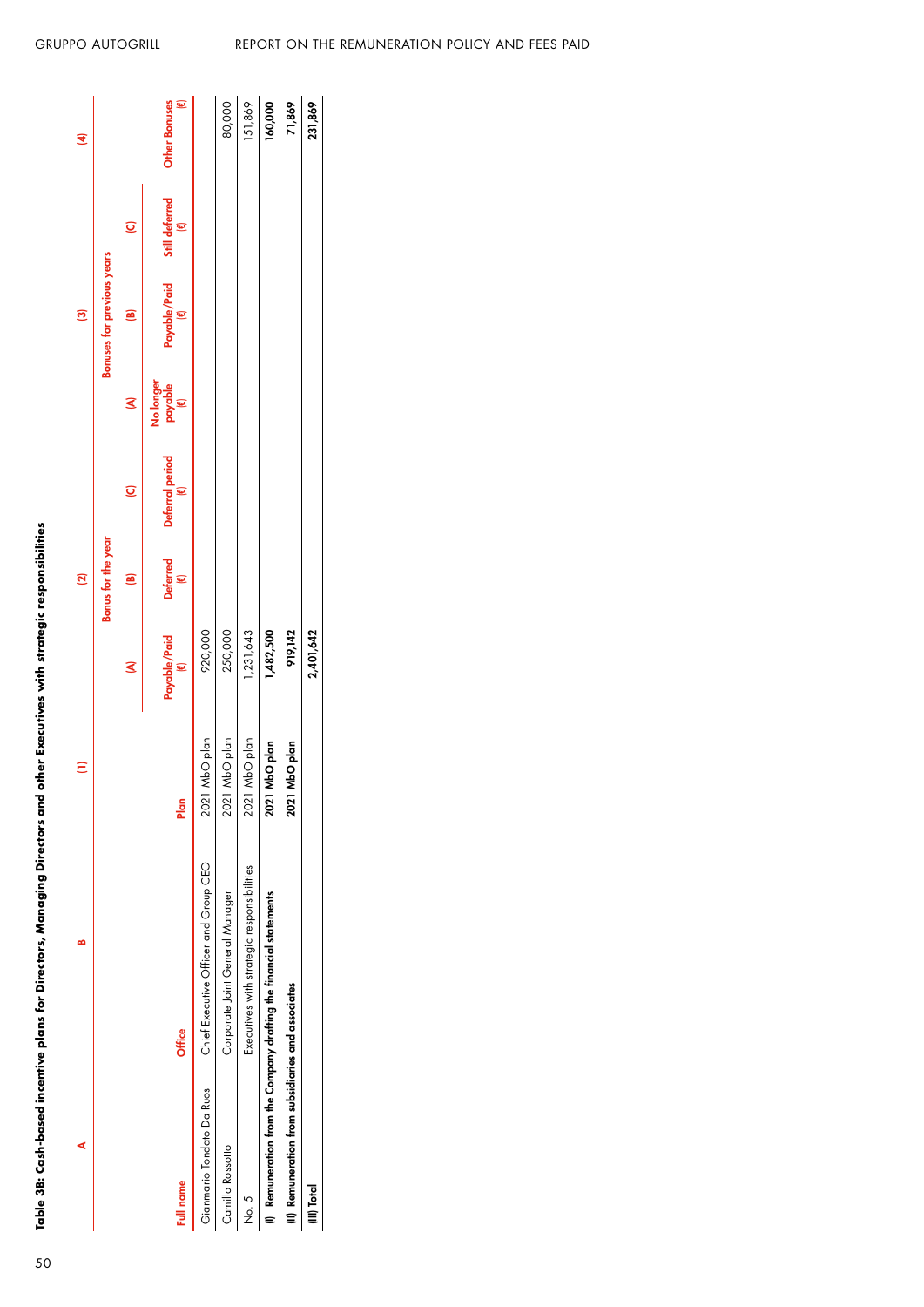**Table 3B: Cash-based incentive plans for Directors, Managing Directors and other Executives with strategic responsibilities**

| A | B | (1) | (2) | | | (3) | | | (4) |
|---|---|---|---|---|---|---|---|---|---|
| | | | Bonus for the year | | | Bonuses for previous years | | | |
| | | | (A) | (B) | (C) | (A) | (B) | (C) | |
| Full name | Office | Plan | Payable/Paid (€) | Deferred (€) | Deferral period (€) | No longer payable (€) | Payable/Paid (€) | Still deferred (€) | Other Bonuses (€) |
| Gianmario Tondato Da Ruos | Chief Executive Officer and Group CEO | 2021 MbO plan | 920,000 | | | | | | |
| Camillo Rossotto | Corporate Joint General Manager | 2021 MbO plan | 250,000 | | | | | | 80,000 |
| No. 5 | Executives with strategic responsibilities | 2021 MbO plan | 1,231,643 | | | | | | 151,869 |
| **(I) Remuneration from the Company drafting the financial statements** | | **2021 MbO plan** | **1,482,500** | | | | | | **160,000** |
| **(II) Remuneration from subsidiaries and associates** | | **2021 MbO plan** | **919,142** | | | | | | **71,869** |
| **(III) Total** | | | **2,401,642** | | | | | | **231,869** |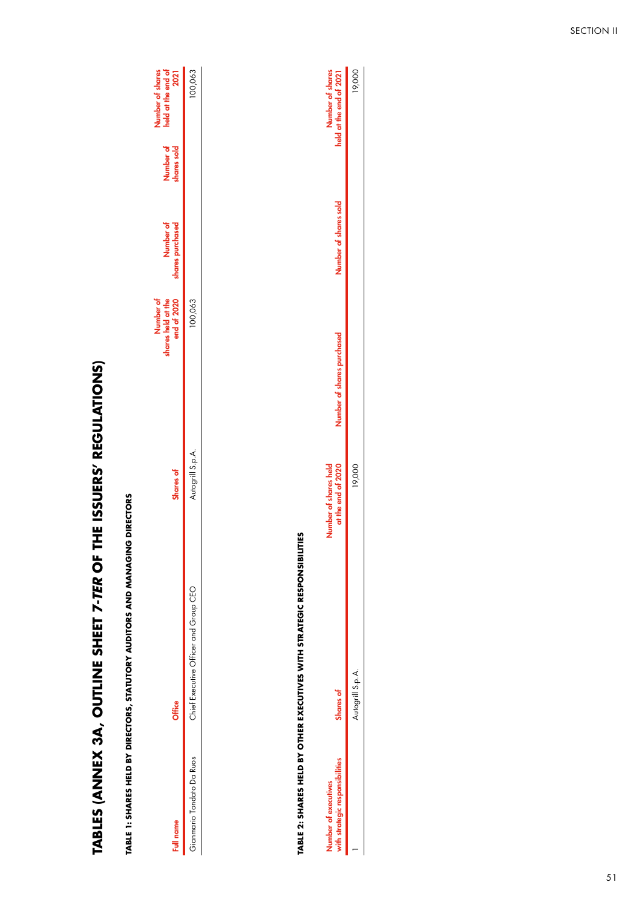# TABLES (ANNEX 3A, OUTLINE SHEET 7-*TER* OF THE ISSUERS' REGULATIONS)

## TABLE 1: SHARES HELD BY DIRECTORS, STATUTORY AUDITORS AND MANAGING DIRECTORS

| Full name | Office | Shares of | Number of shares held at the end of 2020 | Number of shares purchased | Number of shares sold | Number of shares held at the end of 2021 |
|---|---|---|---|---|---|---|
| Gianmario Tondato Da Ruos | Chief Executive Officer and Group CEO | Autogrill S.p.A. | 100,063 | | | 100,063 |

## TABLE 2: SHARES HELD BY OTHER EXECUTIVES WITH STRATEGIC RESPONSIBILITIES

| Number of executives with strategic responsibilities | Shares of | Number of shares held at the end of 2020 | Number of shares purchased | Number of shares sold | Number of shares held at the end of 2021 |
|---|---|---|---|---|---|
| 1 | Autogrill S.p.A. | 19,000 | | | 19,000 |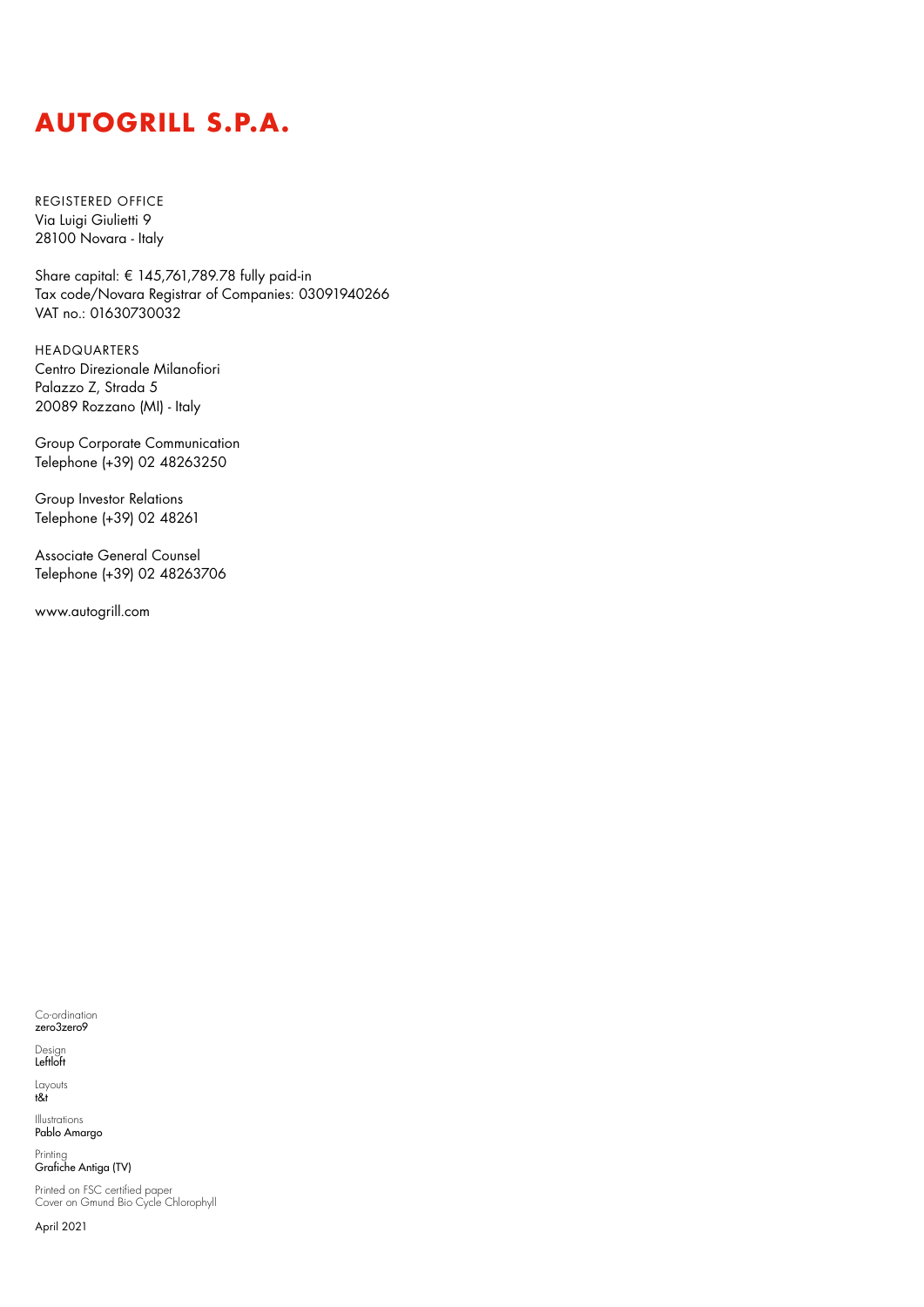# AUTOGRILL S.P.A.

REGISTERED OFFICE
Via Luigi Giulietti 9
28100 Novara - Italy

Share capital: € 145,761,789.78 fully paid-in
Tax code/Novara Registrar of Companies: 03091940266
VAT no.: 01630730032

HEADQUARTERS
Centro Direzionale Milanofiori
Palazzo Z, Strada 5
20089 Rozzano (MI) - Italy

Group Corporate Communication
Telephone (+39) 02 48263250

Group Investor Relations
Telephone (+39) 02 48261

Associate General Counsel
Telephone (+39) 02 48263706

www.autogrill.com

Co-ordination
zero3zero9

Design
Leftloft

Layouts
t&t

Illustrations
Pablo Amargo

Printing
Grafiche Antiga (TV)

Printed on FSC certified paper
Cover on Gmund Bio Cycle Chlorophyll

April 2021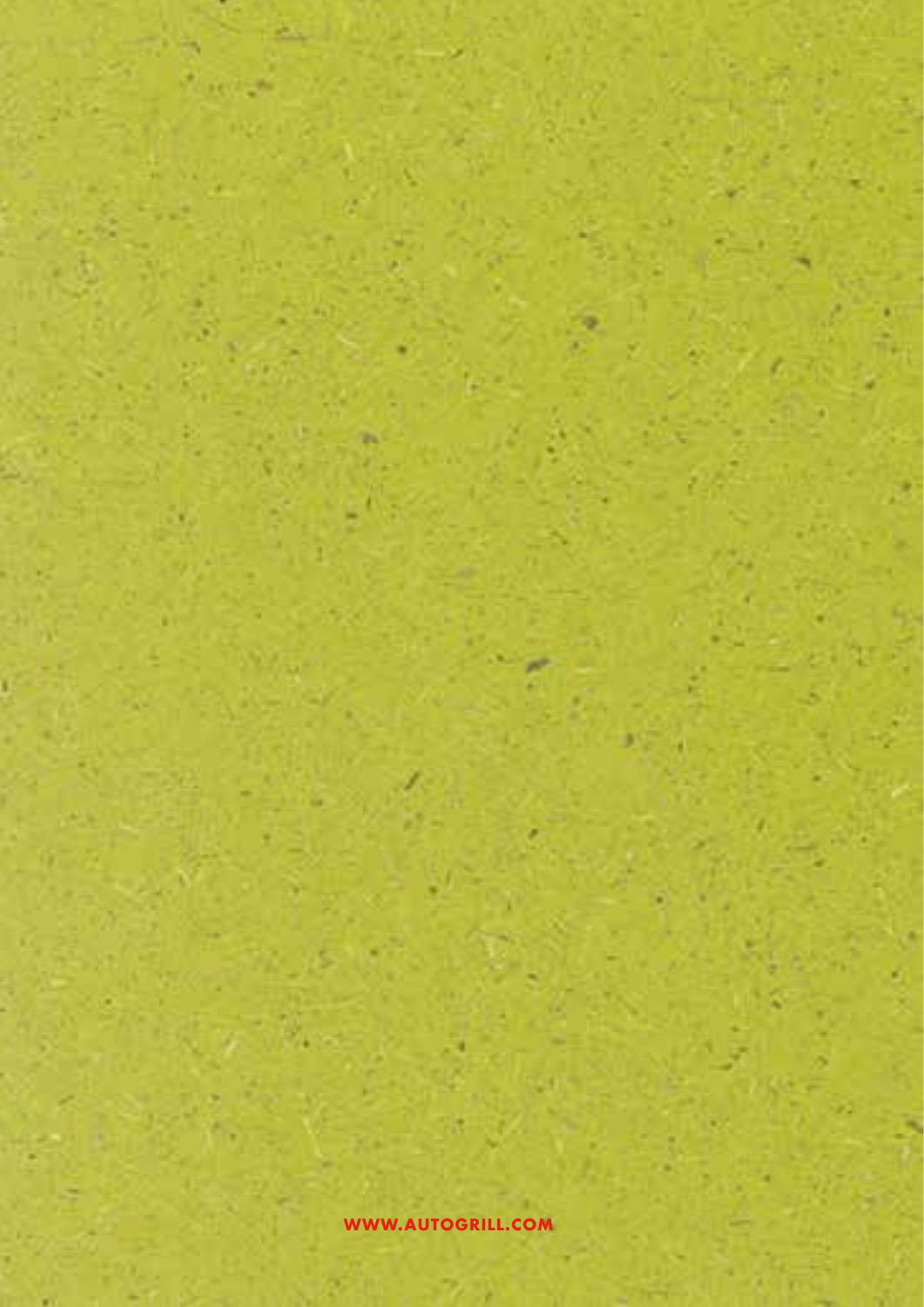WWW.AUTOGRILL.COM